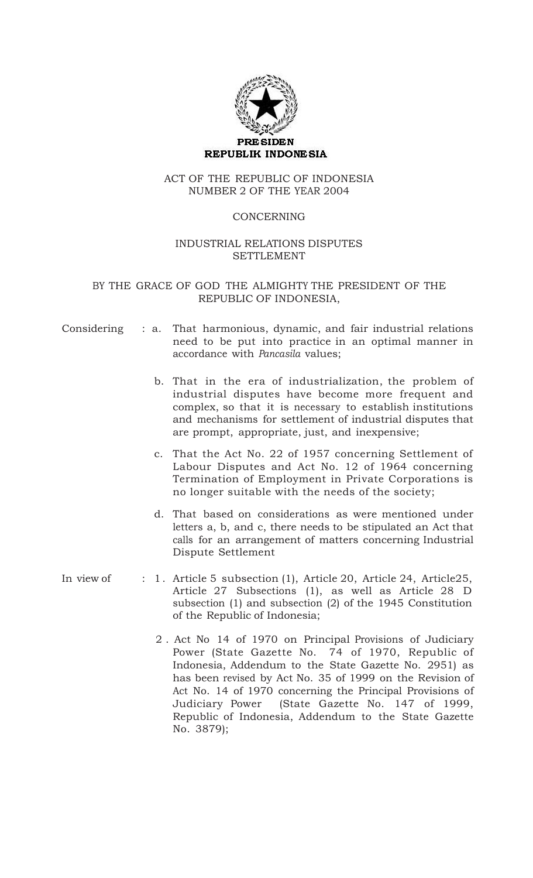**PRESIDEN**
**REPUBLIK INDONESIA**

# ACT OF THE REPUBLIC OF INDONESIA NUMBER 2 OF THE YEAR 2004

## CONCERNING

## INDUSTRIAL RELATIONS DISPUTES SETTLEMENT

BY THE GRACE OF GOD THE ALMIGHTY THE PRESIDENT OF THE REPUBLIC OF INDONESIA,

Considering :

a. That harmonious, dynamic, and fair industrial relations need to be put into practice in an optimal manner in accordance with *Pancasila* values;

b. That in the era of industrialization, the problem of industrial disputes have become more frequent and complex, so that it is necessary to establish institutions and mechanisms for settlement of industrial disputes that are prompt, appropriate, just, and inexpensive;

c. That the Act No. 22 of 1957 concerning Settlement of Labour Disputes and Act No. 12 of 1964 concerning Termination of Employment in Private Corporations is no longer suitable with the needs of the society;

d. That based on considerations as were mentioned under letters a, b, and c, there needs to be stipulated an Act that calls for an arrangement of matters concerning Industrial Dispute Settlement

In view of :

1. Article 5 subsection (1), Article 20, Article 24, Article25, Article 27 Subsections (1), as well as Article 28 D subsection (1) and subsection (2) of the 1945 Constitution of the Republic of Indonesia;

2. Act No 14 of 1970 on Principal Provisions of Judiciary Power (State Gazette No. 74 of 1970, Republic of Indonesia, Addendum to the State Gazette No. 2951) as has been revised by Act No. 35 of 1999 on the Revision of Act No. 14 of 1970 concerning the Principal Provisions of Judiciary Power (State Gazette No. 147 of 1999, Republic of Indonesia, Addendum to the State Gazette No. 3879);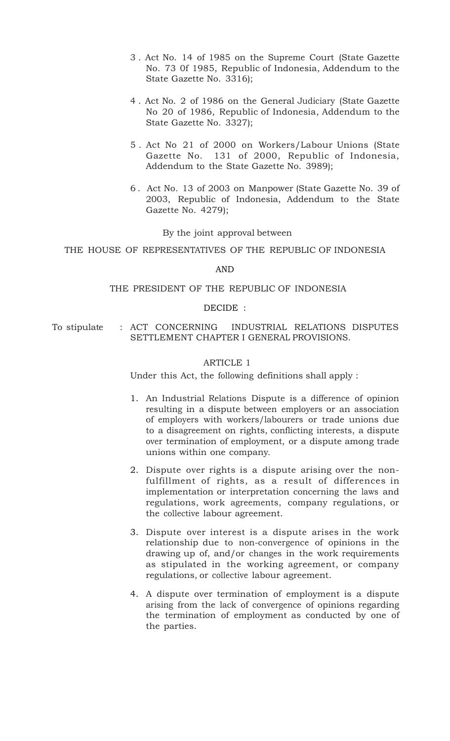3. Act No. 14 of 1985 on the Supreme Court (State Gazette No. 73 0f 1985, Republic of Indonesia, Addendum to the State Gazette No. 3316);

4. Act No. 2 of 1986 on the General Judiciary (State Gazette No 20 of 1986, Republic of Indonesia, Addendum to the State Gazette No. 3327);

5. Act No 21 of 2000 on Workers/Labour Unions (State Gazette No. 131 of 2000, Republic of Indonesia, Addendum to the State Gazette No. 3989);

6. Act No. 13 of 2003 on Manpower (State Gazette No. 39 of 2003, Republic of Indonesia, Addendum to the State Gazette No. 4279);

By the joint approval between

THE HOUSE OF REPRESENTATIVES OF THE REPUBLIC OF INDONESIA

AND

THE PRESIDENT OF THE REPUBLIC OF INDONESIA

DECIDE :

To stipulate : ACT CONCERNING INDUSTRIAL RELATIONS DISPUTES SETTLEMENT CHAPTER I GENERAL PROVISIONS.

ARTICLE 1

Under this Act, the following definitions shall apply :

1. An Industrial Relations Dispute is a difference of opinion resulting in a dispute between employers or an association of employers with workers/labourers or trade unions due to a disagreement on rights, conflicting interests, a dispute over termination of employment, or a dispute among trade unions within one company.

2. Dispute over rights is a dispute arising over the non-fulfillment of rights, as a result of differences in implementation or interpretation concerning the laws and regulations, work agreements, company regulations, or the collective labour agreement.

3. Dispute over interest is a dispute arises in the work relationship due to non-convergence of opinions in the drawing up of, and/or changes in the work requirements as stipulated in the working agreement, or company regulations, or collective labour agreement.

4. A dispute over termination of employment is a dispute arising from the lack of convergence of opinions regarding the termination of employment as conducted by one of the parties.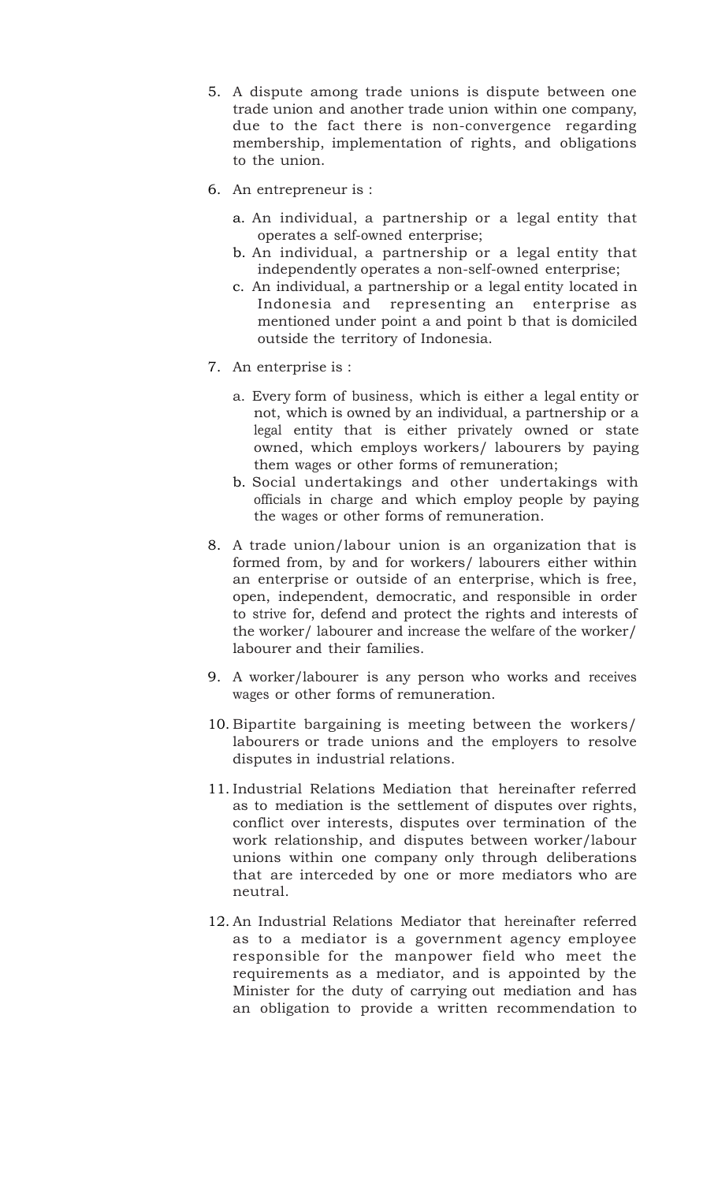5. A dispute among trade unions is dispute between one trade union and another trade union within one company, due to the fact there is non-convergence regarding membership, implementation of rights, and obligations to the union.

6. An entrepreneur is :

   a. An individual, a partnership or a legal entity that operates a self-owned enterprise;
   b. An individual, a partnership or a legal entity that independently operates a non-self-owned enterprise;
   c. An individual, a partnership or a legal entity located in Indonesia and representing an enterprise as mentioned under point a and point b that is domiciled outside the territory of Indonesia.

7. An enterprise is :

   a. Every form of business, which is either a legal entity or not, which is owned by an individual, a partnership or a legal entity that is either privately owned or state owned, which employs workers/ labourers by paying them wages or other forms of remuneration;
   b. Social undertakings and other undertakings with officials in charge and which employ people by paying the wages or other forms of remuneration.

8. A trade union/labour union is an organization that is formed from, by and for workers/ labourers either within an enterprise or outside of an enterprise, which is free, open, independent, democratic, and responsible in order to strive for, defend and protect the rights and interests of the worker/ labourer and increase the welfare of the worker/ labourer and their families.

9. A worker/labourer is any person who works and receives wages or other forms of remuneration.

10. Bipartite bargaining is meeting between the workers/ labourers or trade unions and the employers to resolve disputes in industrial relations.

11. Industrial Relations Mediation that hereinafter referred as to mediation is the settlement of disputes over rights, conflict over interests, disputes over termination of the work relationship, and disputes between worker/labour unions within one company only through deliberations that are interceded by one or more mediators who are neutral.

12. An Industrial Relations Mediator that hereinafter referred as to a mediator is a government agency employee responsible for the manpower field who meet the requirements as a mediator, and is appointed by the Minister for the duty of carrying out mediation and has an obligation to provide a written recommendation to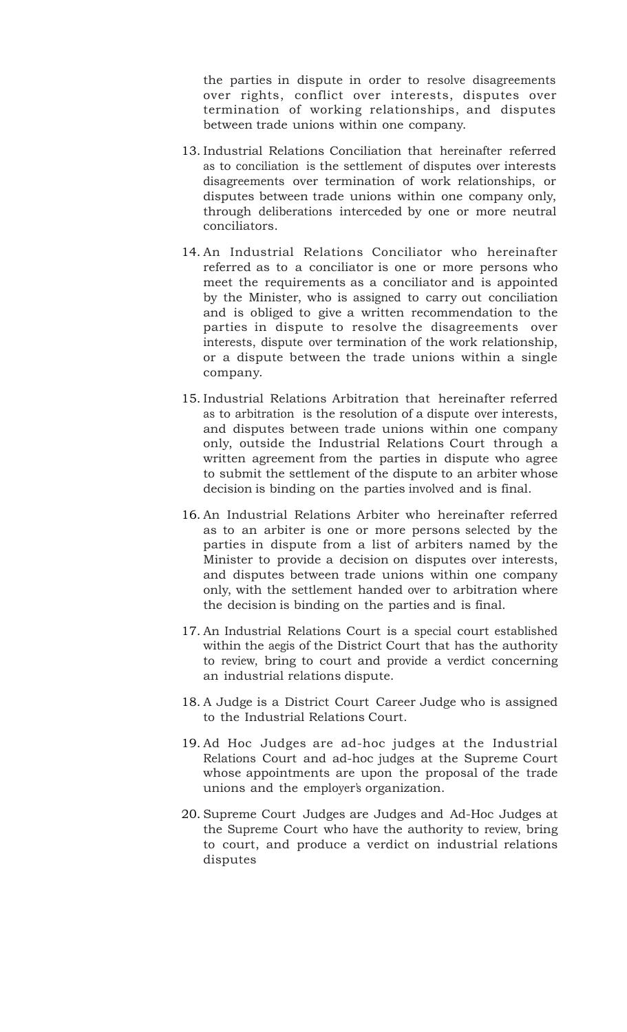the parties in dispute in order to resolve disagreements over rights, conflict over interests, disputes over termination of working relationships, and disputes between trade unions within one company.

13. Industrial Relations Conciliation that hereinafter referred as to conciliation is the settlement of disputes over interests disagreements over termination of work relationships, or disputes between trade unions within one company only, through deliberations interceded by one or more neutral conciliators.

14. An Industrial Relations Conciliator who hereinafter referred as to a conciliator is one or more persons who meet the requirements as a conciliator and is appointed by the Minister, who is assigned to carry out conciliation and is obliged to give a written recommendation to the parties in dispute to resolve the disagreements over interests, dispute over termination of the work relationship, or a dispute between the trade unions within a single company.

15. Industrial Relations Arbitration that hereinafter referred as to arbitration is the resolution of a dispute over interests, and disputes between trade unions within one company only, outside the Industrial Relations Court through a written agreement from the parties in dispute who agree to submit the settlement of the dispute to an arbiter whose decision is binding on the parties involved and is final.

16. An Industrial Relations Arbiter who hereinafter referred as to an arbiter is one or more persons selected by the parties in dispute from a list of arbiters named by the Minister to provide a decision on disputes over interests, and disputes between trade unions within one company only, with the settlement handed over to arbitration where the decision is binding on the parties and is final.

17. An Industrial Relations Court is a special court established within the aegis of the District Court that has the authority to review, bring to court and provide a verdict concerning an industrial relations dispute.

18. A Judge is a District Court Career Judge who is assigned to the Industrial Relations Court.

19. Ad Hoc Judges are ad-hoc judges at the Industrial Relations Court and ad-hoc judges at the Supreme Court whose appointments are upon the proposal of the trade unions and the employer's organization.

20. Supreme Court Judges are Judges and Ad-Hoc Judges at the Supreme Court who have the authority to review, bring to court, and produce a verdict on industrial relations disputes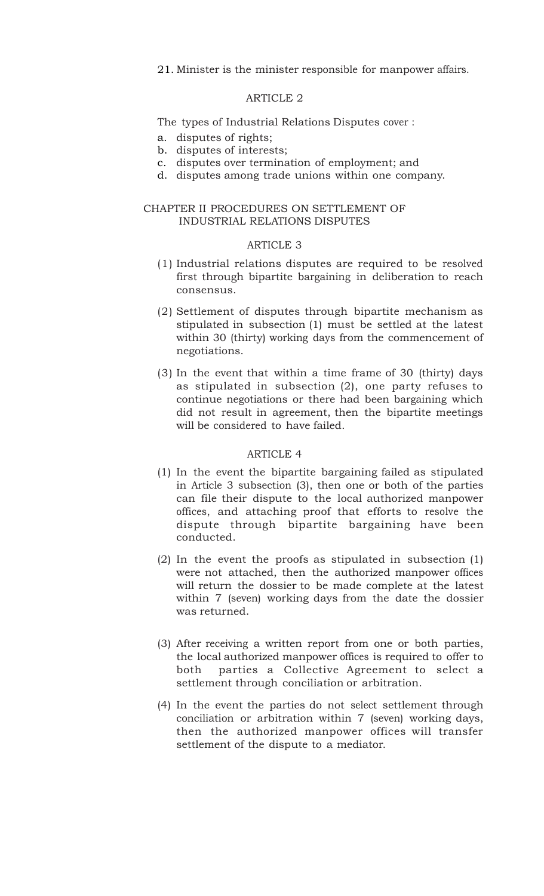21. Minister is the minister responsible for manpower affairs.

## ARTICLE 2

The types of Industrial Relations Disputes cover :

a. disputes of rights;
b. disputes of interests;
c. disputes over termination of employment; and
d. disputes among trade unions within one company.

# CHAPTER II PROCEDURES ON SETTLEMENT OF INDUSTRIAL RELATIONS DISPUTES

## ARTICLE 3

(1) Industrial relations disputes are required to be resolved first through bipartite bargaining in deliberation to reach consensus.

(2) Settlement of disputes through bipartite mechanism as stipulated in subsection (1) must be settled at the latest within 30 (thirty) working days from the commencement of negotiations.

(3) In the event that within a time frame of 30 (thirty) days as stipulated in subsection (2), one party refuses to continue negotiations or there had been bargaining which did not result in agreement, then the bipartite meetings will be considered to have failed.

## ARTICLE 4

(1) In the event the bipartite bargaining failed as stipulated in Article 3 subsection (3), then one or both of the parties can file their dispute to the local authorized manpower offices, and attaching proof that efforts to resolve the dispute through bipartite bargaining have been conducted.

(2) In the event the proofs as stipulated in subsection (1) were not attached, then the authorized manpower offices will return the dossier to be made complete at the latest within 7 (seven) working days from the date the dossier was returned.

(3) After receiving a written report from one or both parties, the local authorized manpower offices is required to offer to both parties a Collective Agreement to select a settlement through conciliation or arbitration.

(4) In the event the parties do not select settlement through conciliation or arbitration within 7 (seven) working days, then the authorized manpower offices will transfer settlement of the dispute to a mediator.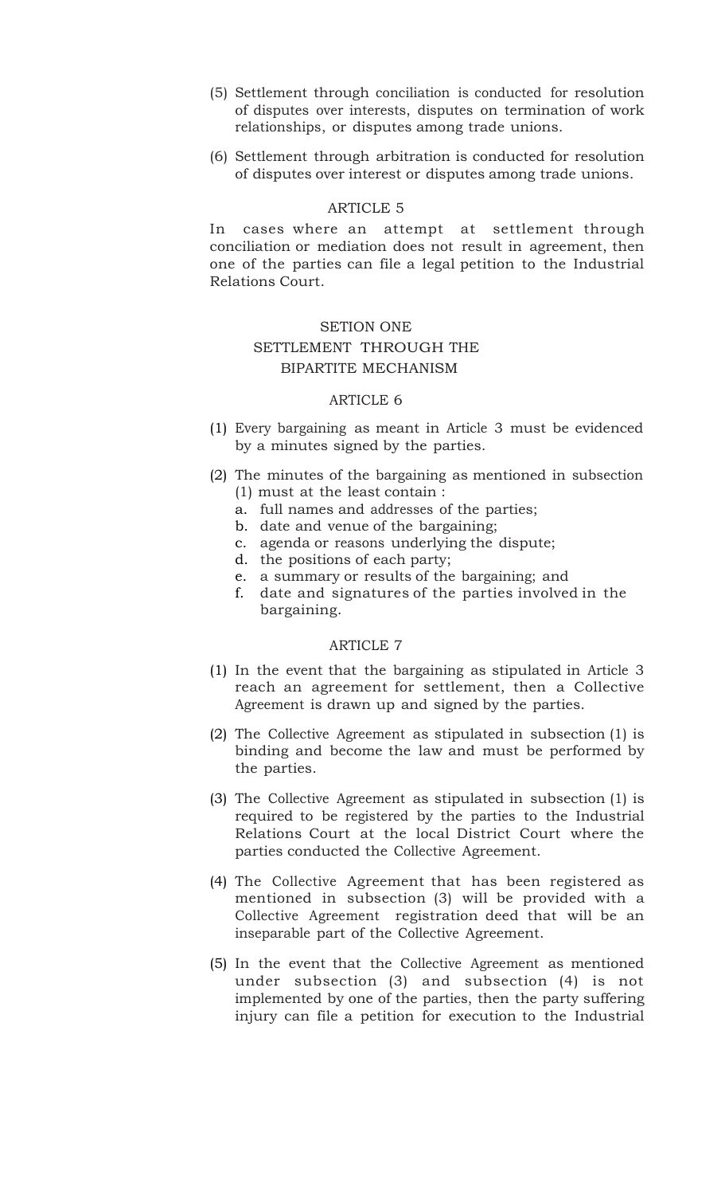(5) Settlement through conciliation is conducted for resolution of disputes over interests, disputes on termination of work relationships, or disputes among trade unions.

(6) Settlement through arbitration is conducted for resolution of disputes over interest or disputes among trade unions.

### ARTICLE 5

In cases where an attempt at settlement through conciliation or mediation does not result in agreement, then one of the parties can file a legal petition to the Industrial Relations Court.

## SETION ONE
## SETTLEMENT THROUGH THE BIPARTITE MECHANISM

### ARTICLE 6

(1) Every bargaining as meant in Article 3 must be evidenced by a minutes signed by the parties.

(2) The minutes of the bargaining as mentioned in subsection (1) must at the least contain :
   a. full names and addresses of the parties;
   b. date and venue of the bargaining;
   c. agenda or reasons underlying the dispute;
   d. the positions of each party;
   e. a summary or results of the bargaining; and
   f. date and signatures of the parties involved in the bargaining.

### ARTICLE 7

(1) In the event that the bargaining as stipulated in Article 3 reach an agreement for settlement, then a Collective Agreement is drawn up and signed by the parties.

(2) The Collective Agreement as stipulated in subsection (1) is binding and become the law and must be performed by the parties.

(3) The Collective Agreement as stipulated in subsection (1) is required to be registered by the parties to the Industrial Relations Court at the local District Court where the parties conducted the Collective Agreement.

(4) The Collective Agreement that has been registered as mentioned in subsection (3) will be provided with a Collective Agreement registration deed that will be an inseparable part of the Collective Agreement.

(5) In the event that the Collective Agreement as mentioned under subsection (3) and subsection (4) is not implemented by one of the parties, then the party suffering injury can file a petition for execution to the Industrial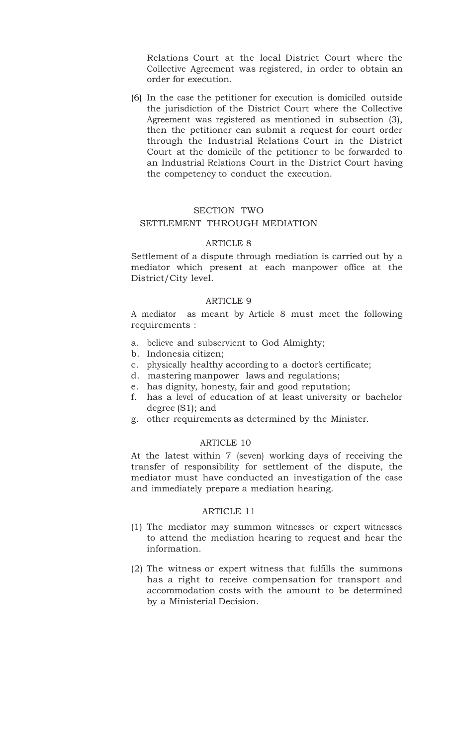Relations Court at the local District Court where the Collective Agreement was registered, in order to obtain an order for execution.

(6) In the case the petitioner for execution is domiciled outside the jurisdiction of the District Court where the Collective Agreement was registered as mentioned in subsection (3), then the petitioner can submit a request for court order through the Industrial Relations Court in the District Court at the domicile of the petitioner to be forwarded to an Industrial Relations Court in the District Court having the competency to conduct the execution.

## SECTION TWO
## SETTLEMENT THROUGH MEDIATION

### ARTICLE 8

Settlement of a dispute through mediation is carried out by a mediator which present at each manpower office at the District/City level.

### ARTICLE 9

A mediator as meant by Article 8 must meet the following requirements :

a. believe and subservient to God Almighty;
b. Indonesia citizen;
c. physically healthy according to a doctor's certificate;
d. mastering manpower laws and regulations;
e. has dignity, honesty, fair and good reputation;
f. has a level of education of at least university or bachelor degree (S1); and
g. other requirements as determined by the Minister.

### ARTICLE 10

At the latest within 7 (seven) working days of receiving the transfer of responsibility for settlement of the dispute, the mediator must have conducted an investigation of the case and immediately prepare a mediation hearing.

### ARTICLE 11

(1) The mediator may summon witnesses or expert witnesses to attend the mediation hearing to request and hear the information.

(2) The witness or expert witness that fulfills the summons has a right to receive compensation for transport and accommodation costs with the amount to be determined by a Ministerial Decision.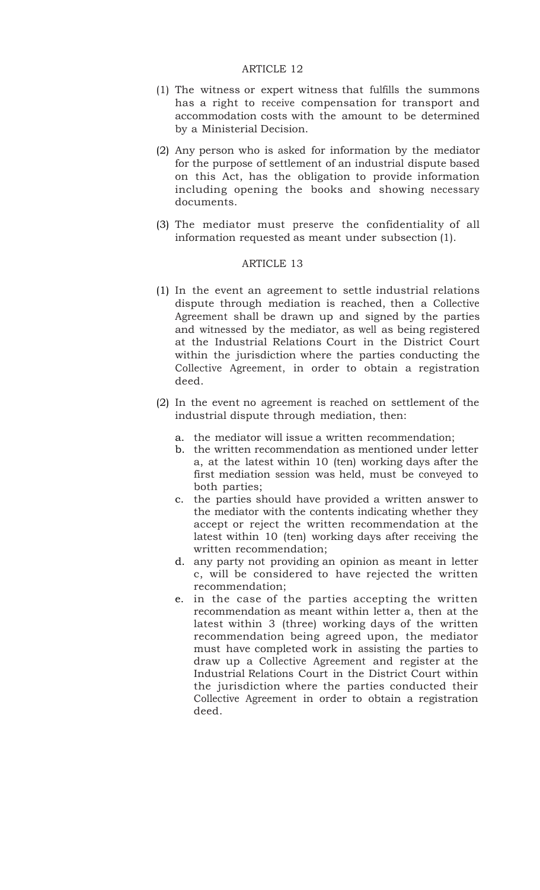## ARTICLE 12

(1) The witness or expert witness that fulfills the summons has a right to receive compensation for transport and accommodation costs with the amount to be determined by a Ministerial Decision.

(2) Any person who is asked for information by the mediator for the purpose of settlement of an industrial dispute based on this Act, has the obligation to provide information including opening the books and showing necessary documents.

(3) The mediator must preserve the confidentiality of all information requested as meant under subsection (1).

## ARTICLE 13

(1) In the event an agreement to settle industrial relations dispute through mediation is reached, then a Collective Agreement shall be drawn up and signed by the parties and witnessed by the mediator, as well as being registered at the Industrial Relations Court in the District Court within the jurisdiction where the parties conducting the Collective Agreement, in order to obtain a registration deed.

(2) In the event no agreement is reached on settlement of the industrial dispute through mediation, then:

   a. the mediator will issue a written recommendation;
   b. the written recommendation as mentioned under letter a, at the latest within 10 (ten) working days after the first mediation session was held, must be conveyed to both parties;
   c. the parties should have provided a written answer to the mediator with the contents indicating whether they accept or reject the written recommendation at the latest within 10 (ten) working days after receiving the written recommendation;
   d. any party not providing an opinion as meant in letter c, will be considered to have rejected the written recommendation;
   e. in the case of the parties accepting the written recommendation as meant within letter a, then at the latest within 3 (three) working days of the written recommendation being agreed upon, the mediator must have completed work in assisting the parties to draw up a Collective Agreement and register at the Industrial Relations Court in the District Court within the jurisdiction where the parties conducted their Collective Agreement in order to obtain a registration deed.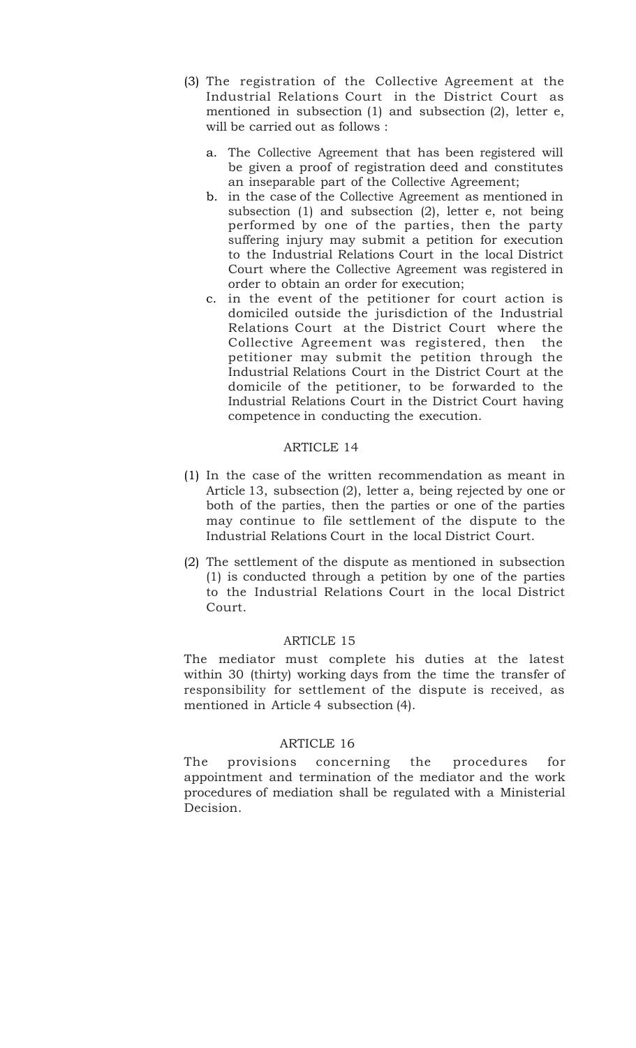(3) The registration of the Collective Agreement at the Industrial Relations Court in the District Court as mentioned in subsection (1) and subsection (2), letter e, will be carried out as follows :

   a. The Collective Agreement that has been registered will be given a proof of registration deed and constitutes an inseparable part of the Collective Agreement;
   b. in the case of the Collective Agreement as mentioned in subsection (1) and subsection (2), letter e, not being performed by one of the parties, then the party suffering injury may submit a petition for execution to the Industrial Relations Court in the local District Court where the Collective Agreement was registered in order to obtain an order for execution;
   c. in the event of the petitioner for court action is domiciled outside the jurisdiction of the Industrial Relations Court at the District Court where the Collective Agreement was registered, then the petitioner may submit the petition through the Industrial Relations Court in the District Court at the domicile of the petitioner, to be forwarded to the Industrial Relations Court in the District Court having competence in conducting the execution.

## ARTICLE 14

(1) In the case of the written recommendation as meant in Article 13, subsection (2), letter a, being rejected by one or both of the parties, then the parties or one of the parties may continue to file settlement of the dispute to the Industrial Relations Court in the local District Court.

(2) The settlement of the dispute as mentioned in subsection (1) is conducted through a petition by one of the parties to the Industrial Relations Court in the local District Court.

## ARTICLE 15

The mediator must complete his duties at the latest within 30 (thirty) working days from the time the transfer of responsibility for settlement of the dispute is received, as mentioned in Article 4 subsection (4).

## ARTICLE 16

The provisions concerning the procedures for appointment and termination of the mediator and the work procedures of mediation shall be regulated with a Ministerial Decision.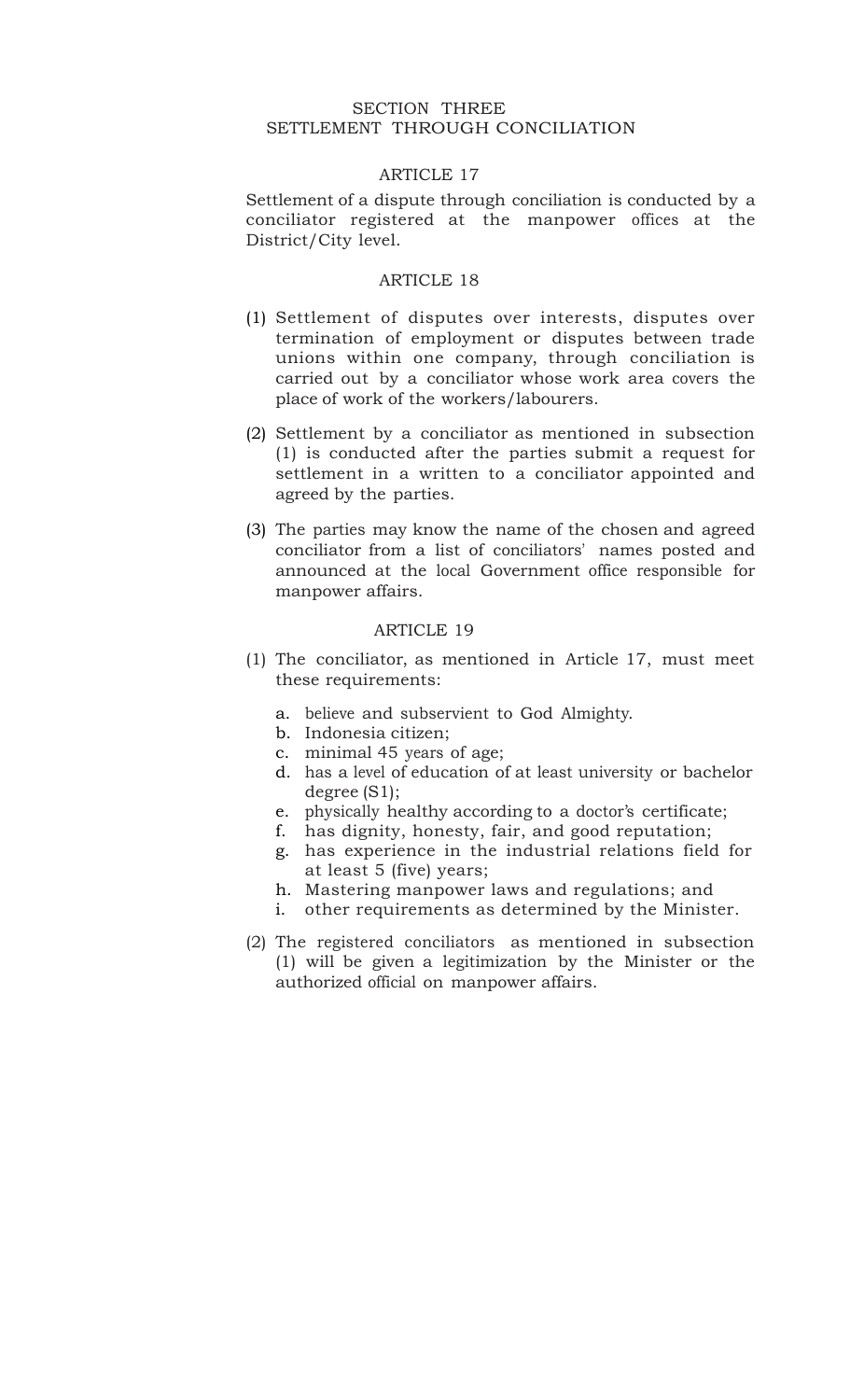## SECTION THREE
## SETTLEMENT THROUGH CONCILIATION

### ARTICLE 17

Settlement of a dispute through conciliation is conducted by a conciliator registered at the manpower offices at the District/City level.

### ARTICLE 18

(1) Settlement of disputes over interests, disputes over termination of employment or disputes between trade unions within one company, through conciliation is carried out by a conciliator whose work area covers the place of work of the workers/labourers.

(2) Settlement by a conciliator as mentioned in subsection (1) is conducted after the parties submit a request for settlement in a written to a conciliator appointed and agreed by the parties.

(3) The parties may know the name of the chosen and agreed conciliator from a list of conciliators' names posted and announced at the local Government office responsible for manpower affairs.

### ARTICLE 19

(1) The conciliator, as mentioned in Article 17, must meet these requirements:

   a. believe and subservient to God Almighty.
   b. Indonesia citizen;
   c. minimal 45 years of age;
   d. has a level of education of at least university or bachelor degree (S1);
   e. physically healthy according to a doctor's certificate;
   f. has dignity, honesty, fair, and good reputation;
   g. has experience in the industrial relations field for at least 5 (five) years;
   h. Mastering manpower laws and regulations; and
   i. other requirements as determined by the Minister.

(2) The registered conciliators as mentioned in subsection (1) will be given a legitimization by the Minister or the authorized official on manpower affairs.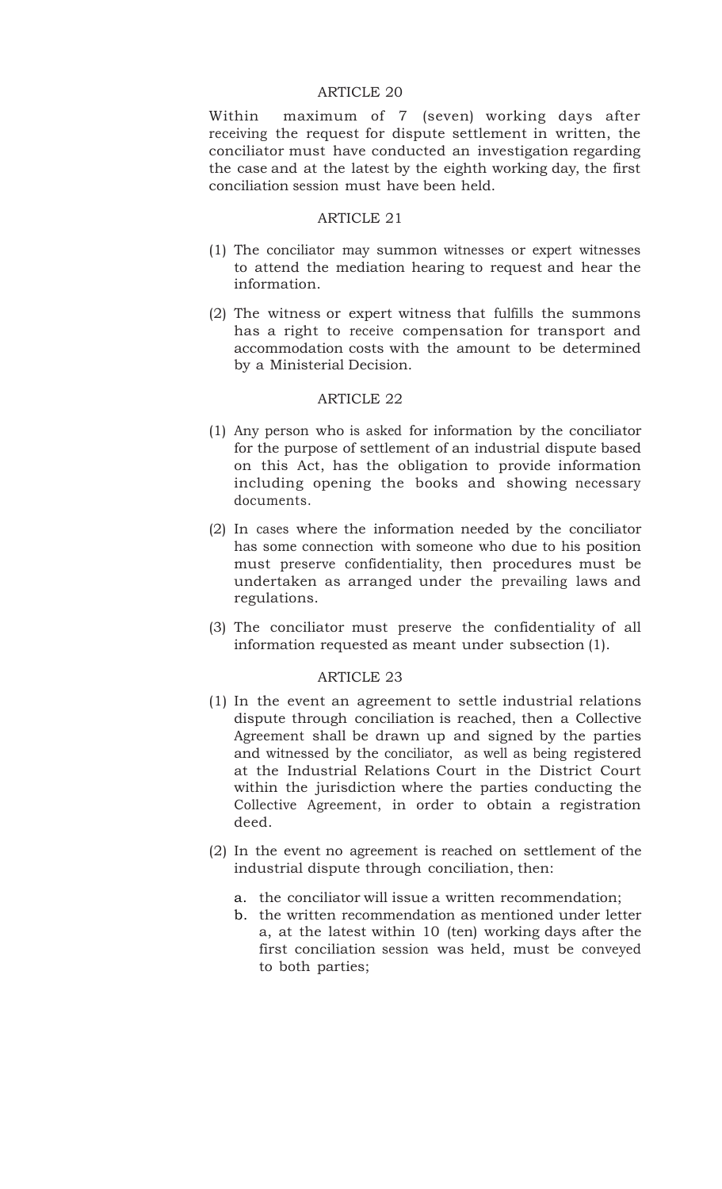### ARTICLE 20

Within maximum of 7 (seven) working days after receiving the request for dispute settlement in written, the conciliator must have conducted an investigation regarding the case and at the latest by the eighth working day, the first conciliation session must have been held.

### ARTICLE 21

(1) The conciliator may summon witnesses or expert witnesses to attend the mediation hearing to request and hear the information.

(2) The witness or expert witness that fulfills the summons has a right to receive compensation for transport and accommodation costs with the amount to be determined by a Ministerial Decision.

### ARTICLE 22

(1) Any person who is asked for information by the conciliator for the purpose of settlement of an industrial dispute based on this Act, has the obligation to provide information including opening the books and showing necessary documents.

(2) In cases where the information needed by the conciliator has some connection with someone who due to his position must preserve confidentiality, then procedures must be undertaken as arranged under the prevailing laws and regulations.

(3) The conciliator must preserve the confidentiality of all information requested as meant under subsection (1).

### ARTICLE 23

(1) In the event an agreement to settle industrial relations dispute through conciliation is reached, then a Collective Agreement shall be drawn up and signed by the parties and witnessed by the conciliator, as well as being registered at the Industrial Relations Court in the District Court within the jurisdiction where the parties conducting the Collective Agreement, in order to obtain a registration deed.

(2) In the event no agreement is reached on settlement of the industrial dispute through conciliation, then:

   a. the conciliator will issue a written recommendation;
   b. the written recommendation as mentioned under letter a, at the latest within 10 (ten) working days after the first conciliation session was held, must be conveyed to both parties;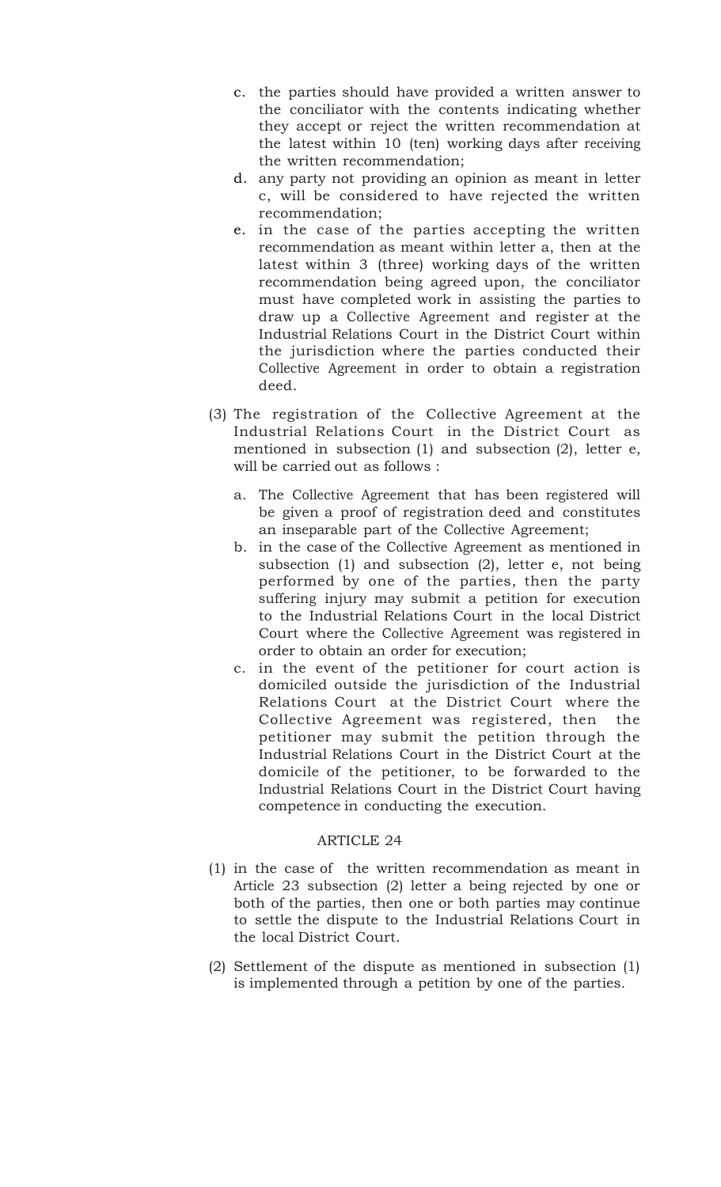c. the parties should have provided a written answer to the conciliator with the contents indicating whether they accept or reject the written recommendation at the latest within 10 (ten) working days after receiving the written recommendation;

d. any party not providing an opinion as meant in letter c, will be considered to have rejected the written recommendation;

e. in the case of the parties accepting the written recommendation as meant within letter a, then at the latest within 3 (three) working days of the written recommendation being agreed upon, the conciliator must have completed work in assisting the parties to draw up a Collective Agreement and register at the Industrial Relations Court in the District Court within the jurisdiction where the parties conducted their Collective Agreement in order to obtain a registration deed.

(3) The registration of the Collective Agreement at the Industrial Relations Court in the District Court as mentioned in subsection (1) and subsection (2), letter e, will be carried out as follows :

a. The Collective Agreement that has been registered will be given a proof of registration deed and constitutes an inseparable part of the Collective Agreement;

b. in the case of the Collective Agreement as mentioned in subsection (1) and subsection (2), letter e, not being performed by one of the parties, then the party suffering injury may submit a petition for execution to the Industrial Relations Court in the local District Court where the Collective Agreement was registered in order to obtain an order for execution;

c. in the event of the petitioner for court action is domiciled outside the jurisdiction of the Industrial Relations Court at the District Court where the Collective Agreement was registered, then the petitioner may submit the petition through the Industrial Relations Court in the District Court at the domicile of the petitioner, to be forwarded to the Industrial Relations Court in the District Court having competence in conducting the execution.

## ARTICLE 24

(1) in the case of the written recommendation as meant in Article 23 subsection (2) letter a being rejected by one or both of the parties, then one or both parties may continue to settle the dispute to the Industrial Relations Court in the local District Court.

(2) Settlement of the dispute as mentioned in subsection (1) is implemented through a petition by one of the parties.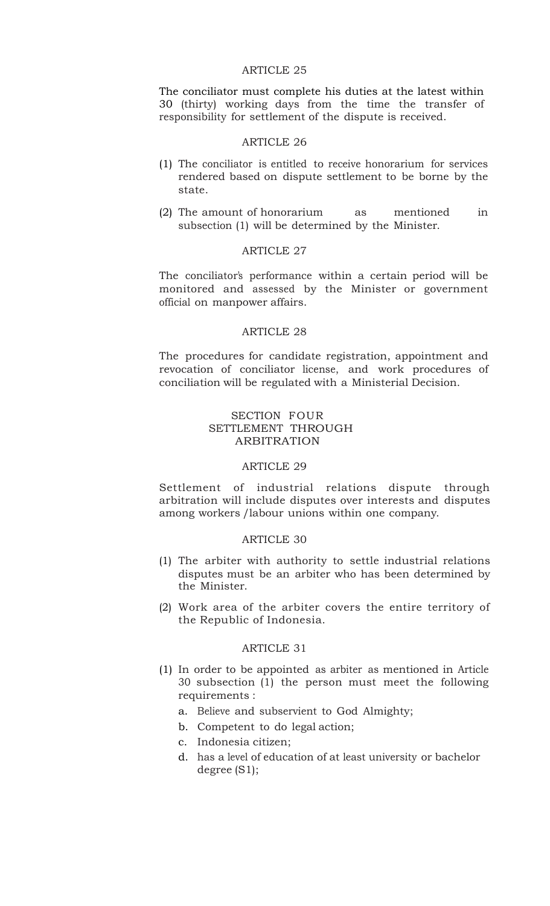### ARTICLE 25

The conciliator must complete his duties at the latest within 30 (thirty) working days from the time the transfer of responsibility for settlement of the dispute is received.

### ARTICLE 26

(1) The conciliator is entitled to receive honorarium for services rendered based on dispute settlement to be borne by the state.

(2) The amount of honorarium as mentioned in subsection (1) will be determined by the Minister.

### ARTICLE 27

The conciliator's performance within a certain period will be monitored and assessed by the Minister or government official on manpower affairs.

### ARTICLE 28

The procedures for candidate registration, appointment and revocation of conciliator license, and work procedures of conciliation will be regulated with a Ministerial Decision.

## SECTION FOUR
## SETTLEMENT THROUGH ARBITRATION

### ARTICLE 29

Settlement of industrial relations dispute through arbitration will include disputes over interests and disputes among workers /labour unions within one company.

### ARTICLE 30

(1) The arbiter with authority to settle industrial relations disputes must be an arbiter who has been determined by the Minister.

(2) Work area of the arbiter covers the entire territory of the Republic of Indonesia.

### ARTICLE 31

(1) In order to be appointed as arbiter as mentioned in Article 30 subsection (1) the person must meet the following requirements :

   a. Believe and subservient to God Almighty;
   b. Competent to do legal action;
   c. Indonesia citizen;
   d. has a level of education of at least university or bachelor degree (S1);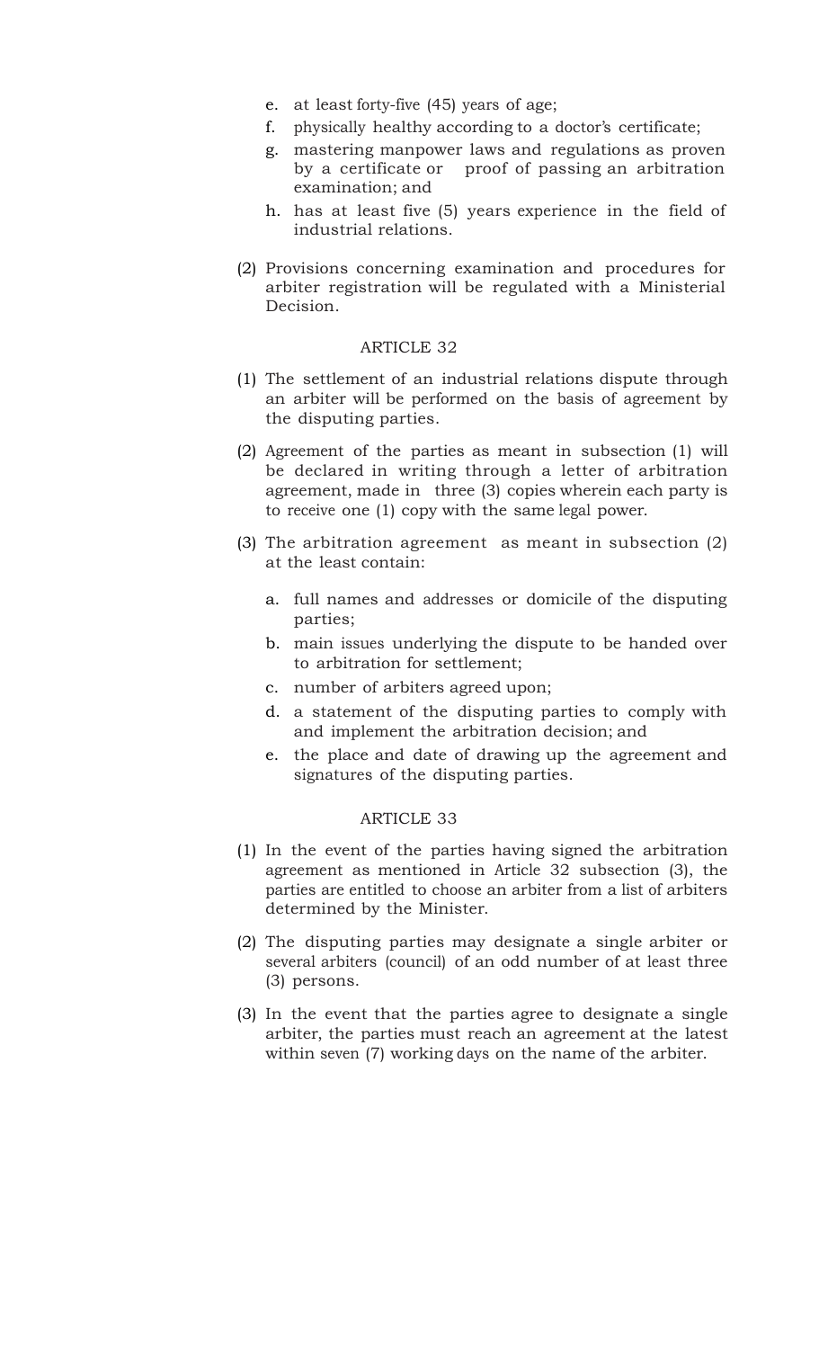e. at least forty-five (45) years of age;
f. physically healthy according to a doctor's certificate;
g. mastering manpower laws and regulations as proven by a certificate or proof of passing an arbitration examination; and
h. has at least five (5) years experience in the field of industrial relations.

(2) Provisions concerning examination and procedures for arbiter registration will be regulated with a Ministerial Decision.

### ARTICLE 32

(1) The settlement of an industrial relations dispute through an arbiter will be performed on the basis of agreement by the disputing parties.

(2) Agreement of the parties as meant in subsection (1) will be declared in writing through a letter of arbitration agreement, made in three (3) copies wherein each party is to receive one (1) copy with the same legal power.

(3) The arbitration agreement as meant in subsection (2) at the least contain:

a. full names and addresses or domicile of the disputing parties;
b. main issues underlying the dispute to be handed over to arbitration for settlement;
c. number of arbiters agreed upon;
d. a statement of the disputing parties to comply with and implement the arbitration decision; and
e. the place and date of drawing up the agreement and signatures of the disputing parties.

### ARTICLE 33

(1) In the event of the parties having signed the arbitration agreement as mentioned in Article 32 subsection (3), the parties are entitled to choose an arbiter from a list of arbiters determined by the Minister.

(2) The disputing parties may designate a single arbiter or several arbiters (council) of an odd number of at least three (3) persons.

(3) In the event that the parties agree to designate a single arbiter, the parties must reach an agreement at the latest within seven (7) working days on the name of the arbiter.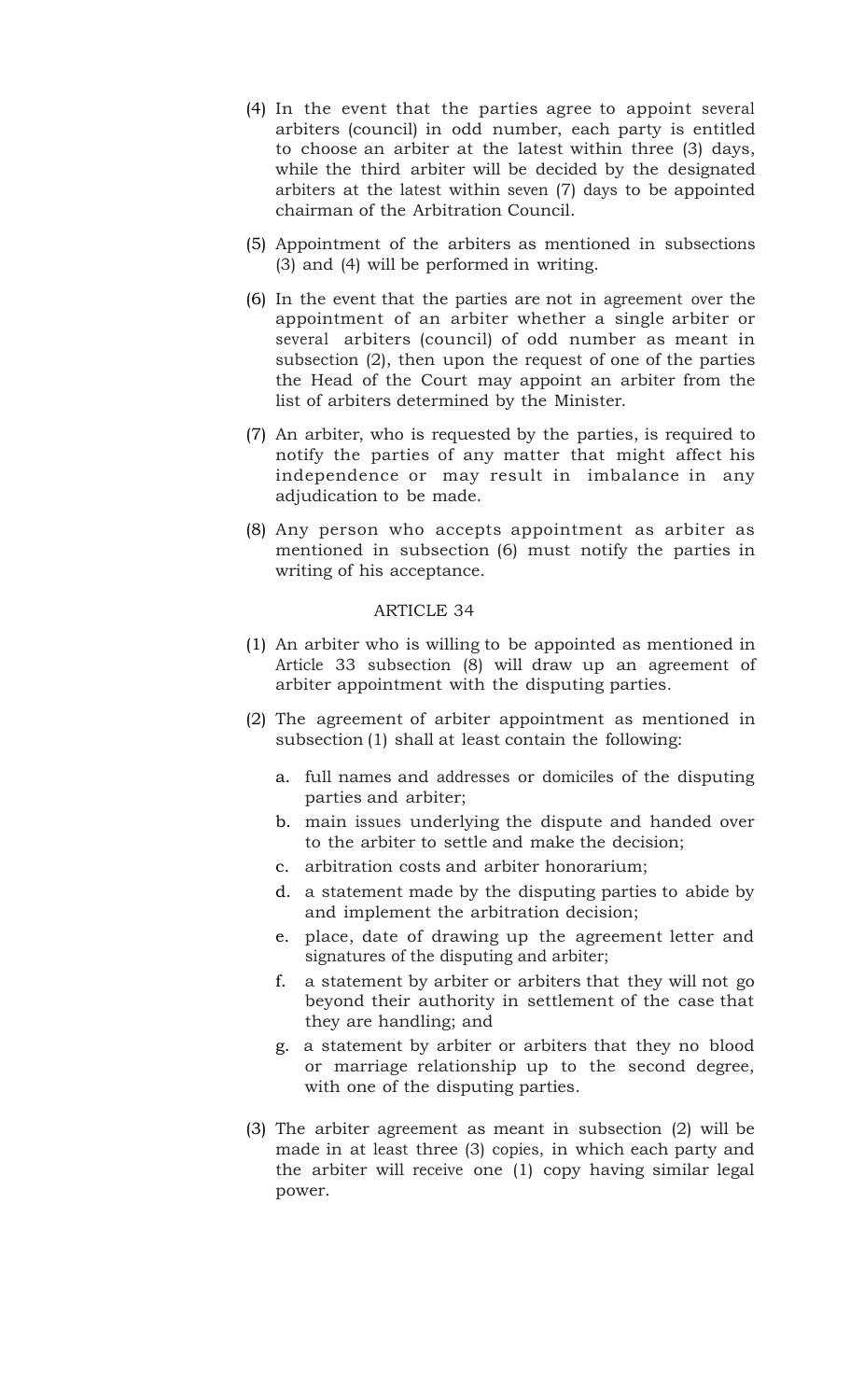(4) In the event that the parties agree to appoint several arbiters (council) in odd number, each party is entitled to choose an arbiter at the latest within three (3) days, while the third arbiter will be decided by the designated arbiters at the latest within seven (7) days to be appointed chairman of the Arbitration Council.

(5) Appointment of the arbiters as mentioned in subsections (3) and (4) will be performed in writing.

(6) In the event that the parties are not in agreement over the appointment of an arbiter whether a single arbiter or several arbiters (council) of odd number as meant in subsection (2), then upon the request of one of the parties the Head of the Court may appoint an arbiter from the list of arbiters determined by the Minister.

(7) An arbiter, who is requested by the parties, is required to notify the parties of any matter that might affect his independence or may result in imbalance in any adjudication to be made.

(8) Any person who accepts appointment as arbiter as mentioned in subsection (6) must notify the parties in writing of his acceptance.

## ARTICLE 34

(1) An arbiter who is willing to be appointed as mentioned in Article 33 subsection (8) will draw up an agreement of arbiter appointment with the disputing parties.

(2) The agreement of arbiter appointment as mentioned in subsection (1) shall at least contain the following:

   a. full names and addresses or domiciles of the disputing parties and arbiter;
   b. main issues underlying the dispute and handed over to the arbiter to settle and make the decision;
   c. arbitration costs and arbiter honorarium;
   d. a statement made by the disputing parties to abide by and implement the arbitration decision;
   e. place, date of drawing up the agreement letter and signatures of the disputing and arbiter;
   f. a statement by arbiter or arbiters that they will not go beyond their authority in settlement of the case that they are handling; and
   g. a statement by arbiter or arbiters that they no blood or marriage relationship up to the second degree, with one of the disputing parties.

(3) The arbiter agreement as meant in subsection (2) will be made in at least three (3) copies, in which each party and the arbiter will receive one (1) copy having similar legal power.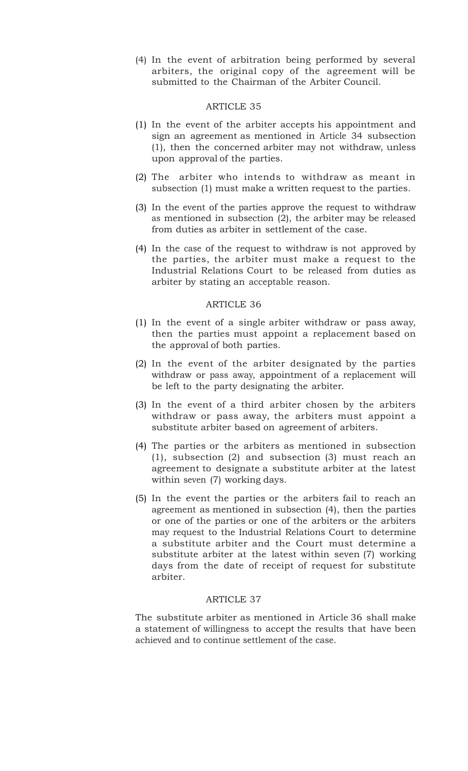(4) In the event of arbitration being performed by several arbiters, the original copy of the agreement will be submitted to the Chairman of the Arbiter Council.

ARTICLE 35

(1) In the event of the arbiter accepts his appointment and sign an agreement as mentioned in Article 34 subsection (1), then the concerned arbiter may not withdraw, unless upon approval of the parties.

(2) The arbiter who intends to withdraw as meant in subsection (1) must make a written request to the parties.

(3) In the event of the parties approve the request to withdraw as mentioned in subsection (2), the arbiter may be released from duties as arbiter in settlement of the case.

(4) In the case of the request to withdraw is not approved by the parties, the arbiter must make a request to the Industrial Relations Court to be released from duties as arbiter by stating an acceptable reason.

ARTICLE 36

(1) In the event of a single arbiter withdraw or pass away, then the parties must appoint a replacement based on the approval of both parties.

(2) In the event of the arbiter designated by the parties withdraw or pass away, appointment of a replacement will be left to the party designating the arbiter.

(3) In the event of a third arbiter chosen by the arbiters withdraw or pass away, the arbiters must appoint a substitute arbiter based on agreement of arbiters.

(4) The parties or the arbiters as mentioned in subsection (1), subsection (2) and subsection (3) must reach an agreement to designate a substitute arbiter at the latest within seven (7) working days.

(5) In the event the parties or the arbiters fail to reach an agreement as mentioned in subsection (4), then the parties or one of the parties or one of the arbiters or the arbiters may request to the Industrial Relations Court to determine a substitute arbiter and the Court must determine a substitute arbiter at the latest within seven (7) working days from the date of receipt of request for substitute arbiter.

ARTICLE 37

The substitute arbiter as mentioned in Article 36 shall make a statement of willingness to accept the results that have been achieved and to continue settlement of the case.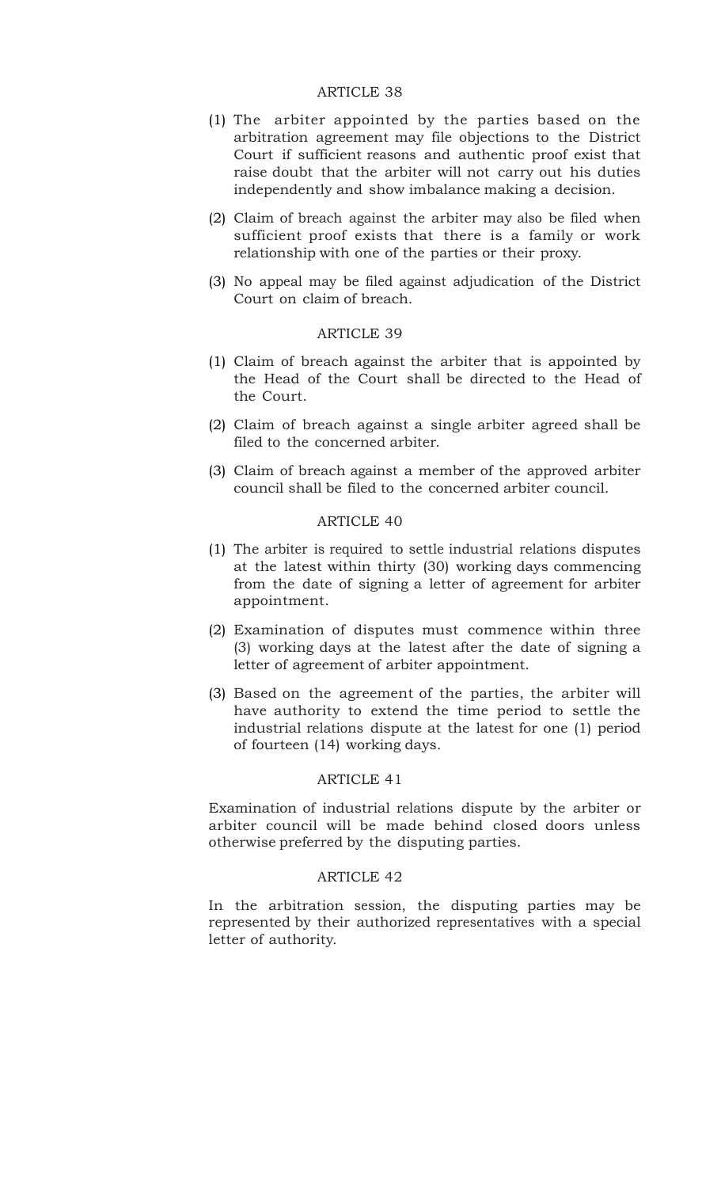## ARTICLE 38

(1) The arbiter appointed by the parties based on the arbitration agreement may file objections to the District Court if sufficient reasons and authentic proof exist that raise doubt that the arbiter will not carry out his duties independently and show imbalance making a decision.

(2) Claim of breach against the arbiter may also be filed when sufficient proof exists that there is a family or work relationship with one of the parties or their proxy.

(3) No appeal may be filed against adjudication of the District Court on claim of breach.

## ARTICLE 39

(1) Claim of breach against the arbiter that is appointed by the Head of the Court shall be directed to the Head of the Court.

(2) Claim of breach against a single arbiter agreed shall be filed to the concerned arbiter.

(3) Claim of breach against a member of the approved arbiter council shall be filed to the concerned arbiter council.

## ARTICLE 40

(1) The arbiter is required to settle industrial relations disputes at the latest within thirty (30) working days commencing from the date of signing a letter of agreement for arbiter appointment.

(2) Examination of disputes must commence within three (3) working days at the latest after the date of signing a letter of agreement of arbiter appointment.

(3) Based on the agreement of the parties, the arbiter will have authority to extend the time period to settle the industrial relations dispute at the latest for one (1) period of fourteen (14) working days.

## ARTICLE 41

Examination of industrial relations dispute by the arbiter or arbiter council will be made behind closed doors unless otherwise preferred by the disputing parties.

## ARTICLE 42

In the arbitration session, the disputing parties may be represented by their authorized representatives with a special letter of authority.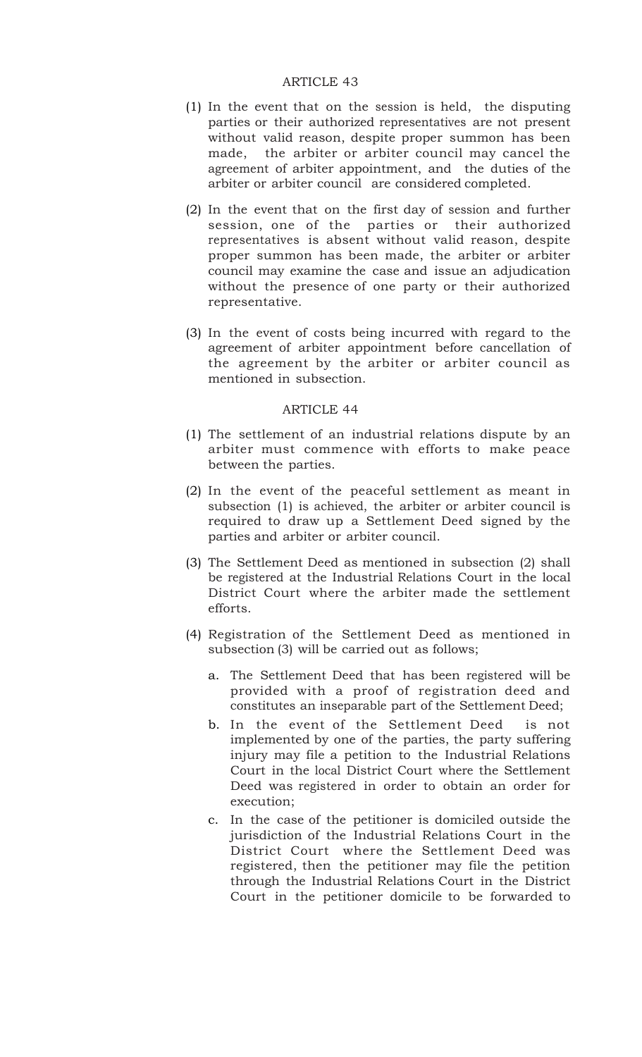ARTICLE 43

(1) In the event that on the session is held, the disputing parties or their authorized representatives are not present without valid reason, despite proper summon has been made, the arbiter or arbiter council may cancel the agreement of arbiter appointment, and the duties of the arbiter or arbiter council are considered completed.

(2) In the event that on the first day of session and further session, one of the parties or their authorized representatives is absent without valid reason, despite proper summon has been made, the arbiter or arbiter council may examine the case and issue an adjudication without the presence of one party or their authorized representative.

(3) In the event of costs being incurred with regard to the agreement of arbiter appointment before cancellation of the agreement by the arbiter or arbiter council as mentioned in subsection.

ARTICLE 44

(1) The settlement of an industrial relations dispute by an arbiter must commence with efforts to make peace between the parties.

(2) In the event of the peaceful settlement as meant in subsection (1) is achieved, the arbiter or arbiter council is required to draw up a Settlement Deed signed by the parties and arbiter or arbiter council.

(3) The Settlement Deed as mentioned in subsection (2) shall be registered at the Industrial Relations Court in the local District Court where the arbiter made the settlement efforts.

(4) Registration of the Settlement Deed as mentioned in subsection (3) will be carried out as follows;

   a. The Settlement Deed that has been registered will be provided with a proof of registration deed and constitutes an inseparable part of the Settlement Deed;
   b. In the event of the Settlement Deed is not implemented by one of the parties, the party suffering injury may file a petition to the Industrial Relations Court in the local District Court where the Settlement Deed was registered in order to obtain an order for execution;
   c. In the case of the petitioner is domiciled outside the jurisdiction of the Industrial Relations Court in the District Court where the Settlement Deed was registered, then the petitioner may file the petition through the Industrial Relations Court in the District Court in the petitioner domicile to be forwarded to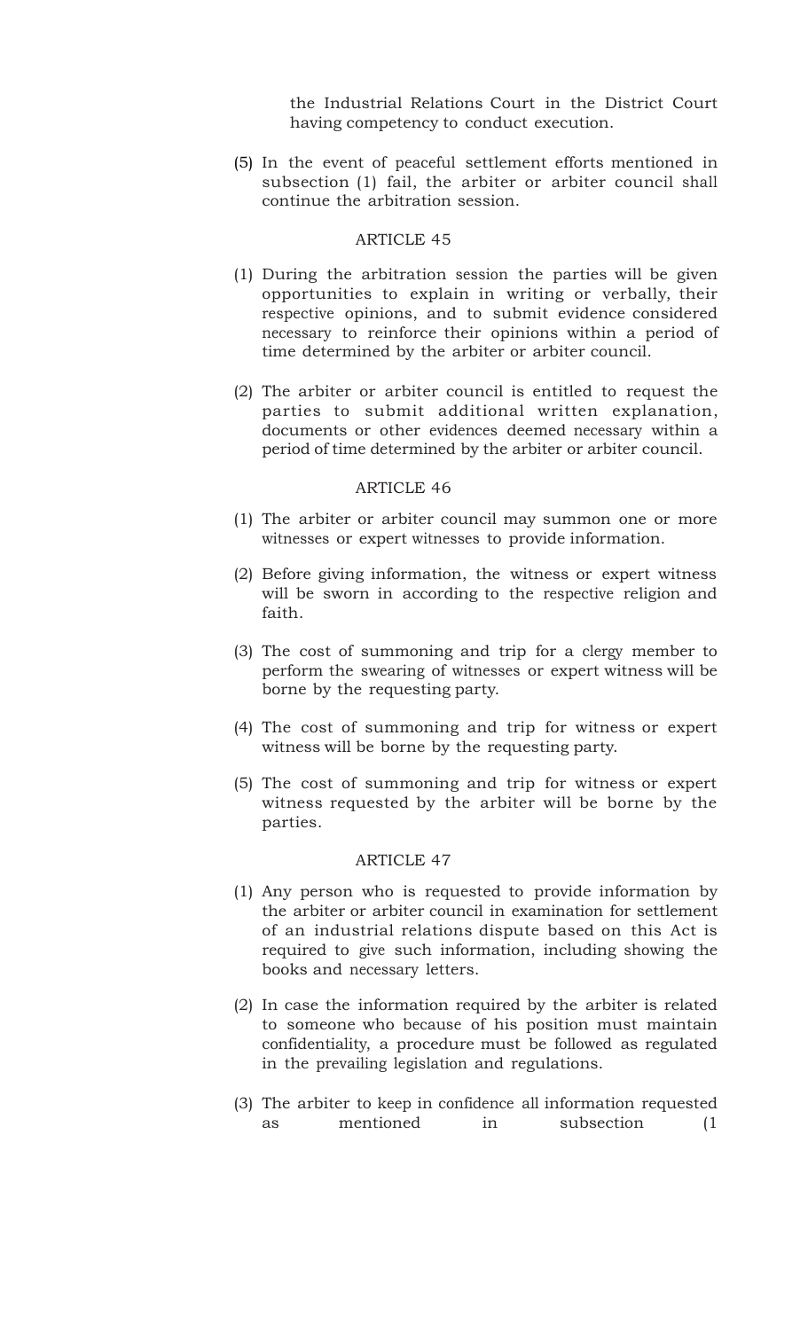the Industrial Relations Court in the District Court having competency to conduct execution.

(5) In the event of peaceful settlement efforts mentioned in subsection (1) fail, the arbiter or arbiter council shall continue the arbitration session.

## ARTICLE 45

(1) During the arbitration session the parties will be given opportunities to explain in writing or verbally, their respective opinions, and to submit evidence considered necessary to reinforce their opinions within a period of time determined by the arbiter or arbiter council.

(2) The arbiter or arbiter council is entitled to request the parties to submit additional written explanation, documents or other evidences deemed necessary within a period of time determined by the arbiter or arbiter council.

## ARTICLE 46

(1) The arbiter or arbiter council may summon one or more witnesses or expert witnesses to provide information.

(2) Before giving information, the witness or expert witness will be sworn in according to the respective religion and faith.

(3) The cost of summoning and trip for a clergy member to perform the swearing of witnesses or expert witness will be borne by the requesting party.

(4) The cost of summoning and trip for witness or expert witness will be borne by the requesting party.

(5) The cost of summoning and trip for witness or expert witness requested by the arbiter will be borne by the parties.

## ARTICLE 47

(1) Any person who is requested to provide information by the arbiter or arbiter council in examination for settlement of an industrial relations dispute based on this Act is required to give such information, including showing the books and necessary letters.

(2) In case the information required by the arbiter is related to someone who because of his position must maintain confidentiality, a procedure must be followed as regulated in the prevailing legislation and regulations.

(3) The arbiter to keep in confidence all information requested as mentioned in subsection (1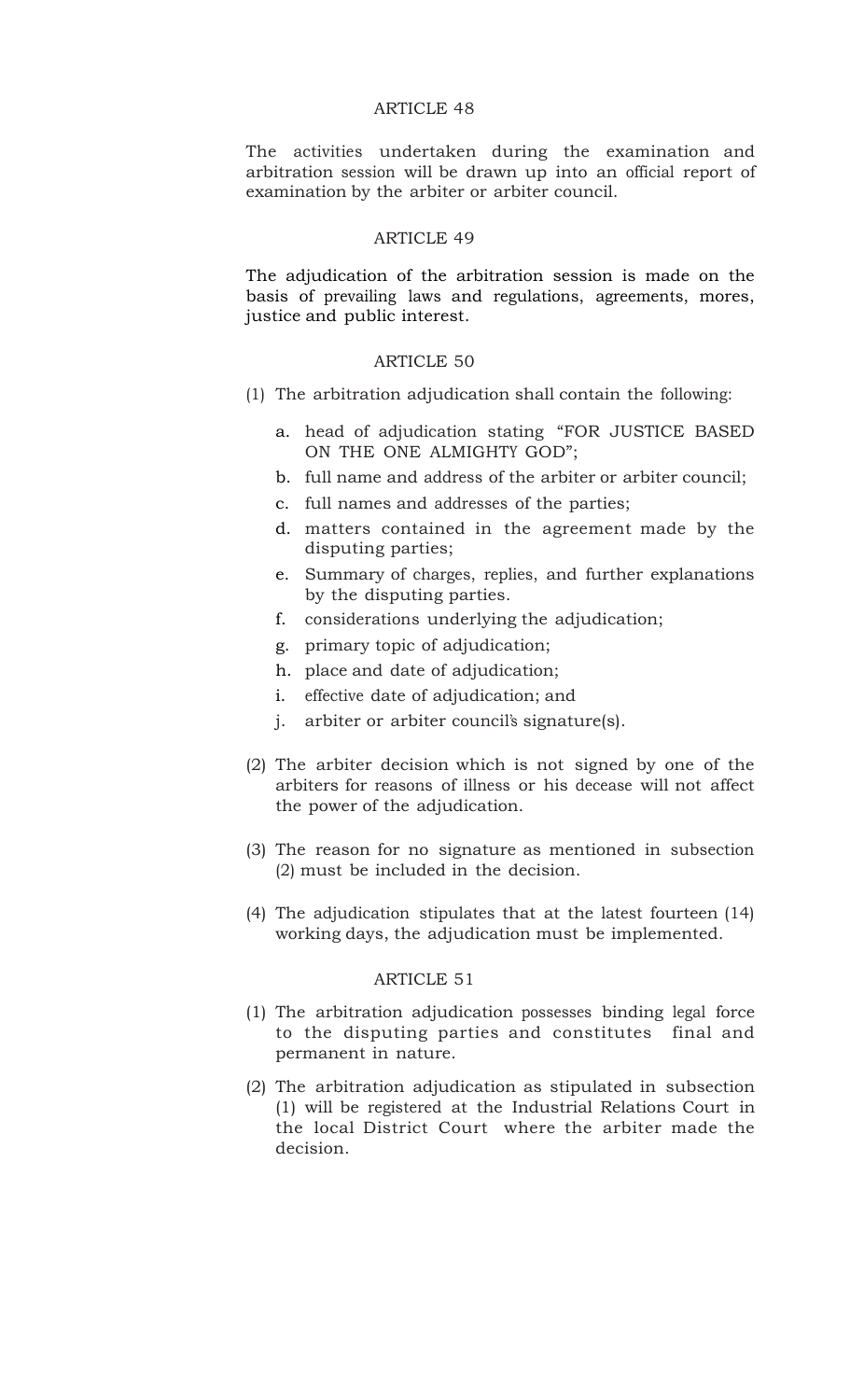### ARTICLE 48

The activities undertaken during the examination and arbitration session will be drawn up into an official report of examination by the arbiter or arbiter council.

### ARTICLE 49

The adjudication of the arbitration session is made on the basis of prevailing laws and regulations, agreements, mores, justice and public interest.

### ARTICLE 50

(1) The arbitration adjudication shall contain the following:

   a. head of adjudication stating “FOR JUSTICE BASED ON THE ONE ALMIGHTY GOD”;
   b. full name and address of the arbiter or arbiter council;
   c. full names and addresses of the parties;
   d. matters contained in the agreement made by the disputing parties;
   e. Summary of charges, replies, and further explanations by the disputing parties.
   f. considerations underlying the adjudication;
   g. primary topic of adjudication;
   h. place and date of adjudication;
   i. effective date of adjudication; and
   j. arbiter or arbiter council's signature(s).

(2) The arbiter decision which is not signed by one of the arbiters for reasons of illness or his decease will not affect the power of the adjudication.

(3) The reason for no signature as mentioned in subsection (2) must be included in the decision.

(4) The adjudication stipulates that at the latest fourteen (14) working days, the adjudication must be implemented.

### ARTICLE 51

(1) The arbitration adjudication possesses binding legal force to the disputing parties and constitutes final and permanent in nature.

(2) The arbitration adjudication as stipulated in subsection (1) will be registered at the Industrial Relations Court in the local District Court where the arbiter made the decision.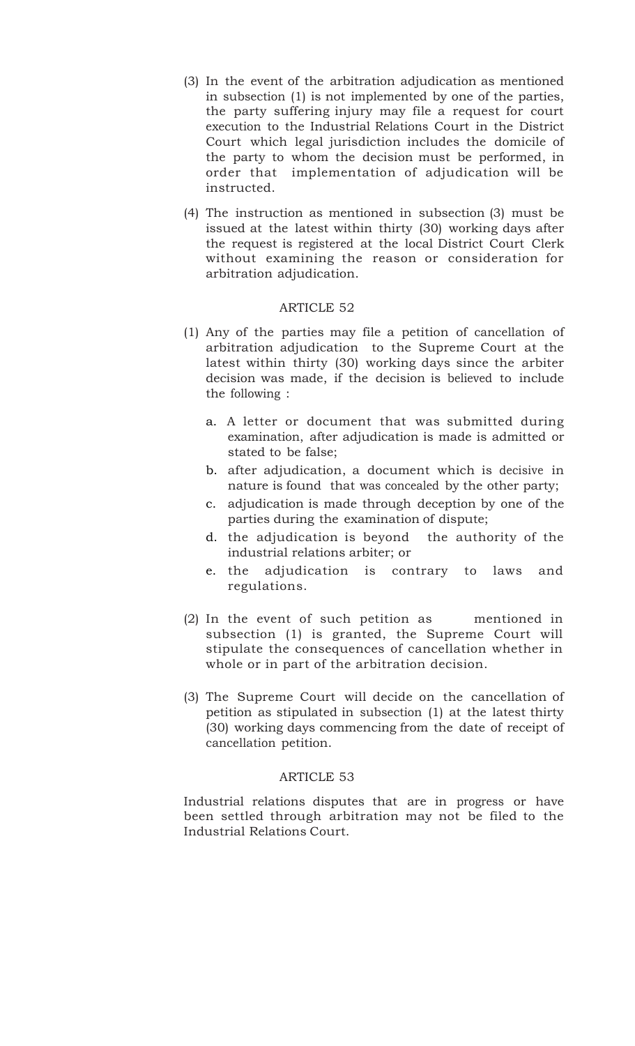(3) In the event of the arbitration adjudication as mentioned in subsection (1) is not implemented by one of the parties, the party suffering injury may file a request for court execution to the Industrial Relations Court in the District Court which legal jurisdiction includes the domicile of the party to whom the decision must be performed, in order that implementation of adjudication will be instructed.

(4) The instruction as mentioned in subsection (3) must be issued at the latest within thirty (30) working days after the request is registered at the local District Court Clerk without examining the reason or consideration for arbitration adjudication.

### ARTICLE 52

(1) Any of the parties may file a petition of cancellation of arbitration adjudication to the Supreme Court at the latest within thirty (30) working days since the arbiter decision was made, if the decision is believed to include the following :

   a. A letter or document that was submitted during examination, after adjudication is made is admitted or stated to be false;
   b. after adjudication, a document which is decisive in nature is found that was concealed by the other party;
   c. adjudication is made through deception by one of the parties during the examination of dispute;
   d. the adjudication is beyond the authority of the industrial relations arbiter; or
   e. the adjudication is contrary to laws and regulations.

(2) In the event of such petition as mentioned in subsection (1) is granted, the Supreme Court will stipulate the consequences of cancellation whether in whole or in part of the arbitration decision.

(3) The Supreme Court will decide on the cancellation of petition as stipulated in subsection (1) at the latest thirty (30) working days commencing from the date of receipt of cancellation petition.

### ARTICLE 53

Industrial relations disputes that are in progress or have been settled through arbitration may not be filed to the Industrial Relations Court.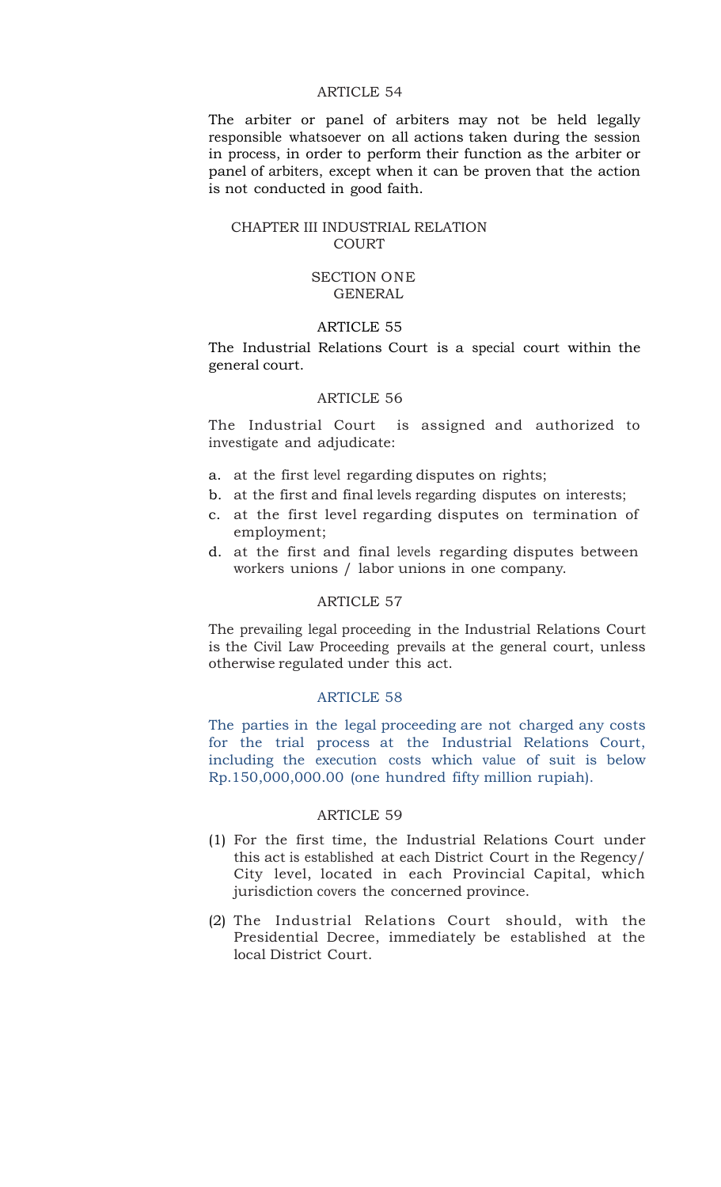### ARTICLE 54

The arbiter or panel of arbiters may not be held legally responsible whatsoever on all actions taken during the session in process, in order to perform their function as the arbiter or panel of arbiters, except when it can be proven that the action is not conducted in good faith.

## CHAPTER III INDUSTRIAL RELATION COURT

### SECTION ONE GENERAL

### ARTICLE 55

The Industrial Relations Court is a special court within the general court.

### ARTICLE 56

The Industrial Court is assigned and authorized to investigate and adjudicate:

a. at the first level regarding disputes on rights;
b. at the first and final levels regarding disputes on interests;
c. at the first level regarding disputes on termination of employment;
d. at the first and final levels regarding disputes between workers unions / labor unions in one company.

### ARTICLE 57

The prevailing legal proceeding in the Industrial Relations Court is the Civil Law Proceeding prevails at the general court, unless otherwise regulated under this act.

### ARTICLE 58

The parties in the legal proceeding are not charged any costs for the trial process at the Industrial Relations Court, including the execution costs which value of suit is below Rp.150,000,000.00 (one hundred fifty million rupiah).

### ARTICLE 59

(1) For the first time, the Industrial Relations Court under this act is established at each District Court in the Regency/ City level, located in each Provincial Capital, which jurisdiction covers the concerned province.

(2) The Industrial Relations Court should, with the Presidential Decree, immediately be established at the local District Court.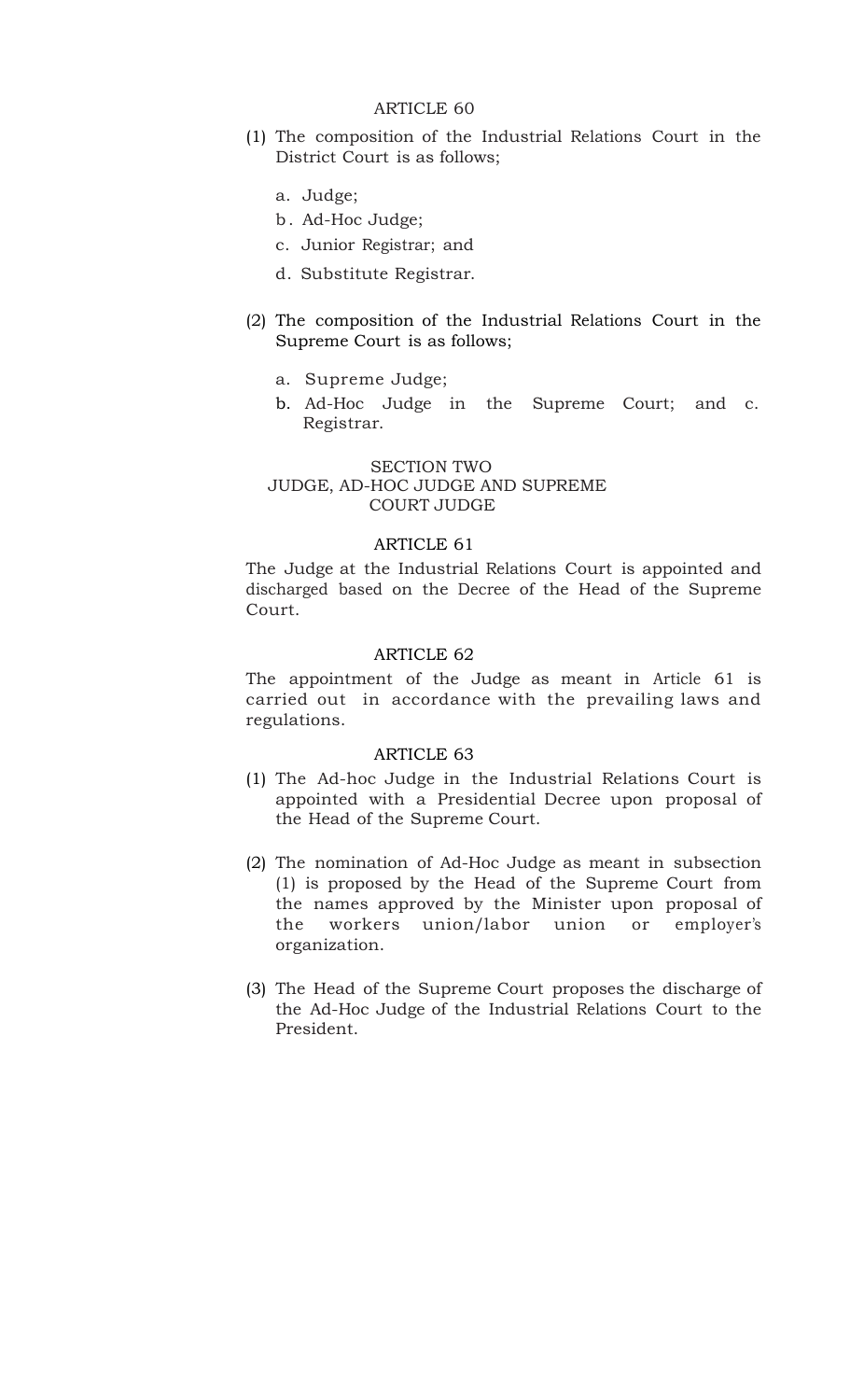### ARTICLE 60

(1) The composition of the Industrial Relations Court in the District Court is as follows;

a. Judge;
b. Ad-Hoc Judge;
c. Junior Registrar; and
d. Substitute Registrar.

(2) The composition of the Industrial Relations Court in the Supreme Court is as follows;

a. Supreme Judge;
b. Ad-Hoc Judge in the Supreme Court; and c. Registrar.

## SECTION TWO
## JUDGE, AD-HOC JUDGE AND SUPREME COURT JUDGE

### ARTICLE 61

The Judge at the Industrial Relations Court is appointed and discharged based on the Decree of the Head of the Supreme Court.

### ARTICLE 62

The appointment of the Judge as meant in Article 61 is carried out in accordance with the prevailing laws and regulations.

### ARTICLE 63

(1) The Ad-hoc Judge in the Industrial Relations Court is appointed with a Presidential Decree upon proposal of the Head of the Supreme Court.

(2) The nomination of Ad-Hoc Judge as meant in subsection (1) is proposed by the Head of the Supreme Court from the names approved by the Minister upon proposal of the workers union/labor union or employer's organization.

(3) The Head of the Supreme Court proposes the discharge of the Ad-Hoc Judge of the Industrial Relations Court to the President.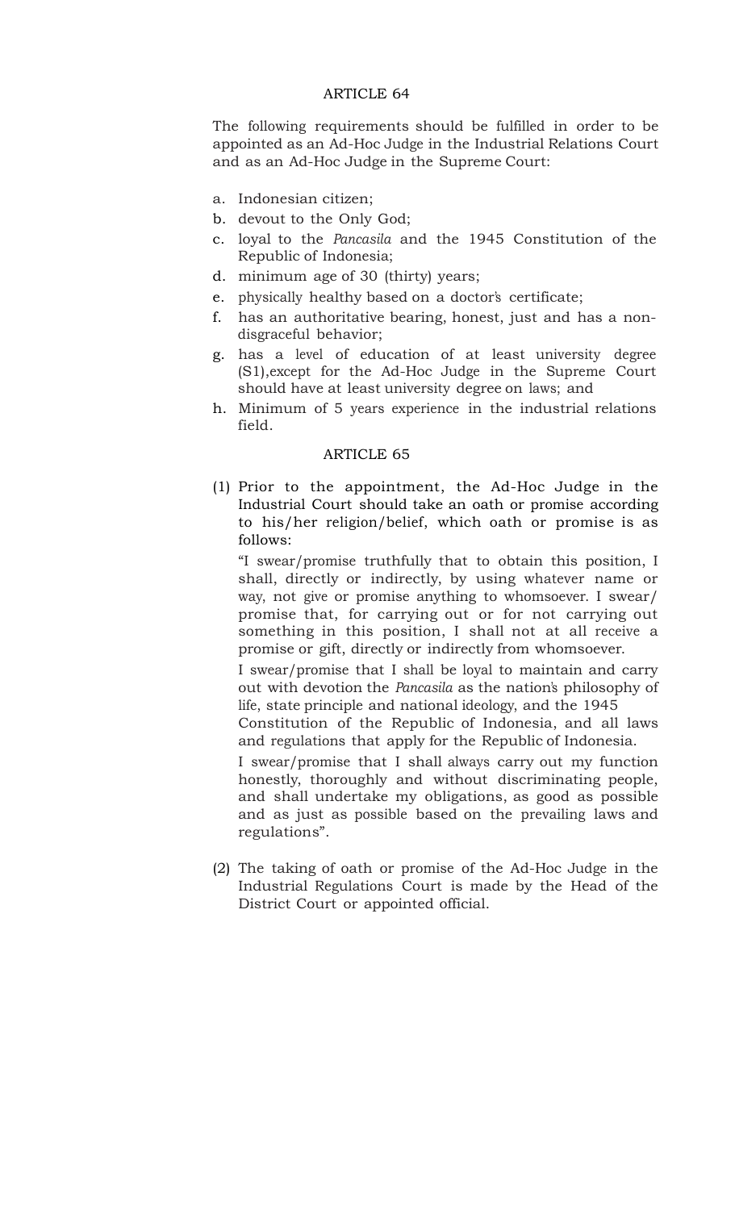## ARTICLE 64

The following requirements should be fulfilled in order to be appointed as an Ad-Hoc Judge in the Industrial Relations Court and as an Ad-Hoc Judge in the Supreme Court:

a. Indonesian citizen;
b. devout to the Only God;
c. loyal to the *Pancasila* and the 1945 Constitution of the Republic of Indonesia;
d. minimum age of 30 (thirty) years;
e. physically healthy based on a doctor's certificate;
f. has an authoritative bearing, honest, just and has a non-disgraceful behavior;
g. has a level of education of at least university degree (S1),except for the Ad-Hoc Judge in the Supreme Court should have at least university degree on laws; and
h. Minimum of 5 years experience in the industrial relations field.

## ARTICLE 65

(1) Prior to the appointment, the Ad-Hoc Judge in the Industrial Court should take an oath or promise according to his/her religion/belief, which oath or promise is as follows:

"I swear/promise truthfully that to obtain this position, I shall, directly or indirectly, by using whatever name or way, not give or promise anything to whomsoever. I swear/ promise that, for carrying out or for not carrying out something in this position, I shall not at all receive a promise or gift, directly or indirectly from whomsoever.

I swear/promise that I shall be loyal to maintain and carry out with devotion the *Pancasila* as the nation's philosophy of life, state principle and national ideology, and the 1945 Constitution of the Republic of Indonesia, and all laws and regulations that apply for the Republic of Indonesia.

I swear/promise that I shall always carry out my function honestly, thoroughly and without discriminating people, and shall undertake my obligations, as good as possible and as just as possible based on the prevailing laws and regulations".

(2) The taking of oath or promise of the Ad-Hoc Judge in the Industrial Regulations Court is made by the Head of the District Court or appointed official.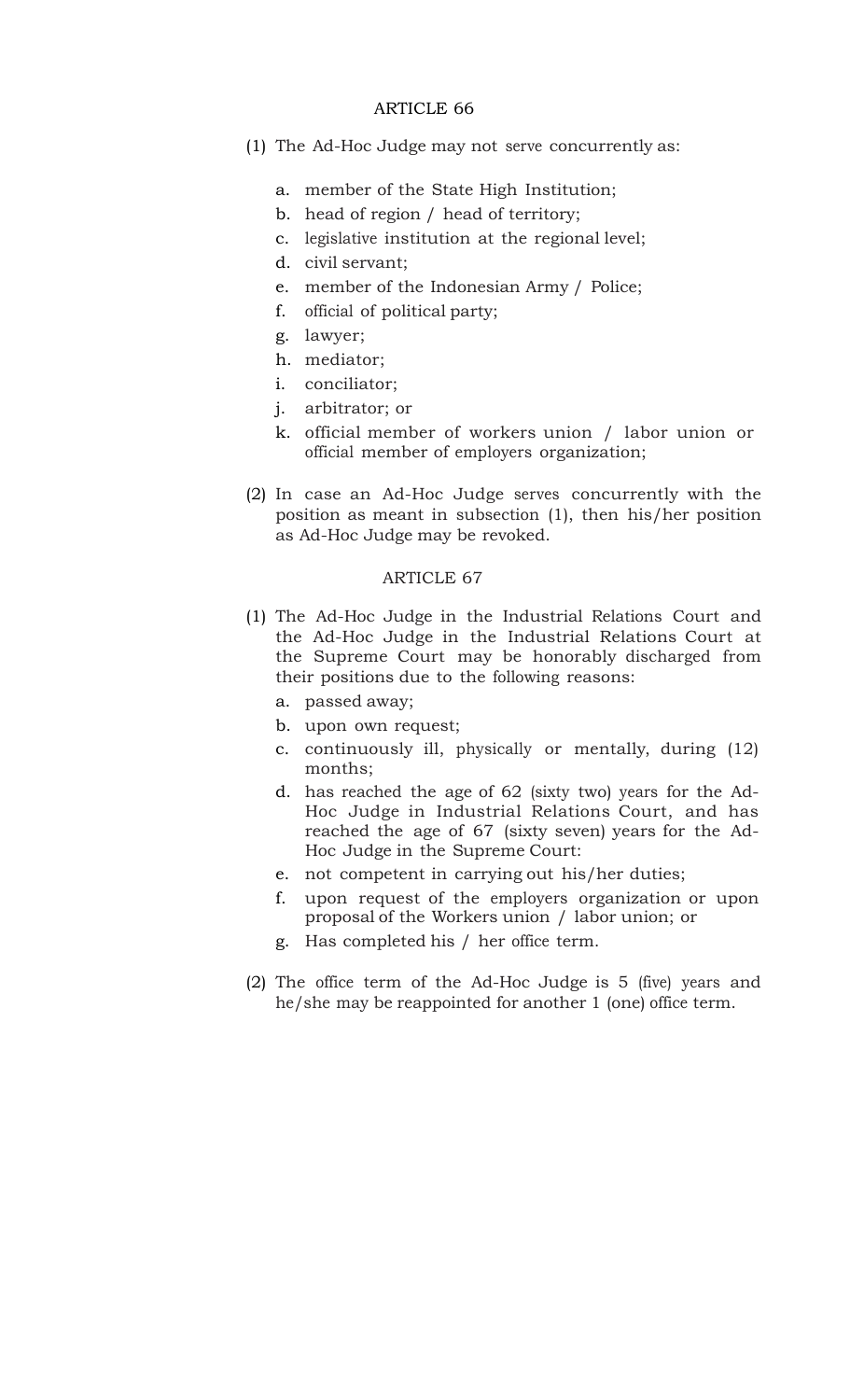## ARTICLE 66

(1) The Ad-Hoc Judge may not serve concurrently as:

   a. member of the State High Institution;
   b. head of region / head of territory;
   c. legislative institution at the regional level;
   d. civil servant;
   e. member of the Indonesian Army / Police;
   f. official of political party;
   g. lawyer;
   h. mediator;
   i. conciliator;
   j. arbitrator; or
   k. official member of workers union / labor union or official member of employers organization;

(2) In case an Ad-Hoc Judge serves concurrently with the position as meant in subsection (1), then his/her position as Ad-Hoc Judge may be revoked.

## ARTICLE 67

(1) The Ad-Hoc Judge in the Industrial Relations Court and the Ad-Hoc Judge in the Industrial Relations Court at the Supreme Court may be honorably discharged from their positions due to the following reasons:
   a. passed away;
   b. upon own request;
   c. continuously ill, physically or mentally, during (12) months;
   d. has reached the age of 62 (sixty two) years for the Ad-Hoc Judge in Industrial Relations Court, and has reached the age of 67 (sixty seven) years for the Ad-Hoc Judge in the Supreme Court:
   e. not competent in carrying out his/her duties;
   f. upon request of the employers organization or upon proposal of the Workers union / labor union; or
   g. Has completed his / her office term.

(2) The office term of the Ad-Hoc Judge is 5 (five) years and he/she may be reappointed for another 1 (one) office term.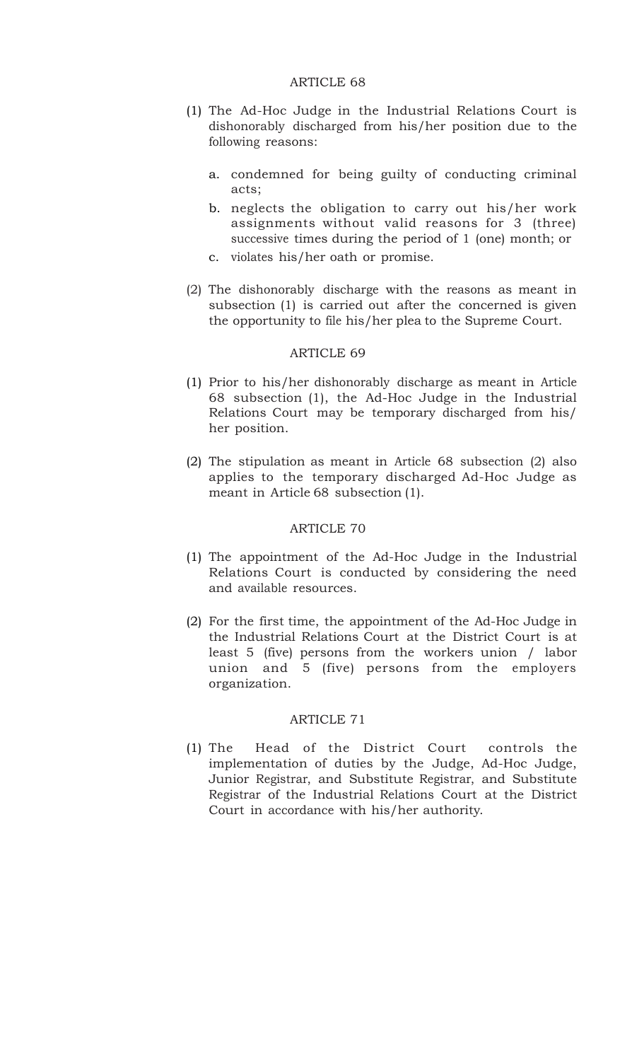## ARTICLE 68

(1) The Ad-Hoc Judge in the Industrial Relations Court is dishonorably discharged from his/her position due to the following reasons:

   a. condemned for being guilty of conducting criminal acts;
   b. neglects the obligation to carry out his/her work assignments without valid reasons for 3 (three) successive times during the period of 1 (one) month; or
   c. violates his/her oath or promise.

(2) The dishonorably discharge with the reasons as meant in subsection (1) is carried out after the concerned is given the opportunity to file his/her plea to the Supreme Court.

## ARTICLE 69

(1) Prior to his/her dishonorably discharge as meant in Article 68 subsection (1), the Ad-Hoc Judge in the Industrial Relations Court may be temporary discharged from his/her position.

(2) The stipulation as meant in Article 68 subsection (2) also applies to the temporary discharged Ad-Hoc Judge as meant in Article 68 subsection (1).

## ARTICLE 70

(1) The appointment of the Ad-Hoc Judge in the Industrial Relations Court is conducted by considering the need and available resources.

(2) For the first time, the appointment of the Ad-Hoc Judge in the Industrial Relations Court at the District Court is at least 5 (five) persons from the workers union / labor union and 5 (five) persons from the employers organization.

## ARTICLE 71

(1) The Head of the District Court controls the implementation of duties by the Judge, Ad-Hoc Judge, Junior Registrar, and Substitute Registrar, and Substitute Registrar of the Industrial Relations Court at the District Court in accordance with his/her authority.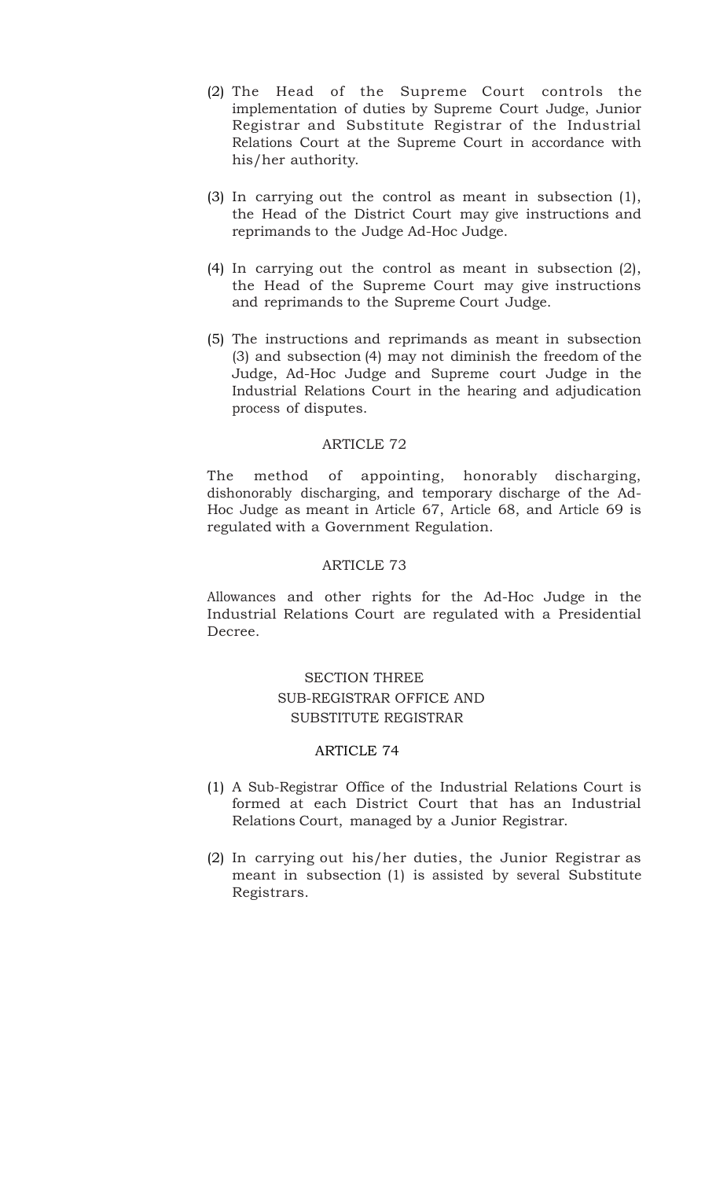(2) The Head of the Supreme Court controls the implementation of duties by Supreme Court Judge, Junior Registrar and Substitute Registrar of the Industrial Relations Court at the Supreme Court in accordance with his/her authority.

(3) In carrying out the control as meant in subsection (1), the Head of the District Court may give instructions and reprimands to the Judge Ad-Hoc Judge.

(4) In carrying out the control as meant in subsection (2), the Head of the Supreme Court may give instructions and reprimands to the Supreme Court Judge.

(5) The instructions and reprimands as meant in subsection (3) and subsection (4) may not diminish the freedom of the Judge, Ad-Hoc Judge and Supreme court Judge in the Industrial Relations Court in the hearing and adjudication process of disputes.

### ARTICLE 72

The method of appointing, honorably discharging, dishonorably discharging, and temporary discharge of the Ad-Hoc Judge as meant in Article 67, Article 68, and Article 69 is regulated with a Government Regulation.

### ARTICLE 73

Allowances and other rights for the Ad-Hoc Judge in the Industrial Relations Court are regulated with a Presidential Decree.

## SECTION THREE
## SUB-REGISTRAR OFFICE AND SUBSTITUTE REGISTRAR

### ARTICLE 74

(1) A Sub-Registrar Office of the Industrial Relations Court is formed at each District Court that has an Industrial Relations Court, managed by a Junior Registrar.

(2) In carrying out his/her duties, the Junior Registrar as meant in subsection (1) is assisted by several Substitute Registrars.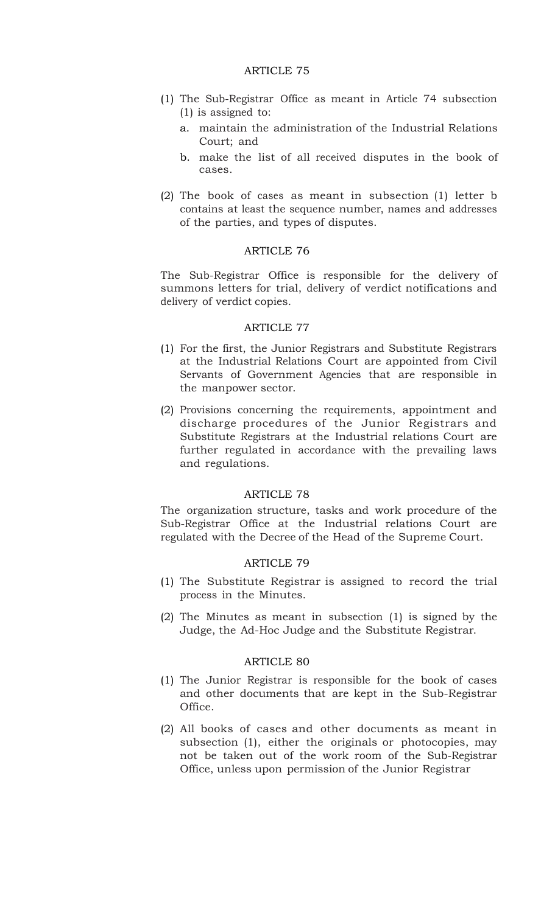## ARTICLE 75

(1) The Sub-Registrar Office as meant in Article 74 subsection (1) is assigned to:

   a. maintain the administration of the Industrial Relations Court; and

   b. make the list of all received disputes in the book of cases.

(2) The book of cases as meant in subsection (1) letter b contains at least the sequence number, names and addresses of the parties, and types of disputes.

## ARTICLE 76

The Sub-Registrar Office is responsible for the delivery of summons letters for trial, delivery of verdict notifications and delivery of verdict copies.

## ARTICLE 77

(1) For the first, the Junior Registrars and Substitute Registrars at the Industrial Relations Court are appointed from Civil Servants of Government Agencies that are responsible in the manpower sector.

(2) Provisions concerning the requirements, appointment and discharge procedures of the Junior Registrars and Substitute Registrars at the Industrial relations Court are further regulated in accordance with the prevailing laws and regulations.

## ARTICLE 78

The organization structure, tasks and work procedure of the Sub-Registrar Office at the Industrial relations Court are regulated with the Decree of the Head of the Supreme Court.

## ARTICLE 79

(1) The Substitute Registrar is assigned to record the trial process in the Minutes.

(2) The Minutes as meant in subsection (1) is signed by the Judge, the Ad-Hoc Judge and the Substitute Registrar.

## ARTICLE 80

(1) The Junior Registrar is responsible for the book of cases and other documents that are kept in the Sub-Registrar Office.

(2) All books of cases and other documents as meant in subsection (1), either the originals or photocopies, may not be taken out of the work room of the Sub-Registrar Office, unless upon permission of the Junior Registrar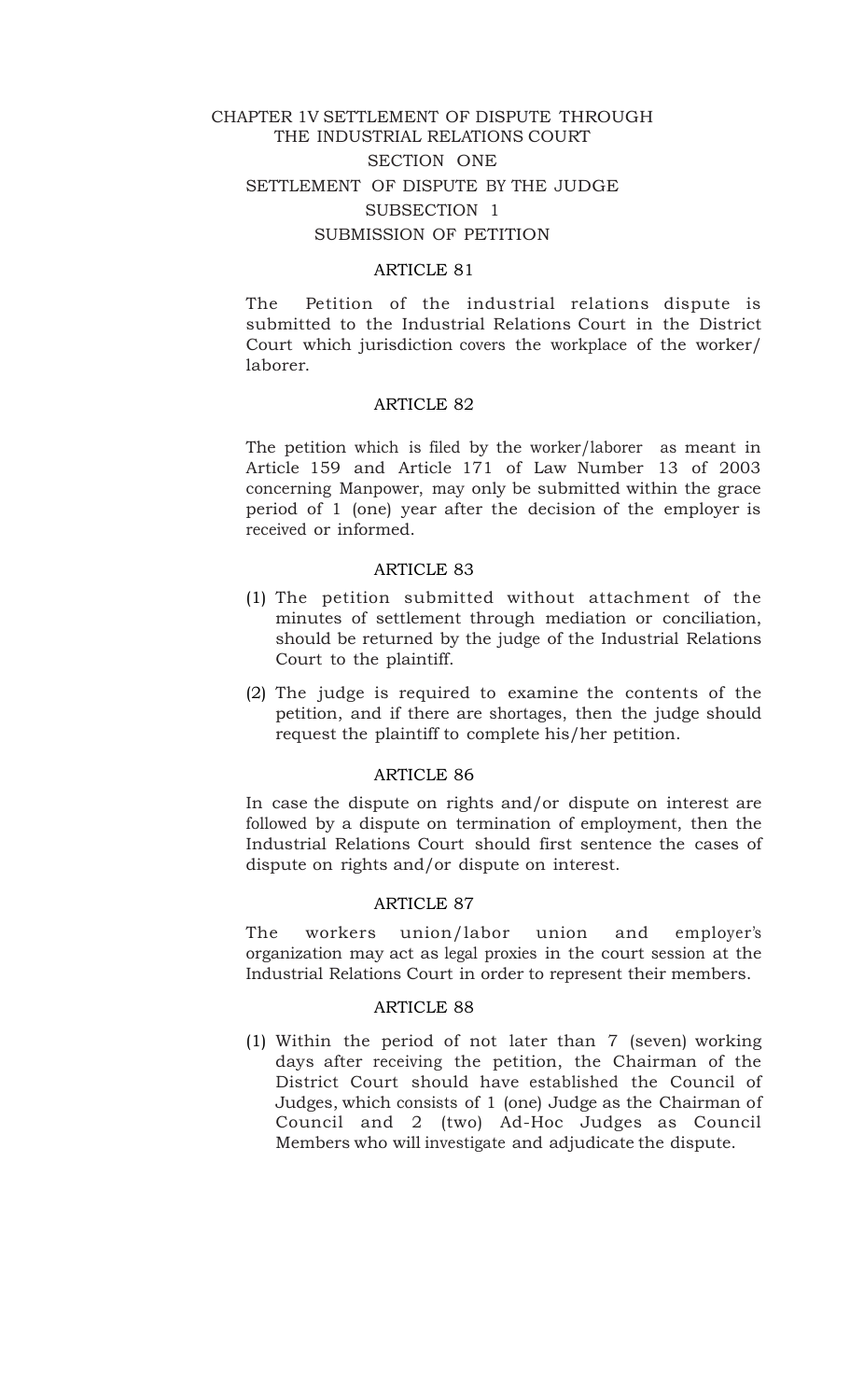# CHAPTER 1V SETTLEMENT OF DISPUTE THROUGH THE INDUSTRIAL RELATIONS COURT

## SECTION ONE

## SETTLEMENT OF DISPUTE BY THE JUDGE

### SUBSECTION 1

### SUBMISSION OF PETITION

#### ARTICLE 81

The Petition of the industrial relations dispute is submitted to the Industrial Relations Court in the District Court which jurisdiction covers the workplace of the worker/ laborer.

#### ARTICLE 82

The petition which is filed by the worker/laborer as meant in Article 159 and Article 171 of Law Number 13 of 2003 concerning Manpower, may only be submitted within the grace period of 1 (one) year after the decision of the employer is received or informed.

#### ARTICLE 83

(1) The petition submitted without attachment of the minutes of settlement through mediation or conciliation, should be returned by the judge of the Industrial Relations Court to the plaintiff.

(2) The judge is required to examine the contents of the petition, and if there are shortages, then the judge should request the plaintiff to complete his/her petition.

#### ARTICLE 86

In case the dispute on rights and/or dispute on interest are followed by a dispute on termination of employment, then the Industrial Relations Court should first sentence the cases of dispute on rights and/or dispute on interest.

#### ARTICLE 87

The workers union/labor union and employer's organization may act as legal proxies in the court session at the Industrial Relations Court in order to represent their members.

#### ARTICLE 88

(1) Within the period of not later than 7 (seven) working days after receiving the petition, the Chairman of the District Court should have established the Council of Judges, which consists of 1 (one) Judge as the Chairman of Council and 2 (two) Ad-Hoc Judges as Council Members who will investigate and adjudicate the dispute.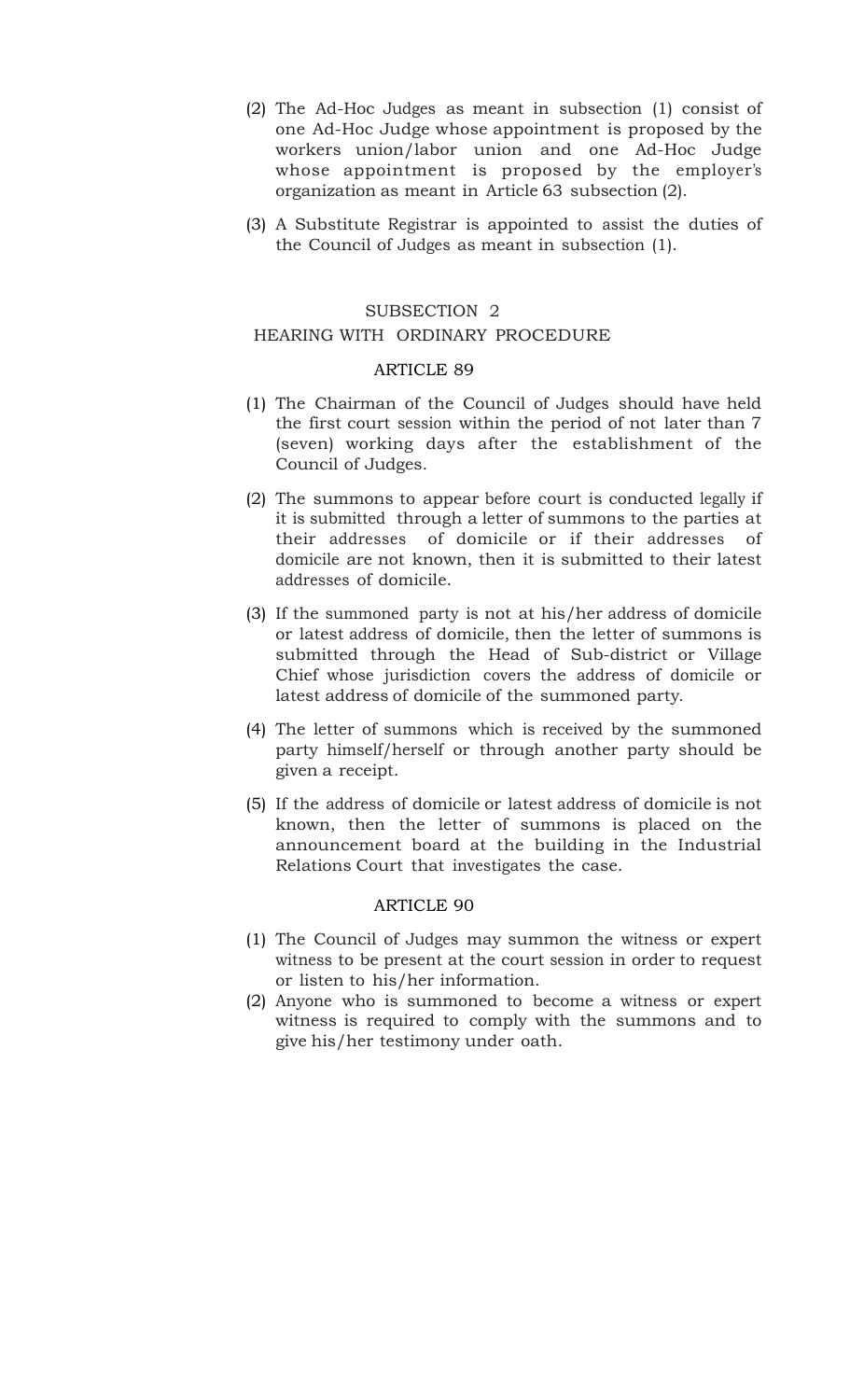(2) The Ad-Hoc Judges as meant in subsection (1) consist of one Ad-Hoc Judge whose appointment is proposed by the workers union/labor union and one Ad-Hoc Judge whose appointment is proposed by the employer's organization as meant in Article 63 subsection (2).

(3) A Substitute Registrar is appointed to assist the duties of the Council of Judges as meant in subsection (1).

### SUBSECTION 2
### HEARING WITH ORDINARY PROCEDURE

#### ARTICLE 89

(1) The Chairman of the Council of Judges should have held the first court session within the period of not later than 7 (seven) working days after the establishment of the Council of Judges.

(2) The summons to appear before court is conducted legally if it is submitted through a letter of summons to the parties at their addresses of domicile or if their addresses of domicile are not known, then it is submitted to their latest addresses of domicile.

(3) If the summoned party is not at his/her address of domicile or latest address of domicile, then the letter of summons is submitted through the Head of Sub-district or Village Chief whose jurisdiction covers the address of domicile or latest address of domicile of the summoned party.

(4) The letter of summons which is received by the summoned party himself/herself or through another party should be given a receipt.

(5) If the address of domicile or latest address of domicile is not known, then the letter of summons is placed on the announcement board at the building in the Industrial Relations Court that investigates the case.

#### ARTICLE 90

(1) The Council of Judges may summon the witness or expert witness to be present at the court session in order to request or listen to his/her information.

(2) Anyone who is summoned to become a witness or expert witness is required to comply with the summons and to give his/her testimony under oath.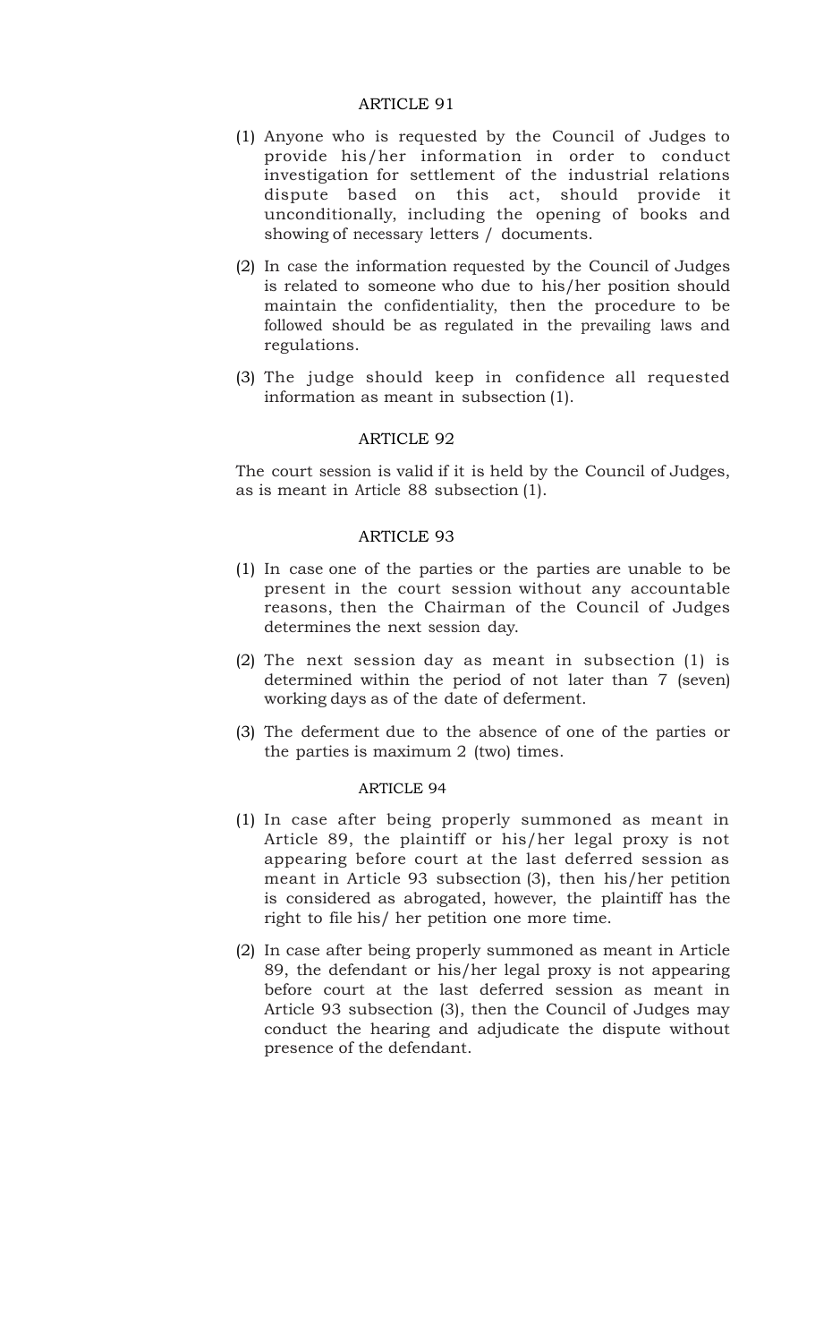### ARTICLE 91

(1) Anyone who is requested by the Council of Judges to provide his/her information in order to conduct investigation for settlement of the industrial relations dispute based on this act, should provide it unconditionally, including the opening of books and showing of necessary letters / documents.

(2) In case the information requested by the Council of Judges is related to someone who due to his/her position should maintain the confidentiality, then the procedure to be followed should be as regulated in the prevailing laws and regulations.

(3) The judge should keep in confidence all requested information as meant in subsection (1).

### ARTICLE 92

The court session is valid if it is held by the Council of Judges, as is meant in Article 88 subsection (1).

### ARTICLE 93

(1) In case one of the parties or the parties are unable to be present in the court session without any accountable reasons, then the Chairman of the Council of Judges determines the next session day.

(2) The next session day as meant in subsection (1) is determined within the period of not later than 7 (seven) working days as of the date of deferment.

(3) The deferment due to the absence of one of the parties or the parties is maximum 2 (two) times.

### ARTICLE 94

(1) In case after being properly summoned as meant in Article 89, the plaintiff or his/her legal proxy is not appearing before court at the last deferred session as meant in Article 93 subsection (3), then his/her petition is considered as abrogated, however, the plaintiff has the right to file his/ her petition one more time.

(2) In case after being properly summoned as meant in Article 89, the defendant or his/her legal proxy is not appearing before court at the last deferred session as meant in Article 93 subsection (3), then the Council of Judges may conduct the hearing and adjudicate the dispute without presence of the defendant.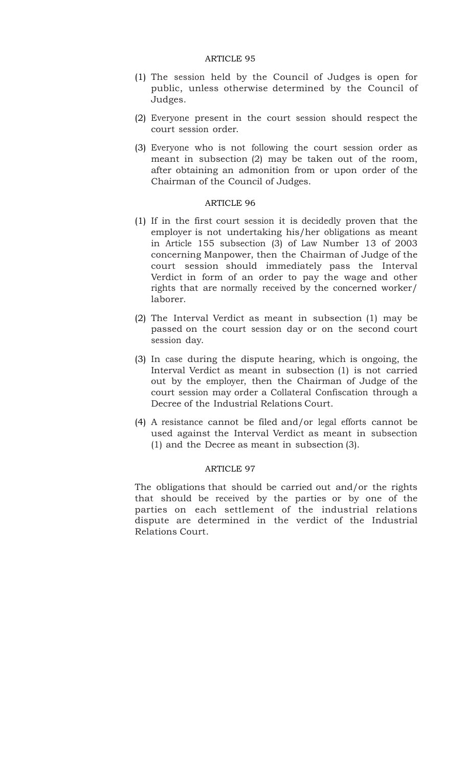### ARTICLE 95

(1) The session held by the Council of Judges is open for public, unless otherwise determined by the Council of Judges.

(2) Everyone present in the court session should respect the court session order.

(3) Everyone who is not following the court session order as meant in subsection (2) may be taken out of the room, after obtaining an admonition from or upon order of the Chairman of the Council of Judges.

### ARTICLE 96

(1) If in the first court session it is decidedly proven that the employer is not undertaking his/her obligations as meant in Article 155 subsection (3) of Law Number 13 of 2003 concerning Manpower, then the Chairman of Judge of the court session should immediately pass the Interval Verdict in form of an order to pay the wage and other rights that are normally received by the concerned worker/ laborer.

(2) The Interval Verdict as meant in subsection (1) may be passed on the court session day or on the second court session day.

(3) In case during the dispute hearing, which is ongoing, the Interval Verdict as meant in subsection (1) is not carried out by the employer, then the Chairman of Judge of the court session may order a Collateral Confiscation through a Decree of the Industrial Relations Court.

(4) A resistance cannot be filed and/or legal efforts cannot be used against the Interval Verdict as meant in subsection (1) and the Decree as meant in subsection (3).

### ARTICLE 97

The obligations that should be carried out and/or the rights that should be received by the parties or by one of the parties on each settlement of the industrial relations dispute are determined in the verdict of the Industrial Relations Court.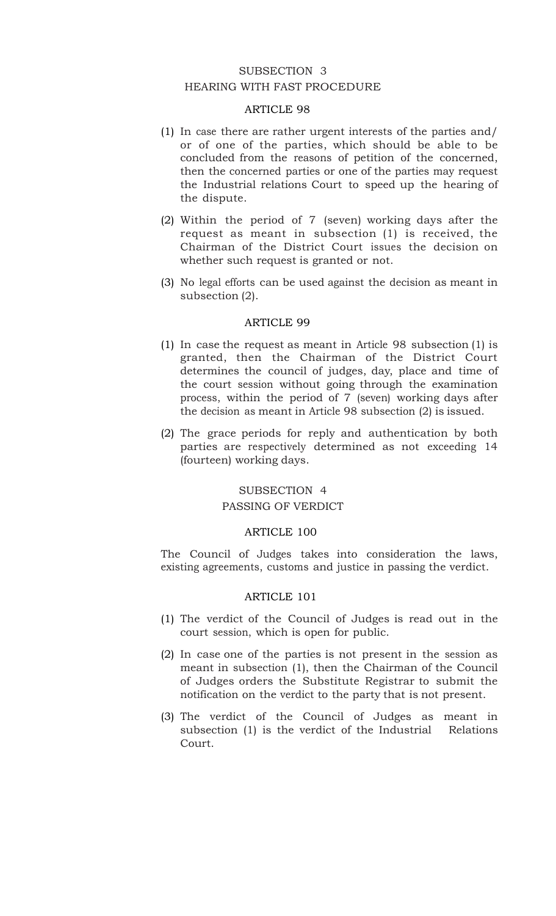## SUBSECTION 3
## HEARING WITH FAST PROCEDURE

### ARTICLE 98

(1) In case there are rather urgent interests of the parties and/ or of one of the parties, which should be able to be concluded from the reasons of petition of the concerned, then the concerned parties or one of the parties may request the Industrial relations Court to speed up the hearing of the dispute.

(2) Within the period of 7 (seven) working days after the request as meant in subsection (1) is received, the Chairman of the District Court issues the decision on whether such request is granted or not.

(3) No legal efforts can be used against the decision as meant in subsection (2).

### ARTICLE 99

(1) In case the request as meant in Article 98 subsection (1) is granted, then the Chairman of the District Court determines the council of judges, day, place and time of the court session without going through the examination process, within the period of 7 (seven) working days after the decision as meant in Article 98 subsection (2) is issued.

(2) The grace periods for reply and authentication by both parties are respectively determined as not exceeding 14 (fourteen) working days.

## SUBSECTION 4
## PASSING OF VERDICT

### ARTICLE 100

The Council of Judges takes into consideration the laws, existing agreements, customs and justice in passing the verdict.

### ARTICLE 101

(1) The verdict of the Council of Judges is read out in the court session, which is open for public.

(2) In case one of the parties is not present in the session as meant in subsection (1), then the Chairman of the Council of Judges orders the Substitute Registrar to submit the notification on the verdict to the party that is not present.

(3) The verdict of the Council of Judges as meant in subsection (1) is the verdict of the Industrial Relations Court.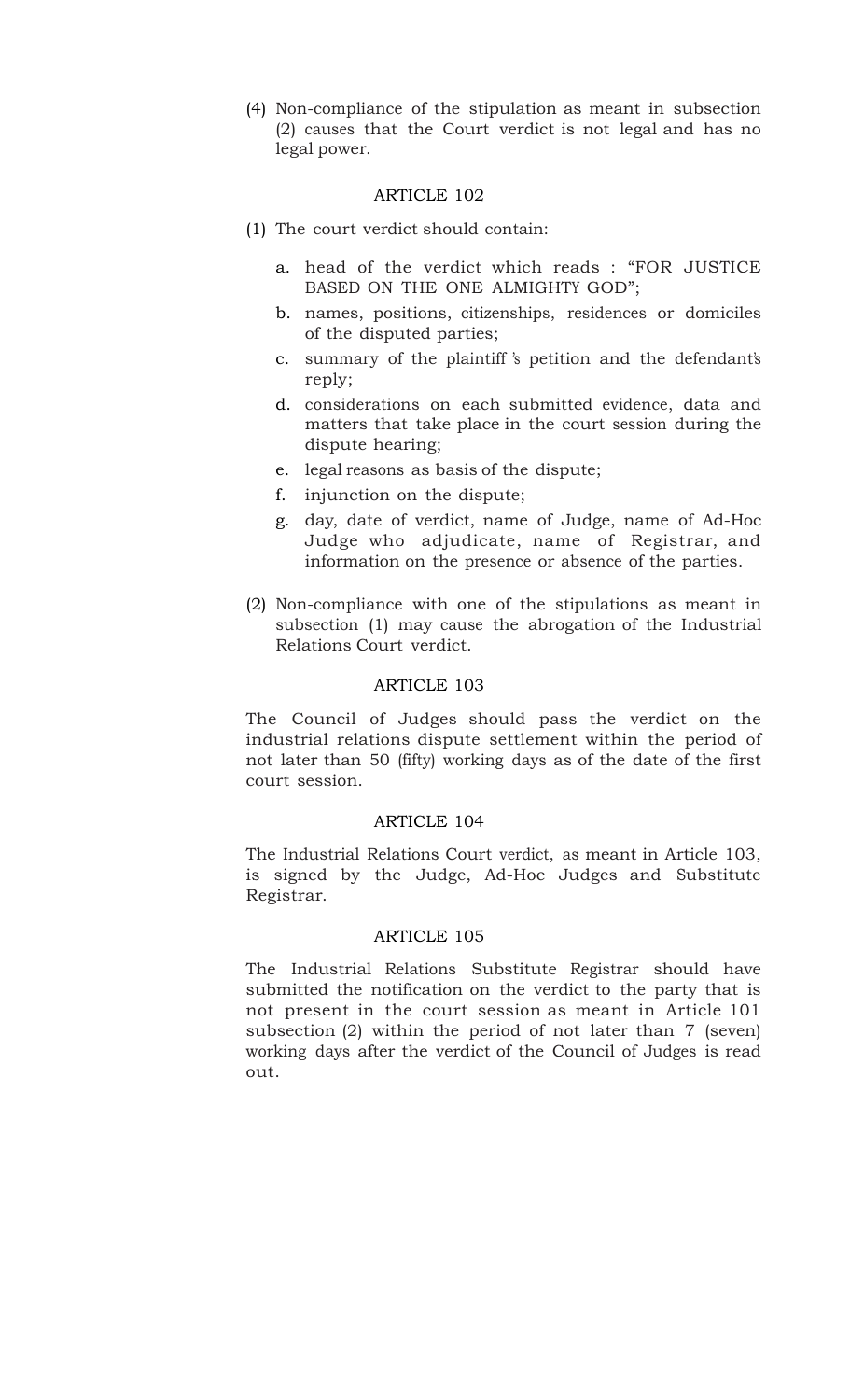(4) Non-compliance of the stipulation as meant in subsection (2) causes that the Court verdict is not legal and has no legal power.

## ARTICLE 102

(1) The court verdict should contain:

   a. head of the verdict which reads : "FOR JUSTICE BASED ON THE ONE ALMIGHTY GOD";
   b. names, positions, citizenships, residences or domiciles of the disputed parties;
   c. summary of the plaintiff 's petition and the defendant's reply;
   d. considerations on each submitted evidence, data and matters that take place in the court session during the dispute hearing;
   e. legal reasons as basis of the dispute;
   f. injunction on the dispute;
   g. day, date of verdict, name of Judge, name of Ad-Hoc Judge who adjudicate, name of Registrar, and information on the presence or absence of the parties.

(2) Non-compliance with one of the stipulations as meant in subsection (1) may cause the abrogation of the Industrial Relations Court verdict.

## ARTICLE 103

The Council of Judges should pass the verdict on the industrial relations dispute settlement within the period of not later than 50 (fifty) working days as of the date of the first court session.

## ARTICLE 104

The Industrial Relations Court verdict, as meant in Article 103, is signed by the Judge, Ad-Hoc Judges and Substitute Registrar.

## ARTICLE 105

The Industrial Relations Substitute Registrar should have submitted the notification on the verdict to the party that is not present in the court session as meant in Article 101 subsection (2) within the period of not later than 7 (seven) working days after the verdict of the Council of Judges is read out.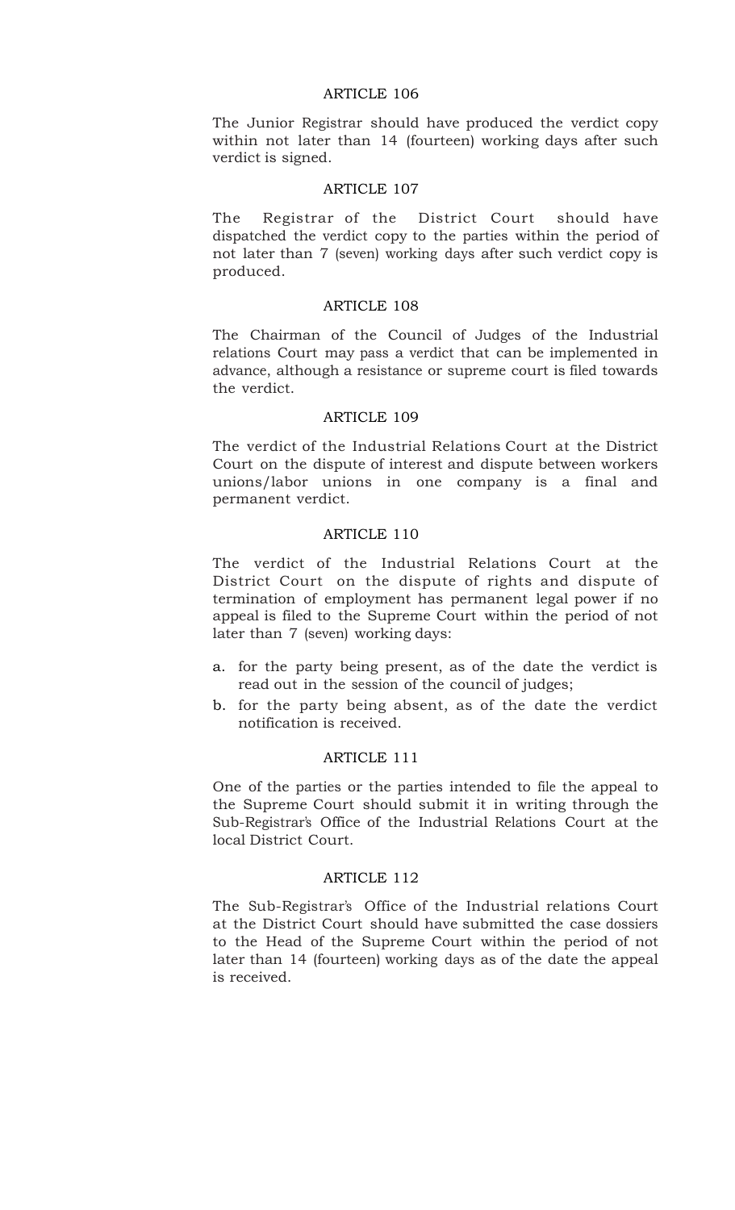### ARTICLE 106

The Junior Registrar should have produced the verdict copy within not later than 14 (fourteen) working days after such verdict is signed.

### ARTICLE 107

The Registrar of the District Court should have dispatched the verdict copy to the parties within the period of not later than 7 (seven) working days after such verdict copy is produced.

### ARTICLE 108

The Chairman of the Council of Judges of the Industrial relations Court may pass a verdict that can be implemented in advance, although a resistance or supreme court is filed towards the verdict.

### ARTICLE 109

The verdict of the Industrial Relations Court at the District Court on the dispute of interest and dispute between workers unions/labor unions in one company is a final and permanent verdict.

### ARTICLE 110

The verdict of the Industrial Relations Court at the District Court on the dispute of rights and dispute of termination of employment has permanent legal power if no appeal is filed to the Supreme Court within the period of not later than 7 (seven) working days:

a. for the party being present, as of the date the verdict is read out in the session of the council of judges;
b. for the party being absent, as of the date the verdict notification is received.

### ARTICLE 111

One of the parties or the parties intended to file the appeal to the Supreme Court should submit it in writing through the Sub-Registrar's Office of the Industrial Relations Court at the local District Court.

### ARTICLE 112

The Sub-Registrar's Office of the Industrial relations Court at the District Court should have submitted the case dossiers to the Head of the Supreme Court within the period of not later than 14 (fourteen) working days as of the date the appeal is received.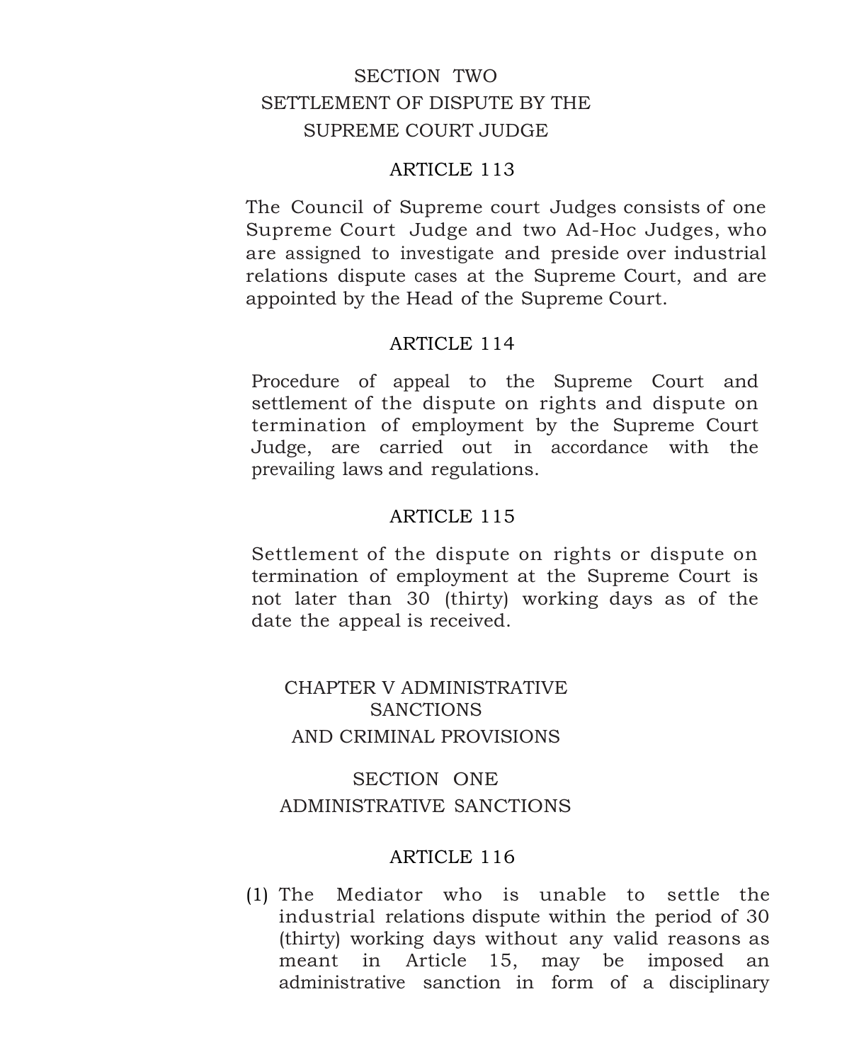## SECTION TWO
## SETTLEMENT OF DISPUTE BY THE SUPREME COURT JUDGE

### ARTICLE 113

The Council of Supreme court Judges consists of one Supreme Court Judge and two Ad-Hoc Judges, who are assigned to investigate and preside over industrial relations dispute cases at the Supreme Court, and are appointed by the Head of the Supreme Court.

### ARTICLE 114

Procedure of appeal to the Supreme Court and settlement of the dispute on rights and dispute on termination of employment by the Supreme Court Judge, are carried out in accordance with the prevailing laws and regulations.

### ARTICLE 115

Settlement of the dispute on rights or dispute on termination of employment at the Supreme Court is not later than 30 (thirty) working days as of the date the appeal is received.

# CHAPTER V ADMINISTRATIVE SANCTIONS AND CRIMINAL PROVISIONS

## SECTION ONE
## ADMINISTRATIVE SANCTIONS

### ARTICLE 116

(1) The Mediator who is unable to settle the industrial relations dispute within the period of 30 (thirty) working days without any valid reasons as meant in Article 15, may be imposed an administrative sanction in form of a disciplinary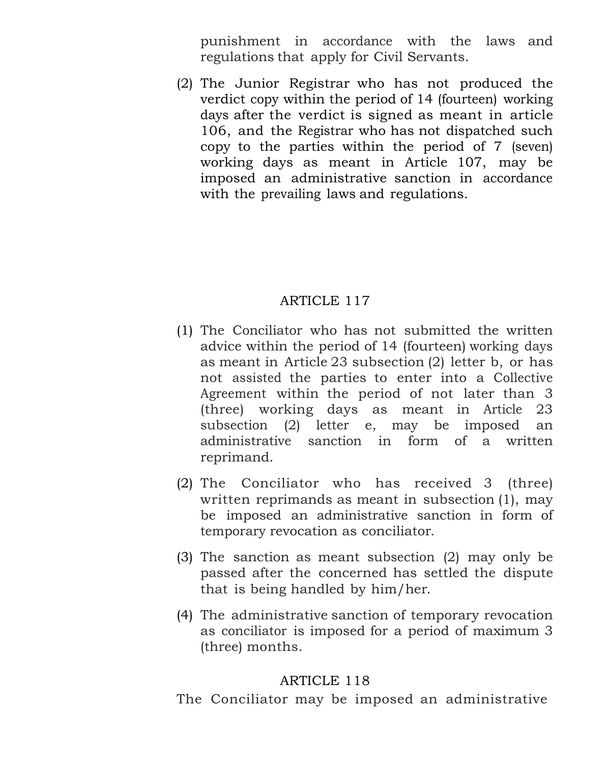punishment in accordance with the laws and regulations that apply for Civil Servants.

(2) The Junior Registrar who has not produced the verdict copy within the period of 14 (fourteen) working days after the verdict is signed as meant in article 106, and the Registrar who has not dispatched such copy to the parties within the period of 7 (seven) working days as meant in Article 107, may be imposed an administrative sanction in accordance with the prevailing laws and regulations.

## ARTICLE 117

(1) The Conciliator who has not submitted the written advice within the period of 14 (fourteen) working days as meant in Article 23 subsection (2) letter b, or has not assisted the parties to enter into a Collective Agreement within the period of not later than 3 (three) working days as meant in Article 23 subsection (2) letter e, may be imposed an administrative sanction in form of a written reprimand.

(2) The Conciliator who has received 3 (three) written reprimands as meant in subsection (1), may be imposed an administrative sanction in form of temporary revocation as conciliator.

(3) The sanction as meant subsection (2) may only be passed after the concerned has settled the dispute that is being handled by him/her.

(4) The administrative sanction of temporary revocation as conciliator is imposed for a period of maximum 3 (three) months.

## ARTICLE 118

The Conciliator may be imposed an administrative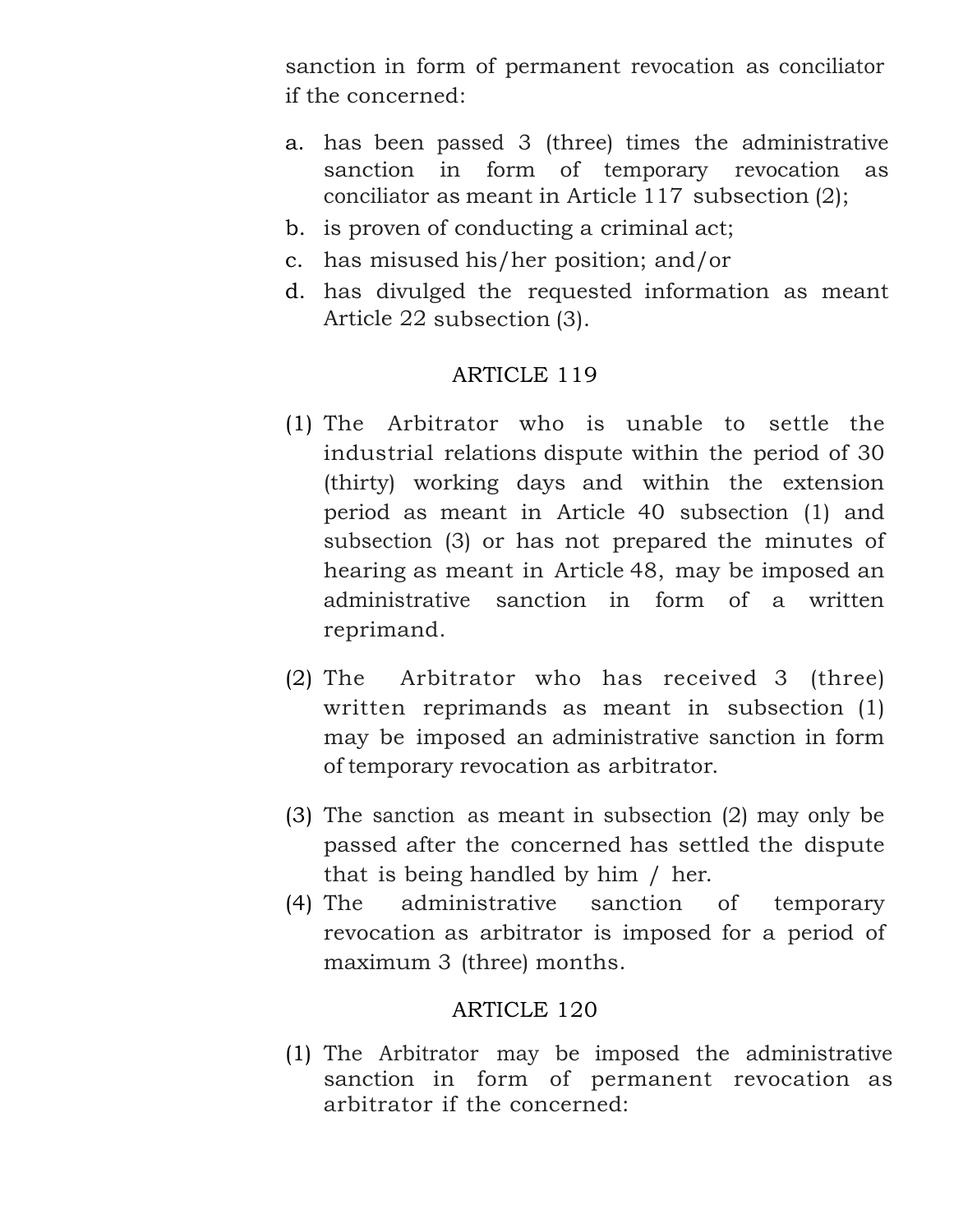sanction in form of permanent revocation as conciliator if the concerned:

a. has been passed 3 (three) times the administrative sanction in form of temporary revocation as conciliator as meant in Article 117 subsection (2);
b. is proven of conducting a criminal act;
c. has misused his/her position; and/or
d. has divulged the requested information as meant Article 22 subsection (3).

### ARTICLE 119

(1) The Arbitrator who is unable to settle the industrial relations dispute within the period of 30 (thirty) working days and within the extension period as meant in Article 40 subsection (1) and subsection (3) or has not prepared the minutes of hearing as meant in Article 48, may be imposed an administrative sanction in form of a written reprimand.

(2) The Arbitrator who has received 3 (three) written reprimands as meant in subsection (1) may be imposed an administrative sanction in form of temporary revocation as arbitrator.

(3) The sanction as meant in subsection (2) may only be passed after the concerned has settled the dispute that is being handled by him / her.

(4) The administrative sanction of temporary revocation as arbitrator is imposed for a period of maximum 3 (three) months.

### ARTICLE 120

(1) The Arbitrator may be imposed the administrative sanction in form of permanent revocation as arbitrator if the concerned: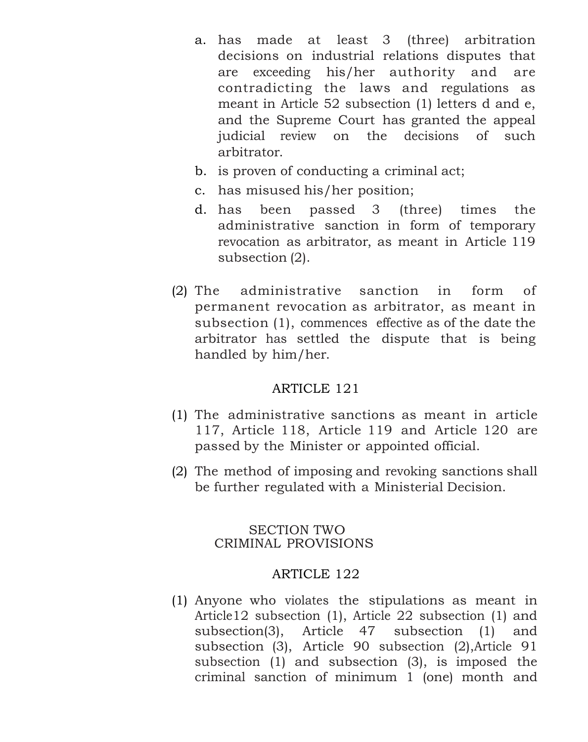a. has made at least 3 (three) arbitration decisions on industrial relations disputes that are exceeding his/her authority and are contradicting the laws and regulations as meant in Article 52 subsection (1) letters d and e, and the Supreme Court has granted the appeal judicial review on the decisions of such arbitrator.
b. is proven of conducting a criminal act;
c. has misused his/her position;
d. has been passed 3 (three) times the administrative sanction in form of temporary revocation as arbitrator, as meant in Article 119 subsection (2).

(2) The administrative sanction in form of permanent revocation as arbitrator, as meant in subsection (1), commences effective as of the date the arbitrator has settled the dispute that is being handled by him/her.

### ARTICLE 121

(1) The administrative sanctions as meant in article 117, Article 118, Article 119 and Article 120 are passed by the Minister or appointed official.

(2) The method of imposing and revoking sanctions shall be further regulated with a Ministerial Decision.

## SECTION TWO
## CRIMINAL PROVISIONS

### ARTICLE 122

(1) Anyone who violates the stipulations as meant in Article12 subsection (1), Article 22 subsection (1) and subsection(3), Article 47 subsection (1) and subsection (3), Article 90 subsection (2),Article 91 subsection (1) and subsection (3), is imposed the criminal sanction of minimum 1 (one) month and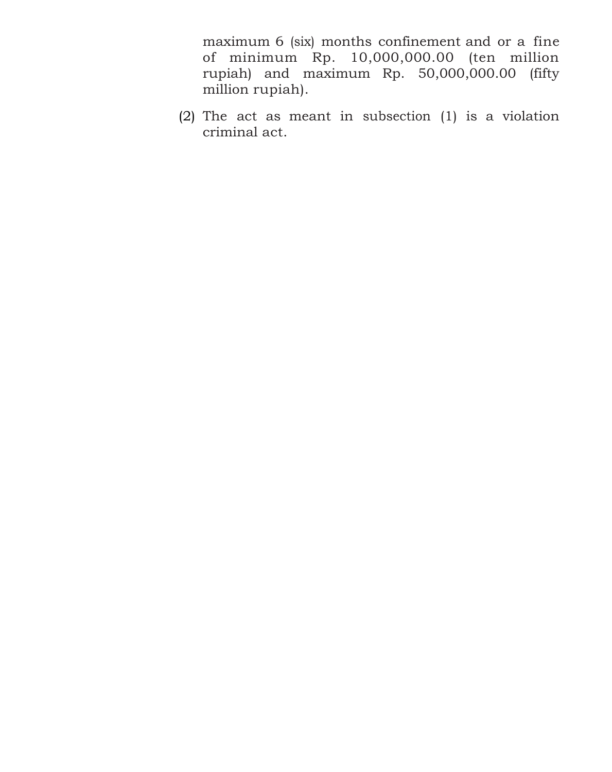maximum 6 (six) months confinement and or a fine of minimum Rp. 10,000,000.00 (ten million rupiah) and maximum Rp. 50,000,000.00 (fifty million rupiah).

(2) The act as meant in subsection (1) is a violation criminal act.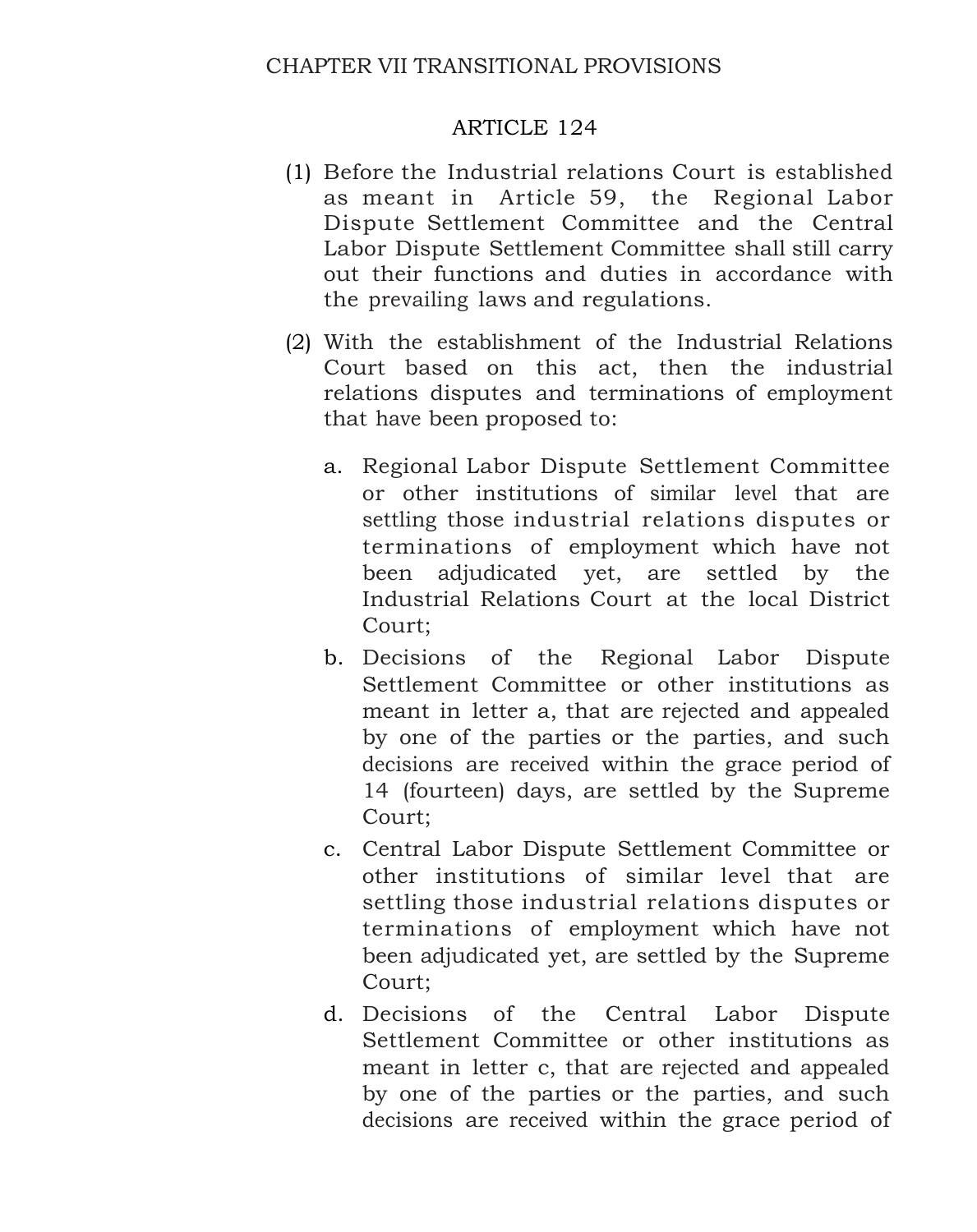## CHAPTER VII TRANSITIONAL PROVISIONS

### ARTICLE 124

(1) Before the Industrial relations Court is established as meant in Article 59, the Regional Labor Dispute Settlement Committee and the Central Labor Dispute Settlement Committee shall still carry out their functions and duties in accordance with the prevailing laws and regulations.

(2) With the establishment of the Industrial Relations Court based on this act, then the industrial relations disputes and terminations of employment that have been proposed to:

a. Regional Labor Dispute Settlement Committee or other institutions of similar level that are settling those industrial relations disputes or terminations of employment which have not been adjudicated yet, are settled by the Industrial Relations Court at the local District Court;

b. Decisions of the Regional Labor Dispute Settlement Committee or other institutions as meant in letter a, that are rejected and appealed by one of the parties or the parties, and such decisions are received within the grace period of 14 (fourteen) days, are settled by the Supreme Court;

c. Central Labor Dispute Settlement Committee or other institutions of similar level that are settling those industrial relations disputes or terminations of employment which have not been adjudicated yet, are settled by the Supreme Court;

d. Decisions of the Central Labor Dispute Settlement Committee or other institutions as meant in letter c, that are rejected and appealed by one of the parties or the parties, and such decisions are received within the grace period of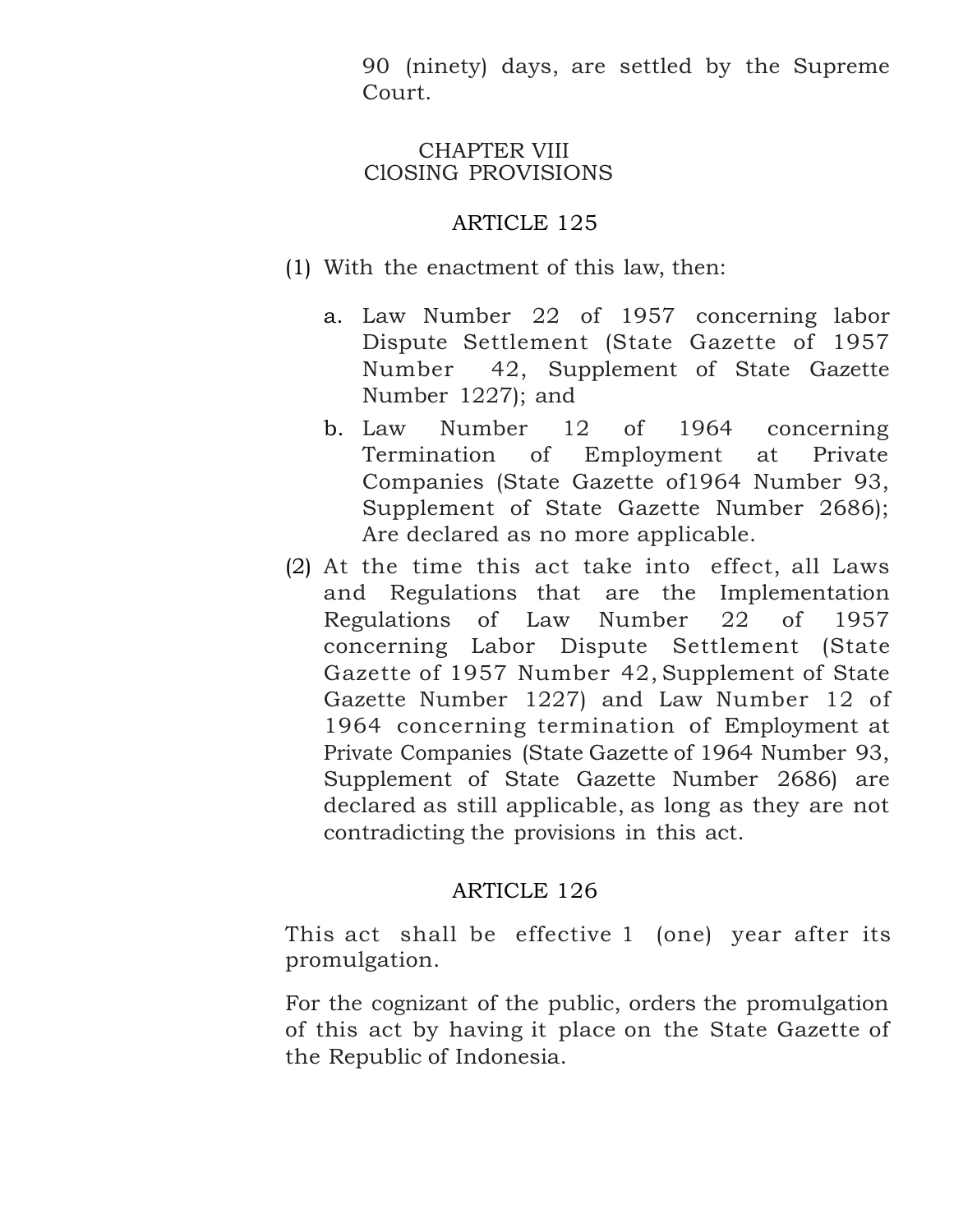90 (ninety) days, are settled by the Supreme Court.

## CHAPTER VIII
## ClOSING PROVISIONS

### ARTICLE 125

(1) With the enactment of this law, then:

   a. Law Number 22 of 1957 concerning labor Dispute Settlement (State Gazette of 1957 Number 42, Supplement of State Gazette Number 1227); and

   b. Law Number 12 of 1964 concerning Termination of Employment at Private Companies (State Gazette of1964 Number 93, Supplement of State Gazette Number 2686); Are declared as no more applicable.

(2) At the time this act take into effect, all Laws and Regulations that are the Implementation Regulations of Law Number 22 of 1957 concerning Labor Dispute Settlement (State Gazette of 1957 Number 42, Supplement of State Gazette Number 1227) and Law Number 12 of 1964 concerning termination of Employment at Private Companies (State Gazette of 1964 Number 93, Supplement of State Gazette Number 2686) are declared as still applicable, as long as they are not contradicting the provisions in this act.

### ARTICLE 126

This act shall be effective 1 (one) year after its promulgation.

For the cognizant of the public, orders the promulgation of this act by having it place on the State Gazette of the Republic of Indonesia.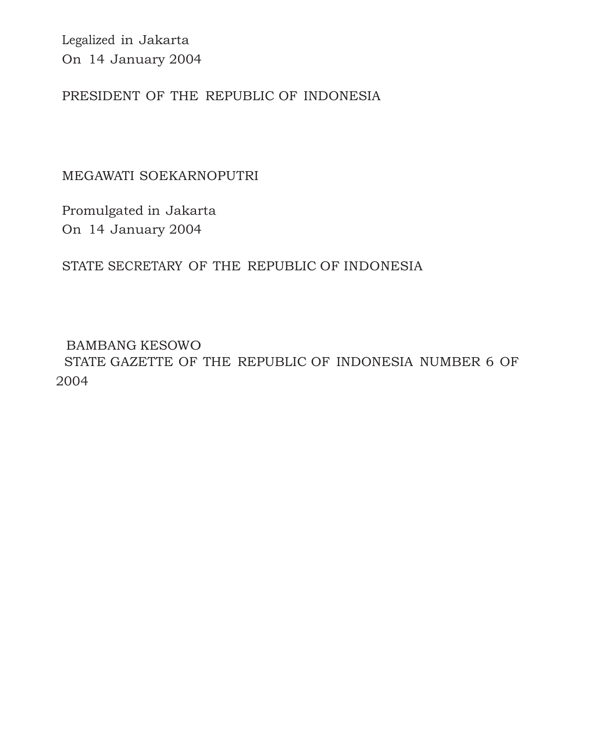Legalized in Jakarta
On 14 January 2004

PRESIDENT OF THE REPUBLIC OF INDONESIA

MEGAWATI SOEKARNOPUTRI

Promulgated in Jakarta
On 14 January 2004

STATE SECRETARY OF THE REPUBLIC OF INDONESIA

BAMBANG KESOWO
STATE GAZETTE OF THE REPUBLIC OF INDONESIA NUMBER 6 OF 2004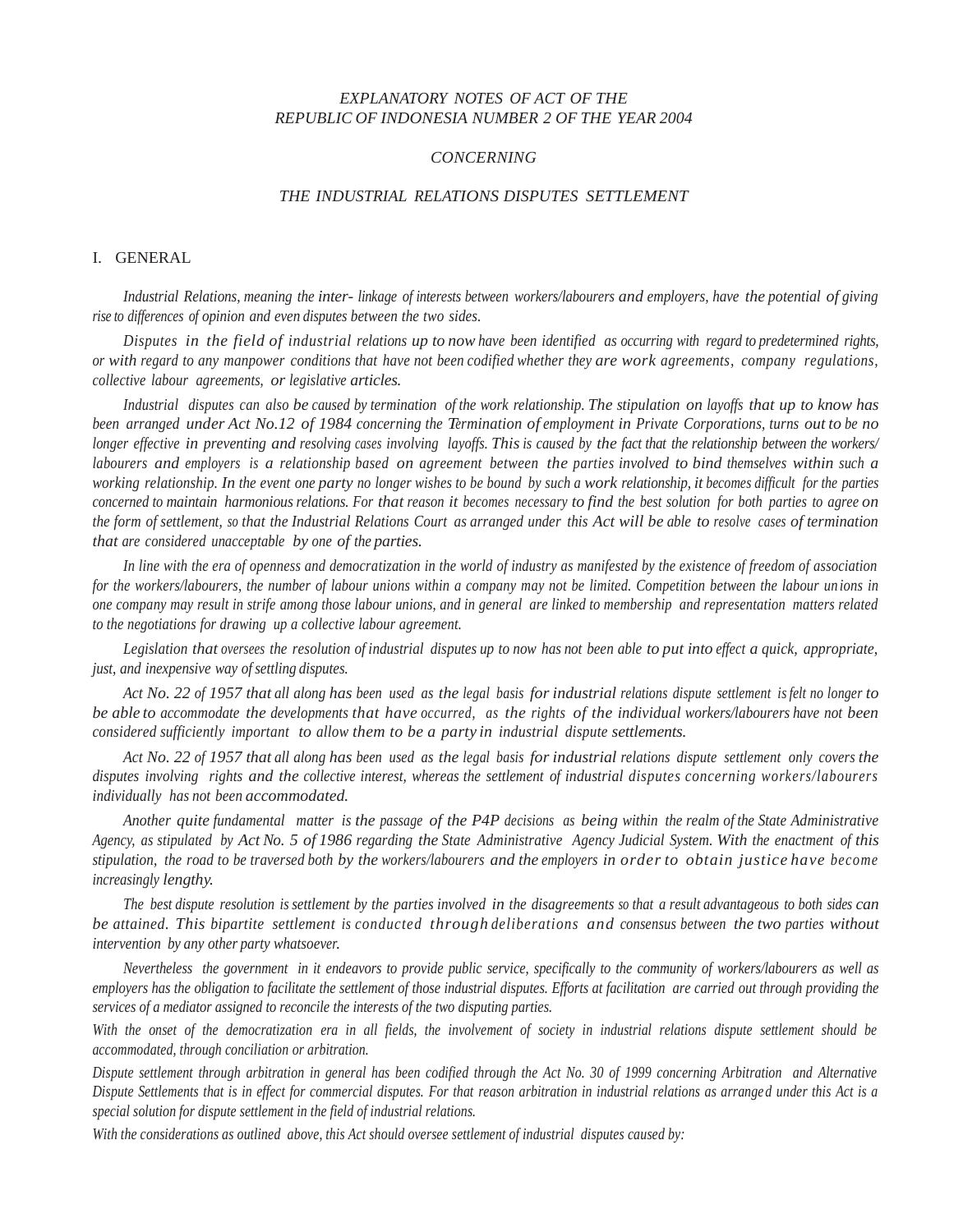*EXPLANATORY NOTES OF ACT OF THE REPUBLIC OF INDONESIA NUMBER 2 OF THE YEAR 2004*

*CONCERNING*

*THE INDUSTRIAL RELATIONS DISPUTES SETTLEMENT*

I. GENERAL

*Industrial Relations, meaning the inter- linkage of interests between workers/labourers and employers, have the potential of giving rise to differences of opinion and even disputes between the two sides.*

*Disputes in the field of industrial relations up to now have been identified as occurring with regard to predetermined rights, or with regard to any manpower conditions that have not been codified whether they are work agreements, company regulations, collective labour agreements, or legislative articles.*

*Industrial disputes can also be caused by termination of the work relationship. The stipulation on layoffs that up to know has been arranged under Act No.12 of 1984 concerning the Termination of employment in Private Corporations, turns out to be no longer effective in preventing and resolving cases involving layoffs. This is caused by the fact that the relationship between the workers/labourers and employers is a relationship based on agreement between the parties involved to bind themselves within such a working relationship. In the event one party no longer wishes to be bound by such a work relationship, it becomes difficult for the parties concerned to maintain harmonious relations. For that reason it becomes necessary to find the best solution for both parties to agree on the form of settlement, so that the Industrial Relations Court as arranged under this Act will be able to resolve cases of termination that are considered unacceptable by one of the parties.*

*In line with the era of openness and democratization in the world of industry as manifested by the existence of freedom of association for the workers/labourers, the number of labour unions within a company may not be limited. Competition between the labour unions in one company may result in strife among those labour unions, and in general are linked to membership and representation matters related to the negotiations for drawing up a collective labour agreement.*

*Legislation that oversees the resolution of industrial disputes up to now has not been able to put into effect a quick, appropriate, just, and inexpensive way of settling disputes.*

*Act No. 22 of 1957 that all along has been used as the legal basis for industrial relations dispute settlement is felt no longer to be able to accommodate the developments that have occurred, as the rights of the individual workers/labourers have not been considered sufficiently important to allow them to be a party in industrial dispute settlements.*

*Act No. 22 of 1957 that all along has been used as the legal basis for industrial relations dispute settlement only covers the disputes involving rights and the collective interest, whereas the settlement of industrial disputes concerning workers/labourers individually has not been accommodated.*

*Another quite fundamental matter is the passage of the P4P decisions as being within the realm of the State Administrative Agency, as stipulated by Act No. 5 of 1986 regarding the State Administrative Agency Judicial System. With the enactment of this stipulation, the road to be traversed both by the workers/labourers and the employers in order to obtain justice have become increasingly lengthy.*

*The best dispute resolution is settlement by the parties involved in the disagreements so that a result advantageous to both sides can be attained. This bipartite settlement is conducted through deliberations and consensus between the two parties without intervention by any other party whatsoever.*

*Nevertheless the government in it endeavors to provide public service, specifically to the community of workers/labourers as well as employers has the obligation to facilitate the settlement of those industrial disputes. Efforts at facilitation are carried out through providing the services of a mediator assigned to reconcile the interests of the two disputing parties.*

*With the onset of the democratization era in all fields, the involvement of society in industrial relations dispute settlement should be accommodated, through conciliation or arbitration.*

*Dispute settlement through arbitration in general has been codified through the Act No. 30 of 1999 concerning Arbitration and Alternative Dispute Settlements that is in effect for commercial disputes. For that reason arbitration in industrial relations as arranged under this Act is a special solution for dispute settlement in the field of industrial relations.*

*With the considerations as outlined above, this Act should oversee settlement of industrial disputes caused by:*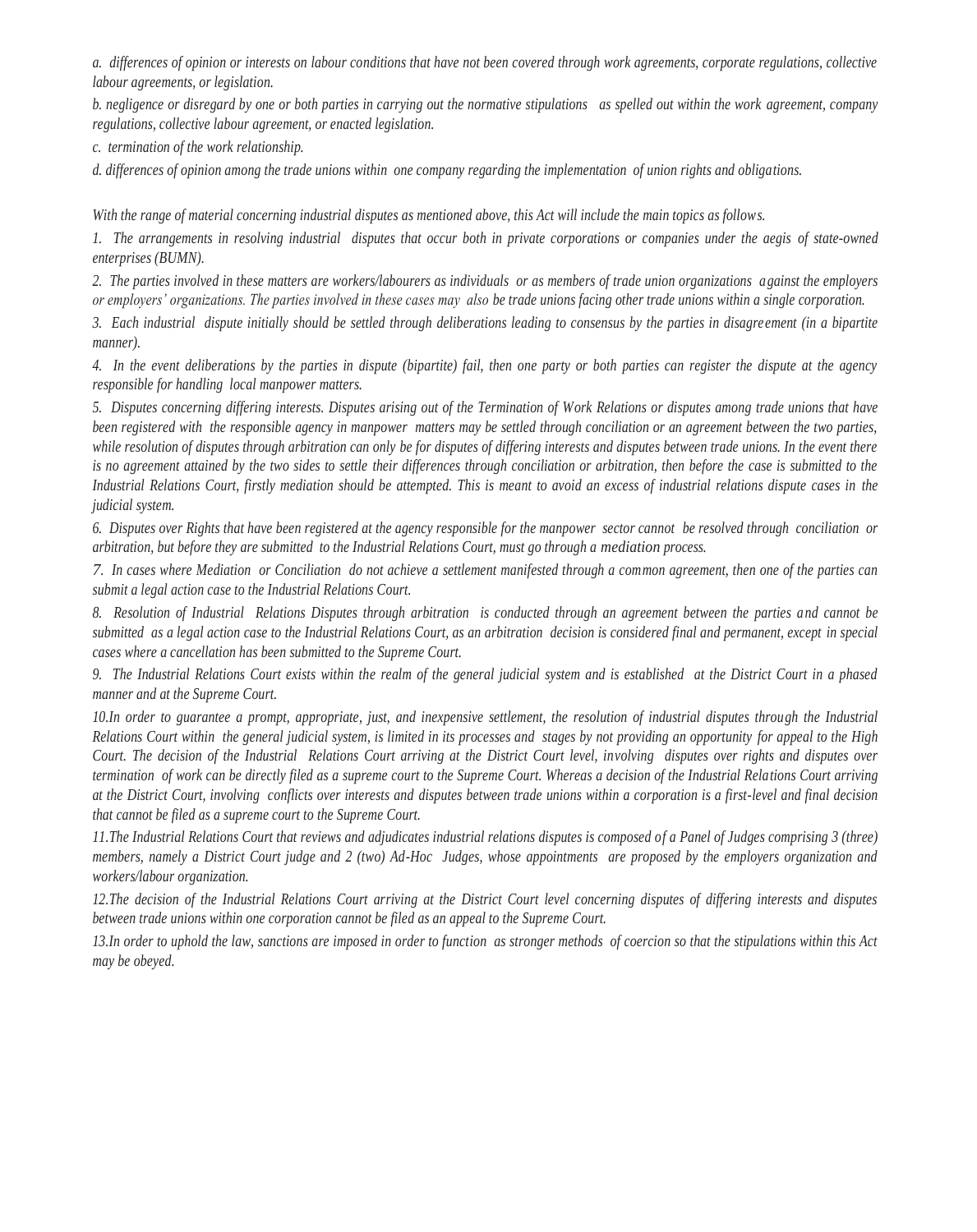*a. differences of opinion or interests on labour conditions that have not been covered through work agreements, corporate regulations, collective labour agreements, or legislation.*

*b. negligence or disregard by one or both parties in carrying out the normative stipulations as spelled out within the work agreement, company regulations, collective labour agreement, or enacted legislation.*

*c. termination of the work relationship.*

*d. differences of opinion among the trade unions within one company regarding the implementation of union rights and obligations.*

*With the range of material concerning industrial disputes as mentioned above, this Act will include the main topics as follows.*

*1. The arrangements in resolving industrial disputes that occur both in private corporations or companies under the aegis of state-owned enterprises (BUMN).*

*2. The parties involved in these matters are workers/labourers as individuals or as members of trade union organizations against the employers or employers' organizations. The parties involved in these cases may also be trade unions facing other trade unions within a single corporation.*

*3. Each industrial dispute initially should be settled through deliberations leading to consensus by the parties in disagreement (in a bipartite manner).*

*4. In the event deliberations by the parties in dispute (bipartite) fail, then one party or both parties can register the dispute at the agency responsible for handling local manpower matters.*

*5. Disputes concerning differing interests. Disputes arising out of the Termination of Work Relations or disputes among trade unions that have been registered with the responsible agency in manpower matters may be settled through conciliation or an agreement between the two parties, while resolution of disputes through arbitration can only be for disputes of differing interests and disputes between trade unions. In the event there is no agreement attained by the two sides to settle their differences through conciliation or arbitration, then before the case is submitted to the Industrial Relations Court, firstly mediation should be attempted. This is meant to avoid an excess of industrial relations dispute cases in the judicial system.*

*6. Disputes over Rights that have been registered at the agency responsible for the manpower sector cannot be resolved through conciliation or arbitration, but before they are submitted to the Industrial Relations Court, must go through a mediation process.*

*7. In cases where Mediation or Conciliation do not achieve a settlement manifested through a common agreement, then one of the parties can submit a legal action case to the Industrial Relations Court.*

*8. Resolution of Industrial Relations Disputes through arbitration is conducted through an agreement between the parties and cannot be submitted as a legal action case to the Industrial Relations Court, as an arbitration decision is considered final and permanent, except in special cases where a cancellation has been submitted to the Supreme Court.*

*9. The Industrial Relations Court exists within the realm of the general judicial system and is established at the District Court in a phased manner and at the Supreme Court.*

*10.In order to guarantee a prompt, appropriate, just, and inexpensive settlement, the resolution of industrial disputes through the Industrial Relations Court within the general judicial system, is limited in its processes and stages by not providing an opportunity for appeal to the High Court. The decision of the Industrial Relations Court arriving at the District Court level, involving disputes over rights and disputes over termination of work can be directly filed as a supreme court to the Supreme Court. Whereas a decision of the Industrial Relations Court arriving at the District Court, involving conflicts over interests and disputes between trade unions within a corporation is a first-level and final decision that cannot be filed as a supreme court to the Supreme Court.*

*11.The Industrial Relations Court that reviews and adjudicates industrial relations disputes is composed of a Panel of Judges comprising 3 (three) members, namely a District Court judge and 2 (two) Ad-Hoc Judges, whose appointments are proposed by the employers organization and workers/labour organization.*

*12.The decision of the Industrial Relations Court arriving at the District Court level concerning disputes of differing interests and disputes between trade unions within one corporation cannot be filed as an appeal to the Supreme Court.*

*13.In order to uphold the law, sanctions are imposed in order to function as stronger methods of coercion so that the stipulations within this Act may be obeyed.*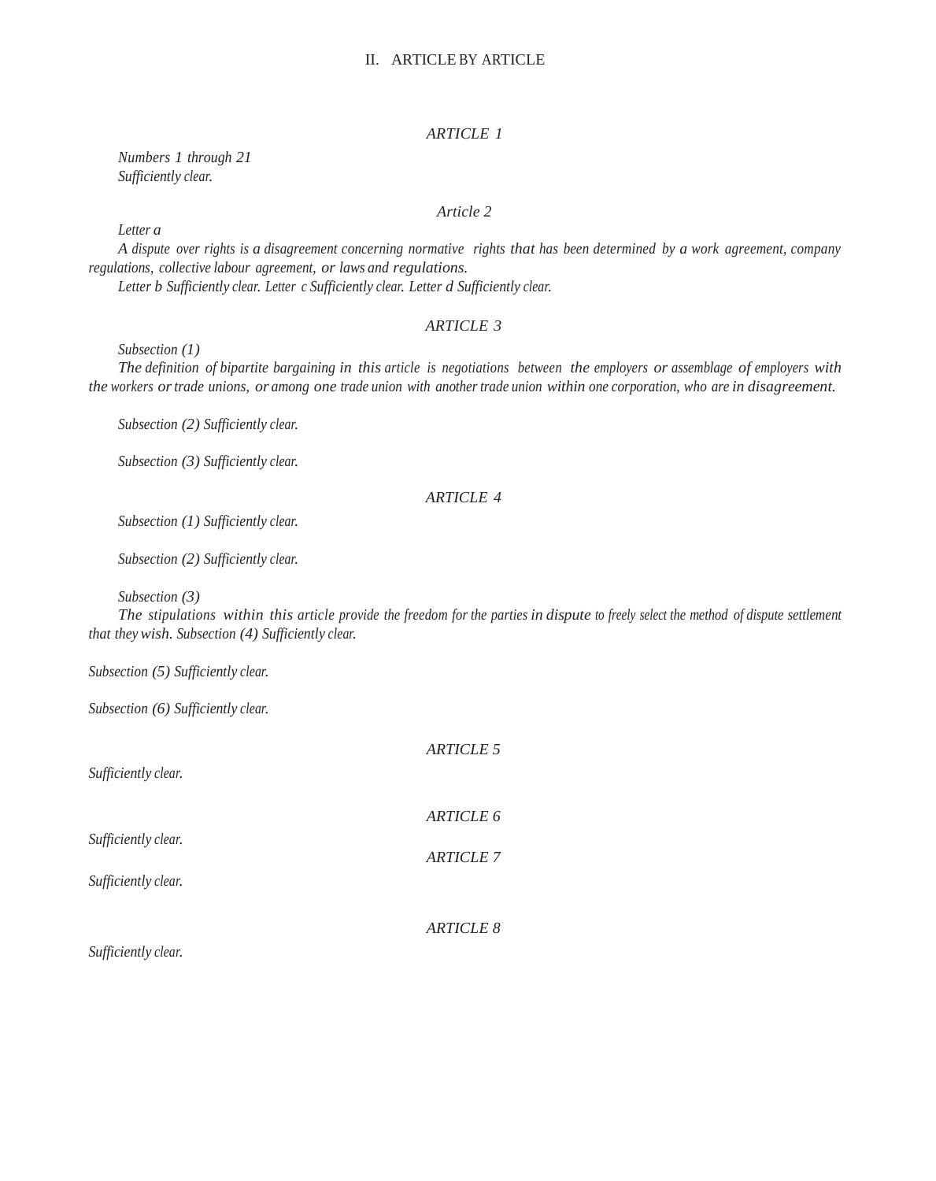## II. ARTICLE BY ARTICLE

### *ARTICLE 1*

*Numbers 1 through 21*
*Sufficiently clear.*

### *Article 2*

*Letter a*

*A dispute over rights is a disagreement concerning normative rights that has been determined by a work agreement, company regulations, collective labour agreement, or laws and regulations.*

*Letter b Sufficiently clear. Letter c Sufficiently clear. Letter d Sufficiently clear.*

### *ARTICLE 3*

*Subsection (1)*

*The definition of bipartite bargaining in this article is negotiations between the employers or assemblage of employers with the workers or trade unions, or among one trade union with another trade union within one corporation, who are in disagreement.*

*Subsection (2) Sufficiently clear.*

*Subsection (3) Sufficiently clear.*

### *ARTICLE 4*

*Subsection (1) Sufficiently clear.*

*Subsection (2) Sufficiently clear.*

*Subsection (3)*

*The stipulations within this article provide the freedom for the parties in dispute to freely select the method of dispute settlement that they wish. Subsection (4) Sufficiently clear.*

*Subsection (5) Sufficiently clear.*

*Subsection (6) Sufficiently clear.*

### *ARTICLE 5*

*Sufficiently clear.*

### *ARTICLE 6*

*Sufficiently clear.*

### *ARTICLE 7*

*Sufficiently clear.*

### *ARTICLE 8*

*Sufficiently clear.*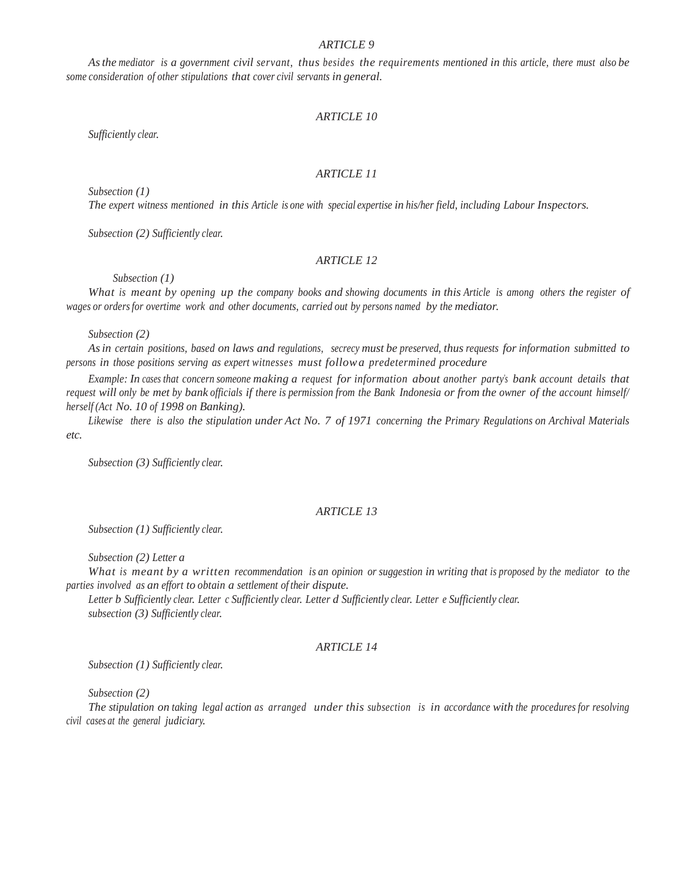## *ARTICLE 9*

*As the mediator is a government civil servant, thus besides the requirements mentioned in this article, there must also be some consideration of other stipulations that cover civil servants in general.*

## *ARTICLE 10*

*Sufficiently clear.*

## *ARTICLE 11*

*Subsection (1)*

*The expert witness mentioned in this Article is one with special expertise in his/her field, including Labour Inspectors.*

*Subsection (2) Sufficiently clear.*

## *ARTICLE 12*

*Subsection (1)*

*What is meant by opening up the company books and showing documents in this Article is among others the register of wages or orders for overtime work and other documents, carried out by persons named by the mediator.*

*Subsection (2)*

*As in certain positions, based on laws and regulations, secrecy must be preserved, thus requests for information submitted to persons in those positions serving as expert witnesses must follow a predetermined procedure*

*Example: In cases that concern someone making a request for information about another party's bank account details that request will only be met by bank officials if there is permission from the Bank Indonesia or from the owner of the account himself/herself (Act No. 10 of 1998 on Banking).*

*Likewise there is also the stipulation under Act No. 7 of 1971 concerning the Primary Regulations on Archival Materials etc.*

*Subsection (3) Sufficiently clear.*

## *ARTICLE 13*

*Subsection (1) Sufficiently clear.*

*Subsection (2) Letter a*

*What is meant by a written recommendation is an opinion or suggestion in writing that is proposed by the mediator to the parties involved as an effort to obtain a settlement of their dispute.*

*Letter b Sufficiently clear. Letter c Sufficiently clear. Letter d Sufficiently clear. Letter e Sufficiently clear.*

*subsection (3) Sufficiently clear.*

## *ARTICLE 14*

*Subsection (1) Sufficiently clear.*

*Subsection (2)*

*The stipulation on taking legal action as arranged under this subsection is in accordance with the procedures for resolving civil cases at the general judiciary.*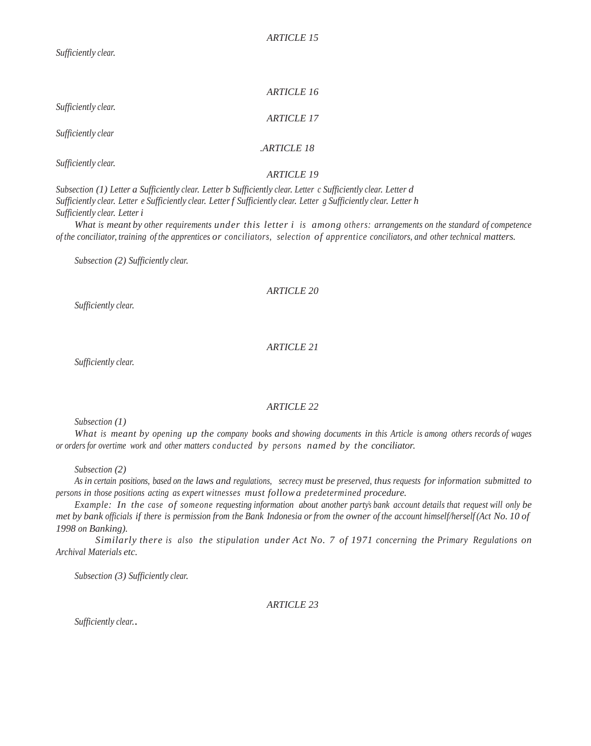### *ARTICLE 15*

*Sufficiently clear.*

### *ARTICLE 16*

*Sufficiently clear.*

### *ARTICLE 17*

*Sufficiently clear*

### *.ARTICLE 18*

*Sufficiently clear.*

### *ARTICLE 19*

*Subsection (1) Letter a Sufficiently clear. Letter b Sufficiently clear. Letter c Sufficiently clear. Letter d Sufficiently clear. Letter e Sufficiently clear. Letter f Sufficiently clear. Letter g Sufficiently clear. Letter h Sufficiently clear. Letter i*

*What is meant by other requirements under this letter i is among others: arrangements on the standard of competence of the conciliator, training of the apprentices or conciliators, selection of apprentice conciliators, and other technical matters.*

*Subsection (2) Sufficiently clear.*

### *ARTICLE 20*

*Sufficiently clear.*

### *ARTICLE 21*

*Sufficiently clear.*

### *ARTICLE 22*

*Subsection (1)*

*What is meant by opening up the company books and showing documents in this Article is among others records of wages or orders for overtime work and other matters conducted by persons named by the conciliator.*

*Subsection (2)*

*As in certain positions, based on the laws and regulations, secrecy must be preserved, thus requests for information submitted to persons in those positions acting as expert witnesses must follow a predetermined procedure.*

*Example: In the case of someone requesting information about another party's bank account details that request will only be met by bank officials if there is permission from the Bank Indonesia or from the owner of the account himself/herself (Act No. 10 of 1998 on Banking).*

*Similarly there is also the stipulation under Act No. 7 of 1971 concerning the Primary Regulations on Archival Materials etc.*

*Subsection (3) Sufficiently clear.*

### *ARTICLE 23*

*Sufficiently clear..*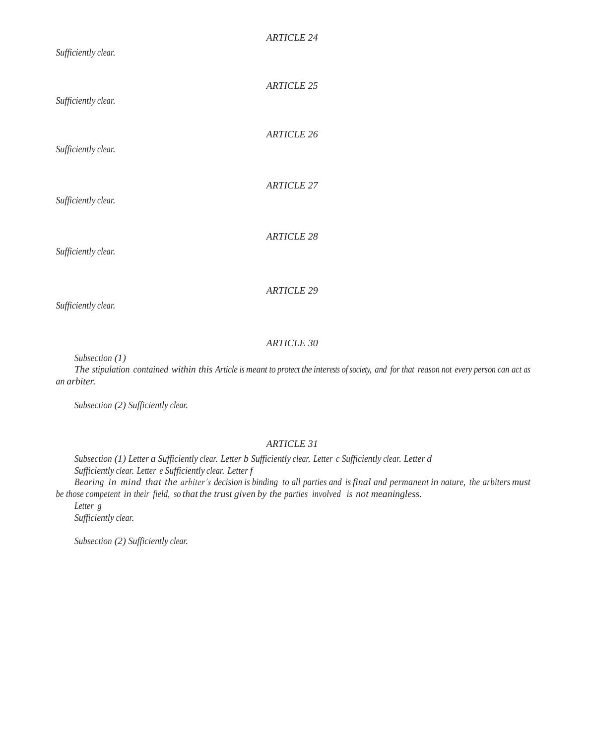### ARTICLE 24

*Sufficiently clear.*

### ARTICLE 25

*Sufficiently clear.*

### ARTICLE 26

*Sufficiently clear.*

### ARTICLE 27

*Sufficiently clear.*

### ARTICLE 28

*Sufficiently clear.*

### ARTICLE 29

*Sufficiently clear.*

### ARTICLE 30

*Subsection (1)*

*The stipulation contained within this Article is meant to protect the interests of society, and for that reason not every person can act as an arbiter.*

*Subsection (2) Sufficiently clear.*

### ARTICLE 31

*Subsection (1) Letter a Sufficiently clear. Letter b Sufficiently clear. Letter c Sufficiently clear. Letter d Sufficiently clear. Letter e Sufficiently clear. Letter f*

*Bearing in mind that the arbiter's decision is binding to all parties and is final and permanent in nature, the arbiters must be those competent in their field, so that the trust given by the parties involved is not meaningless.*

*Letter g*

*Sufficiently clear.*

*Subsection (2) Sufficiently clear.*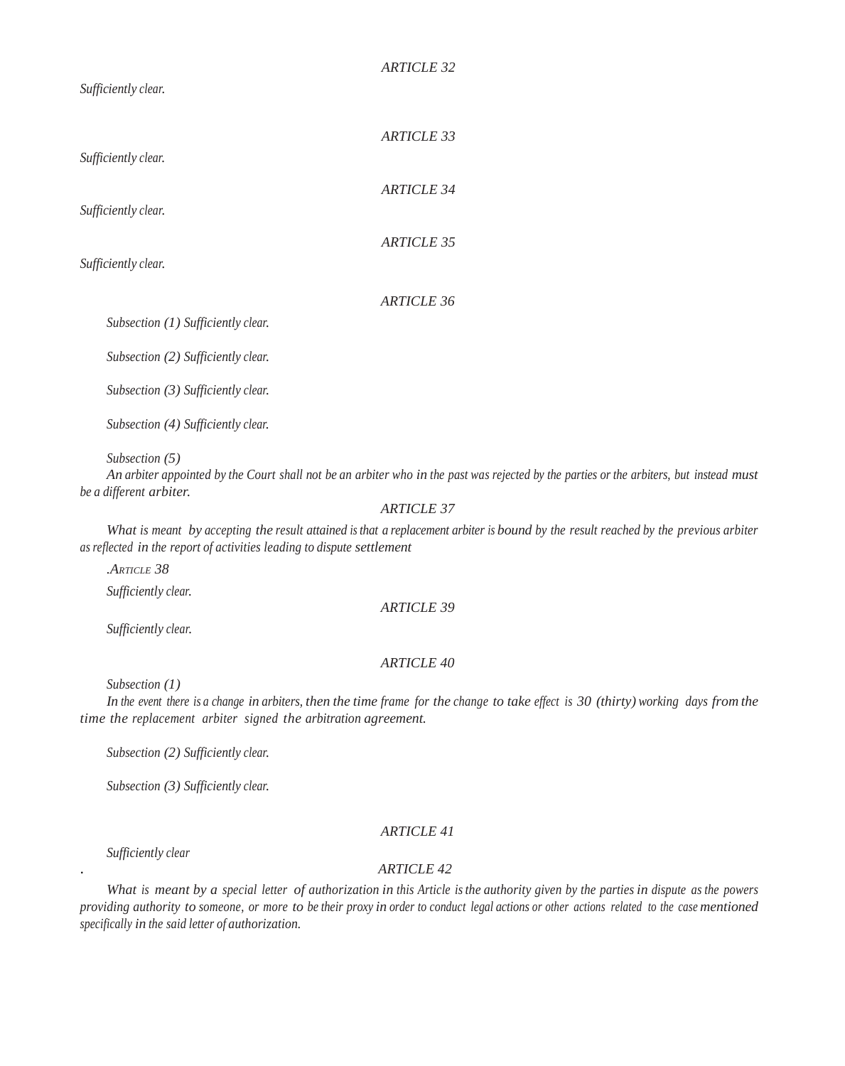### *ARTICLE 32*

*Sufficiently clear.*

### *ARTICLE 33*

*Sufficiently clear.*

### *ARTICLE 34*

*Sufficiently clear.*

### *ARTICLE 35*

*Sufficiently clear.*

### *ARTICLE 36*

*Subsection (1) Sufficiently clear.*

*Subsection (2) Sufficiently clear.*

*Subsection (3) Sufficiently clear.*

*Subsection (4) Sufficiently clear.*

*Subsection (5)*

*An arbiter appointed by the Court shall not be an arbiter who in the past was rejected by the parties or the arbiters, but instead must be a different arbiter.*

### *ARTICLE 37*

*What is meant by accepting the result attained is that a replacement arbiter is bound by the result reached by the previous arbiter as reflected in the report of activities leading to dispute settlement*

### *.ARTICLE 38*

*Sufficiently clear.*

### *ARTICLE 39*

*Sufficiently clear.*

### *ARTICLE 40*

*Subsection (1)*

*In the event there is a change in arbiters, then the time frame for the change to take effect is 30 (thirty) working days from the time the replacement arbiter signed the arbitration agreement.*

*Subsection (2) Sufficiently clear.*

*Subsection (3) Sufficiently clear.*

### *ARTICLE 41*

*Sufficiently clear*

### *. ARTICLE 42*

*What is meant by a special letter of authorization in this Article is the authority given by the parties in dispute as the powers providing authority to someone, or more to be their proxy in order to conduct legal actions or other actions related to the case mentioned specifically in the said letter of authorization.*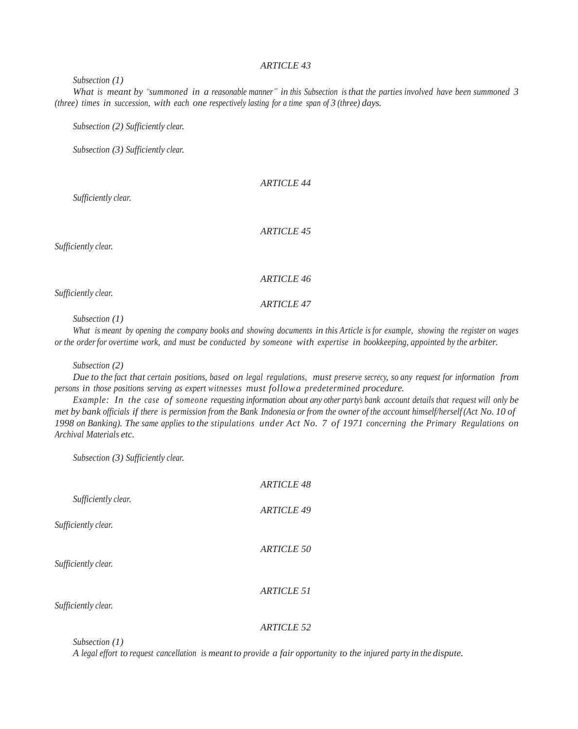### *ARTICLE 43*

*Subsection (1)*

*What is meant by "summoned in a reasonable manner" in this Subsection is that the parties involved have been summoned 3 (three) times in succession, with each one respectively lasting for a time span of 3 (three) days.*

*Subsection (2) Sufficiently clear.*

*Subsection (3) Sufficiently clear.*

### *ARTICLE 44*

*Sufficiently clear.*

### *ARTICLE 45*

*Sufficiently clear.*

### *ARTICLE 46*

*Sufficiently clear.*

### *ARTICLE 47*

*Subsection (1)*

*What is meant by opening the company books and showing documents in this Article is for example, showing the register on wages or the order for overtime work, and must be conducted by someone with expertise in bookkeeping, appointed by the arbiter.*

*Subsection (2)*

*Due to the fact that certain positions, based on legal regulations, must preserve secrecy, so any request for information from persons in those positions serving as expert witnesses must follow a predetermined procedure.*

*Example: In the case of someone requesting information about any other party's bank account details that request will only be met by bank officials if there is permission from the Bank Indonesia or from the owner of the account himself/herself (Act No. 10 of 1998 on Banking). The same applies to the stipulations under Act No. 7 of 1971 concerning the Primary Regulations on Archival Materials etc.*

*Subsection (3) Sufficiently clear.*

### *ARTICLE 48*

*Sufficiently clear.*

### *ARTICLE 49*

*Sufficiently clear.*

### *ARTICLE 50*

*Sufficiently clear.*

### *ARTICLE 51*

*Sufficiently clear.*

### *ARTICLE 52*

*Subsection (1)*

*A legal effort to request cancellation is meant to provide a fair opportunity to the injured party in the dispute.*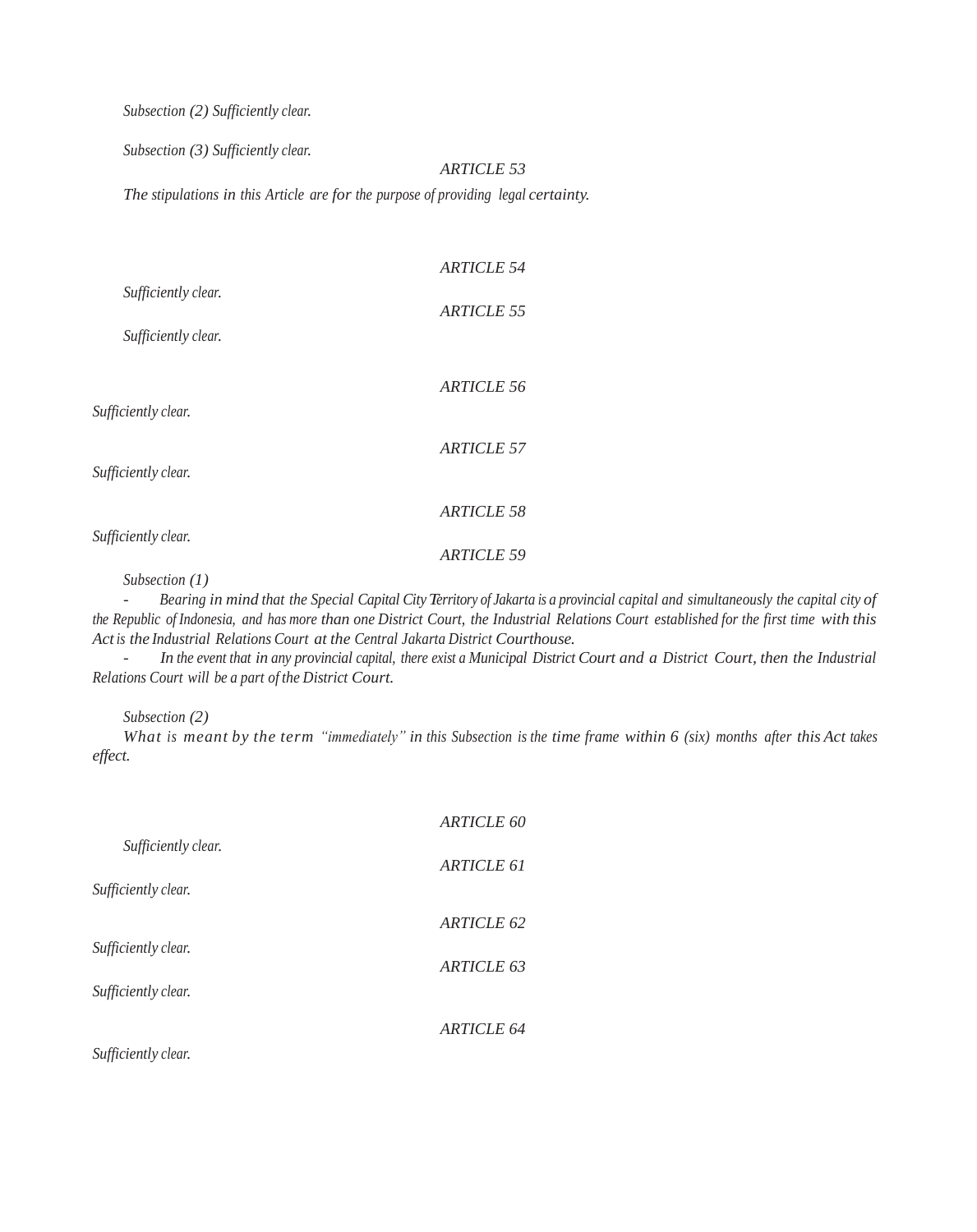*Subsection (2) Sufficiently clear.*

*Subsection (3) Sufficiently clear.*

### *ARTICLE 53*

*The stipulations in this Article are for the purpose of providing legal certainty.*

### *ARTICLE 54*

*Sufficiently clear.*

### *ARTICLE 55*

*Sufficiently clear.*

### *ARTICLE 56*

*Sufficiently clear.*

### *ARTICLE 57*

*Sufficiently clear.*

### *ARTICLE 58*

*Sufficiently clear.*

### *ARTICLE 59*

*Subsection (1)*

- *Bearing in mind that the Special Capital City Territory of Jakarta is a provincial capital and simultaneously the capital city of the Republic of Indonesia, and has more than one District Court, the Industrial Relations Court established for the first time with this Act is the Industrial Relations Court at the Central Jakarta District Courthouse.*
- *In the event that in any provincial capital, there exist a Municipal District Court and a District Court, then the Industrial Relations Court will be a part of the District Court.*

*Subsection (2)*

*What is meant by the term "immediately" in this Subsection is the time frame within 6 (six) months after this Act takes effect.*

### *ARTICLE 60*

*Sufficiently clear.*

### *ARTICLE 61*

*Sufficiently clear.*

### *ARTICLE 62*

*Sufficiently clear.*

### *ARTICLE 63*

*Sufficiently clear.*

### *ARTICLE 64*

*Sufficiently clear.*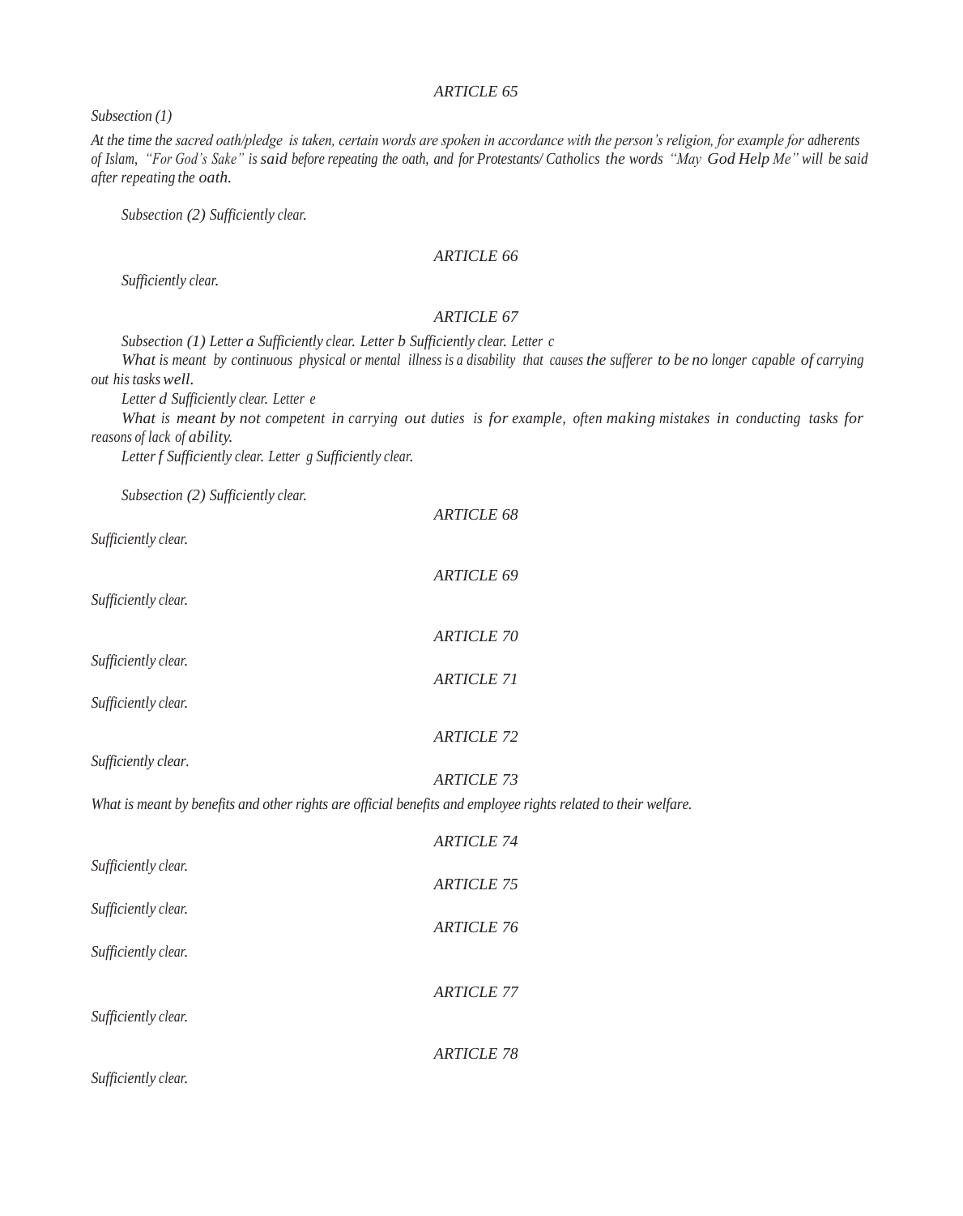### *ARTICLE 65*

*Subsection (1)*

*At the time the sacred oath/pledge is taken, certain words are spoken in accordance with the person's religion, for example for adherents of Islam, "For God's Sake" is said before repeating the oath, and for Protestants/ Catholics the words "May God Help Me" will be said after repeating the oath.*

*Subsection (2) Sufficiently clear.*

### *ARTICLE 66*

*Sufficiently clear.*

### *ARTICLE 67*

*Subsection (1) Letter a Sufficiently clear. Letter b Sufficiently clear. Letter c*

*What is meant by continuous physical or mental illness is a disability that causes the sufferer to be no longer capable of carrying out his tasks well.*

*Letter d Sufficiently clear. Letter e*

*What is meant by not competent in carrying out duties is for example, often making mistakes in conducting tasks for reasons of lack of ability.*

*Letter f Sufficiently clear. Letter g Sufficiently clear.*

*Subsection (2) Sufficiently clear.*

### *ARTICLE 68*

*Sufficiently clear.*

### *ARTICLE 69*

*Sufficiently clear.*

### *ARTICLE 70*

*Sufficiently clear.*

### *ARTICLE 71*

*Sufficiently clear.*

### *ARTICLE 72*

*Sufficiently clear.*

### *ARTICLE 73*

*What is meant by benefits and other rights are official benefits and employee rights related to their welfare.*

### *ARTICLE 74*

*Sufficiently clear.*

### *ARTICLE 75*

*Sufficiently clear.*

### *ARTICLE 76*

*Sufficiently clear.*

### *ARTICLE 77*

*Sufficiently clear.*

### *ARTICLE 78*

*Sufficiently clear.*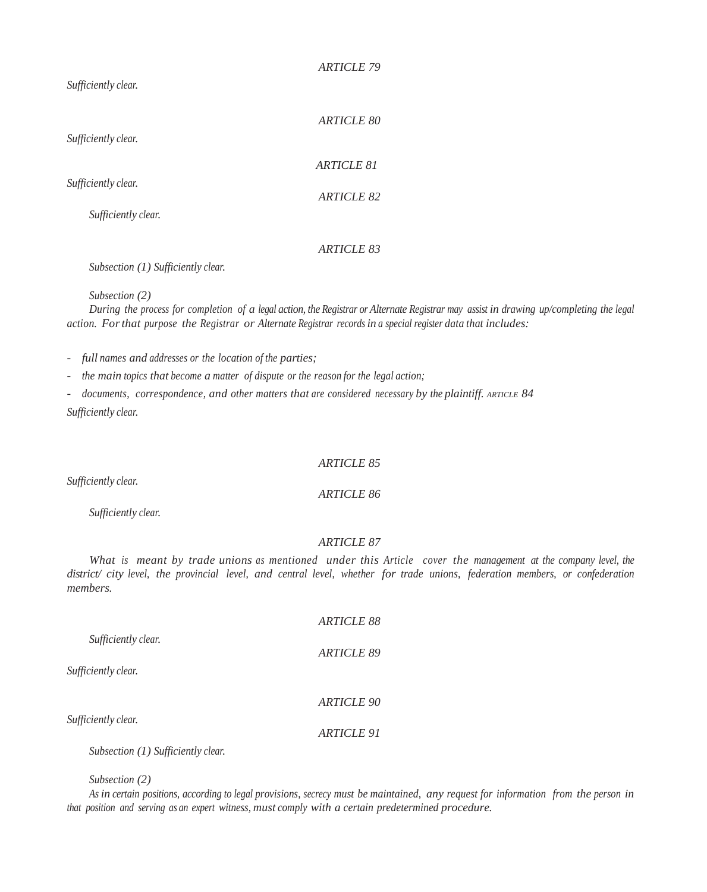### ARTICLE 79

*Sufficiently clear.*

### ARTICLE 80

*Sufficiently clear.*

### ARTICLE 81

*Sufficiently clear.*

### ARTICLE 82

*Sufficiently clear.*

### ARTICLE 83

*Subsection (1) Sufficiently clear.*

*Subsection (2)*

*During the process for completion of a legal action, the Registrar or Alternate Registrar may assist in drawing up/completing the legal action. For that purpose the Registrar or Alternate Registrar records in a special register data that includes:*

- *full names and addresses or the location of the parties;*
- *the main topics that become a matter of dispute or the reason for the legal action;*
- *documents, correspondence, and other matters that are considered necessary by the plaintiff.*

### ARTICLE 84

*Sufficiently clear.*

### ARTICLE 85

*Sufficiently clear.*

### ARTICLE 86

*Sufficiently clear.*

### ARTICLE 87

*What is meant by trade unions as mentioned under this Article cover the management at the company level, the district/ city level, the provincial level, and central level, whether for trade unions, federation members, or confederation members.*

### ARTICLE 88

*Sufficiently clear.*

### ARTICLE 89

*Sufficiently clear.*

### ARTICLE 90

*Sufficiently clear.*

### ARTICLE 91

*Subsection (1) Sufficiently clear.*

*Subsection (2)*

*As in certain positions, according to legal provisions, secrecy must be maintained, any request for information from the person in that position and serving as an expert witness, must comply with a certain predetermined procedure.*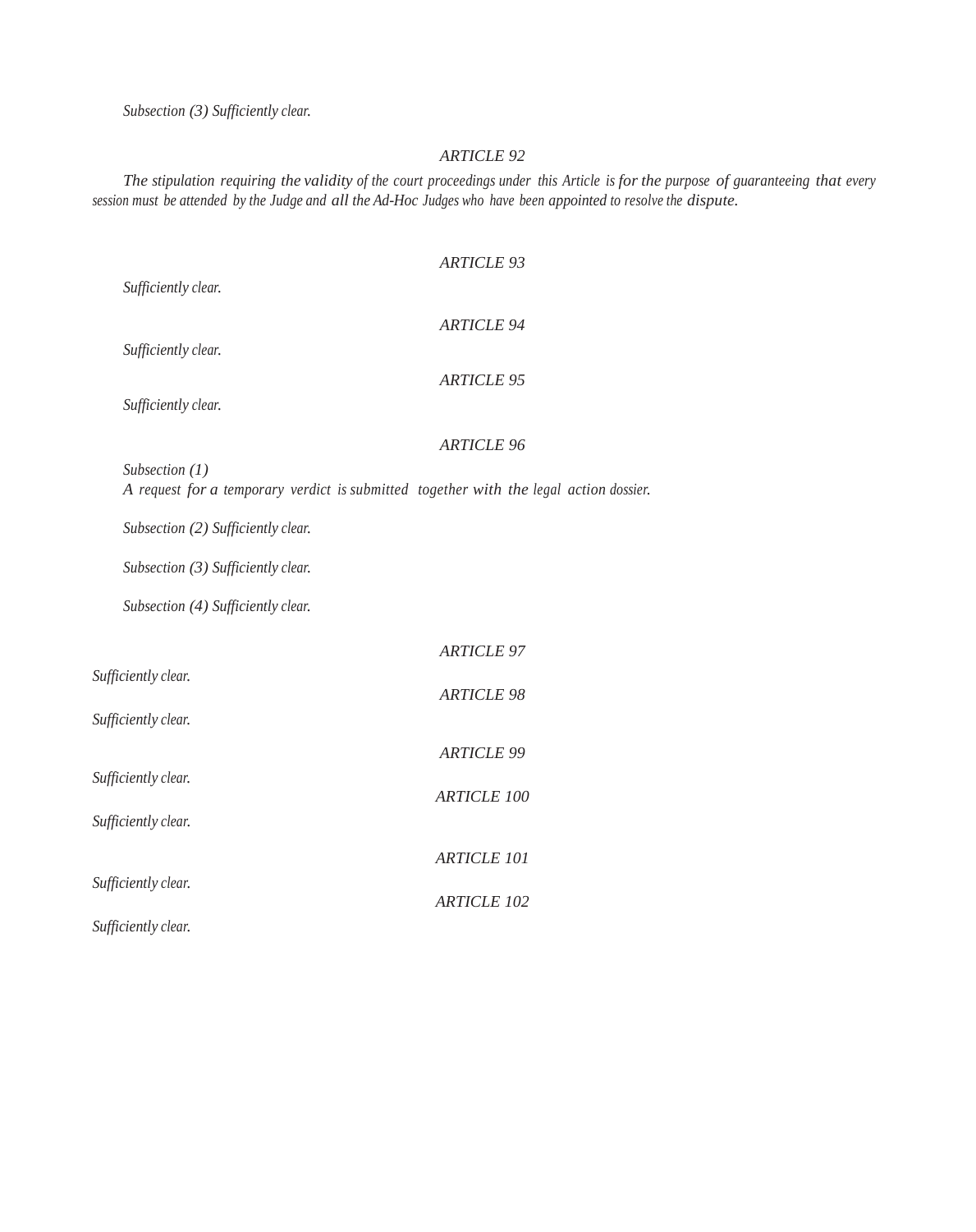*Subsection (3) Sufficiently clear.*

### *ARTICLE 92*

*The stipulation requiring the validity of the court proceedings under this Article is for the purpose of guaranteeing that every session must be attended by the Judge and all the Ad-Hoc Judges who have been appointed to resolve the dispute.*

### *ARTICLE 93*

*Sufficiently clear.*

### *ARTICLE 94*

*Sufficiently clear.*

### *ARTICLE 95*

*Sufficiently clear.*

### *ARTICLE 96*

*Subsection (1)*
*A request for a temporary verdict is submitted together with the legal action dossier.*

*Subsection (2) Sufficiently clear.*

*Subsection (3) Sufficiently clear.*

*Subsection (4) Sufficiently clear.*

### *ARTICLE 97*

*Sufficiently clear.*

### *ARTICLE 98*

*Sufficiently clear.*

### *ARTICLE 99*

*Sufficiently clear.*

### *ARTICLE 100*

*Sufficiently clear.*

### *ARTICLE 101*

*Sufficiently clear.*

### *ARTICLE 102*

*Sufficiently clear.*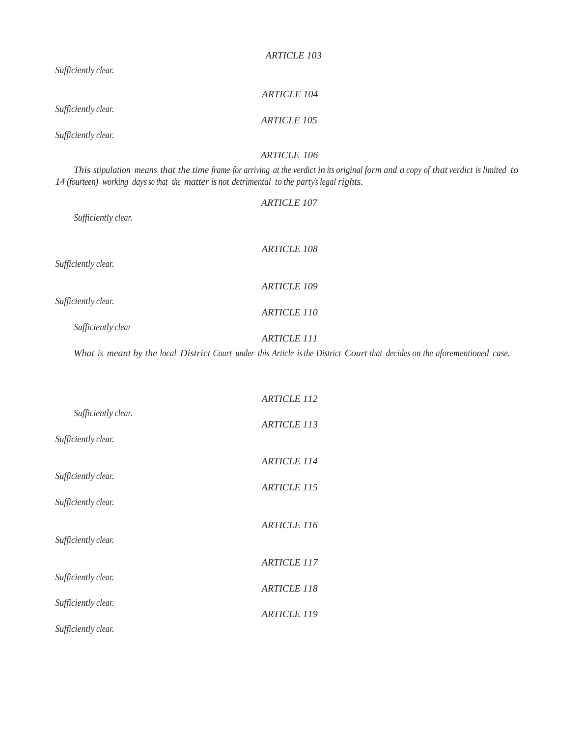*ARTICLE 103*

*Sufficiently clear.*

*ARTICLE 104*

*Sufficiently clear.*

*ARTICLE 105*

*Sufficiently clear.*

*ARTICLE 106*

*This stipulation means that the time frame for arriving at the verdict in its original form and a copy of that verdict is limited to 14 (fourteen) working days so that the matter is not detrimental to the party's legal rights.*

*ARTICLE 107*

*Sufficiently clear.*

*ARTICLE 108*

*Sufficiently clear.*

*ARTICLE 109*

*Sufficiently clear.*

*ARTICLE 110*

*Sufficiently clear*

*ARTICLE 111*

*What is meant by the local District Court under this Article is the District Court that decides on the aforementioned case.*

*ARTICLE 112*

*Sufficiently clear.*

*ARTICLE 113*

*Sufficiently clear.*

*ARTICLE 114*

*Sufficiently clear.*

*ARTICLE 115*

*Sufficiently clear.*

*ARTICLE 116*

*Sufficiently clear.*

*ARTICLE 117*

*Sufficiently clear.*

*ARTICLE 118*

*Sufficiently clear.*

*ARTICLE 119*

*Sufficiently clear.*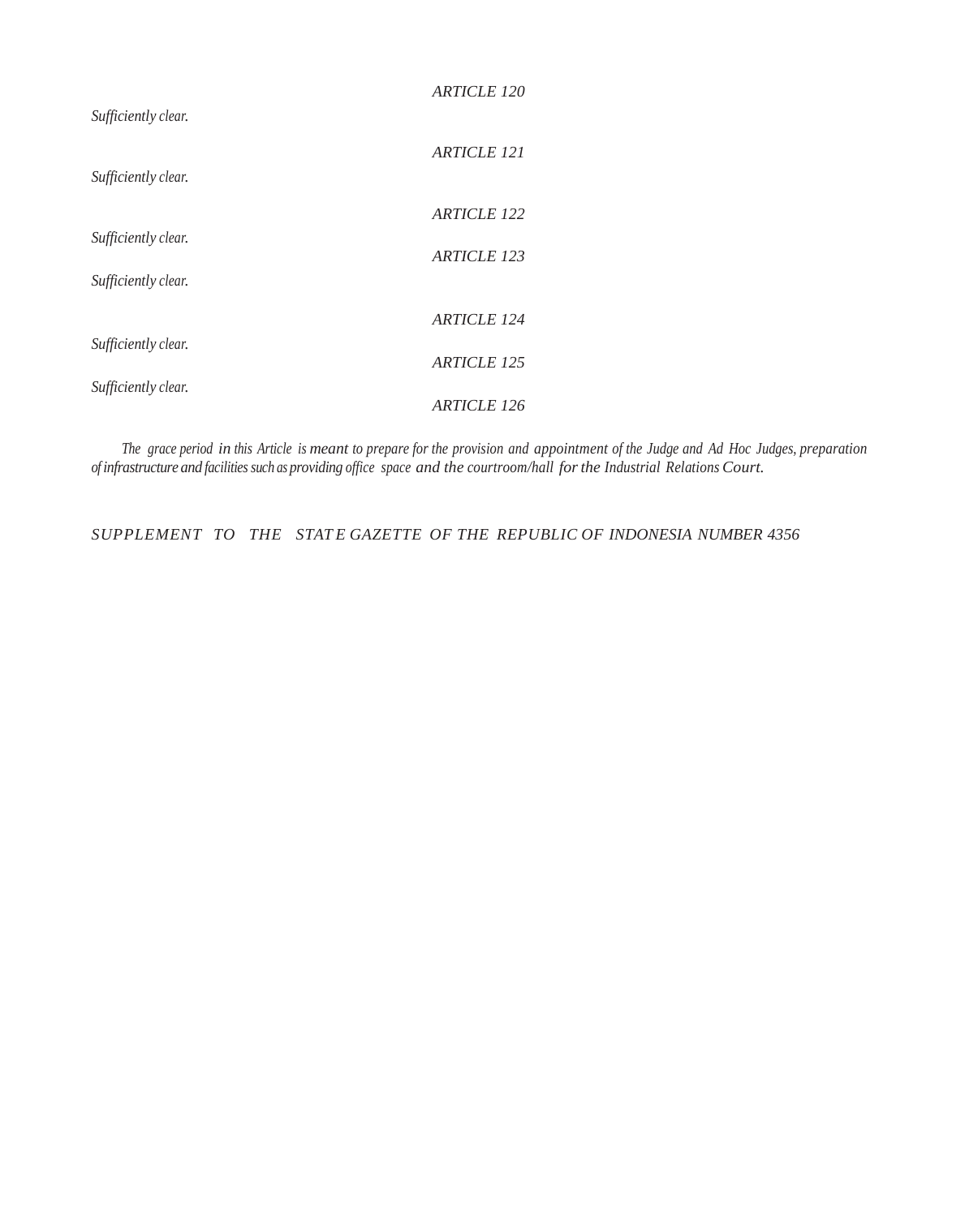*ARTICLE 120*

*Sufficiently clear.*

*ARTICLE 121*

*Sufficiently clear.*

*ARTICLE 122*

*Sufficiently clear.*

*ARTICLE 123*

*Sufficiently clear.*

*ARTICLE 124*

*Sufficiently clear.*

*ARTICLE 125*

*Sufficiently clear.*

*ARTICLE 126*

*The grace period in this Article is meant to prepare for the provision and appointment of the Judge and Ad Hoc Judges, preparation of infrastructure and facilities such as providing office space and the courtroom/hall for the Industrial Relations Court.*

*SUPPLEMENT TO THE STATE GAZETTE OF THE REPUBLIC OF INDONESIA NUMBER 4356*